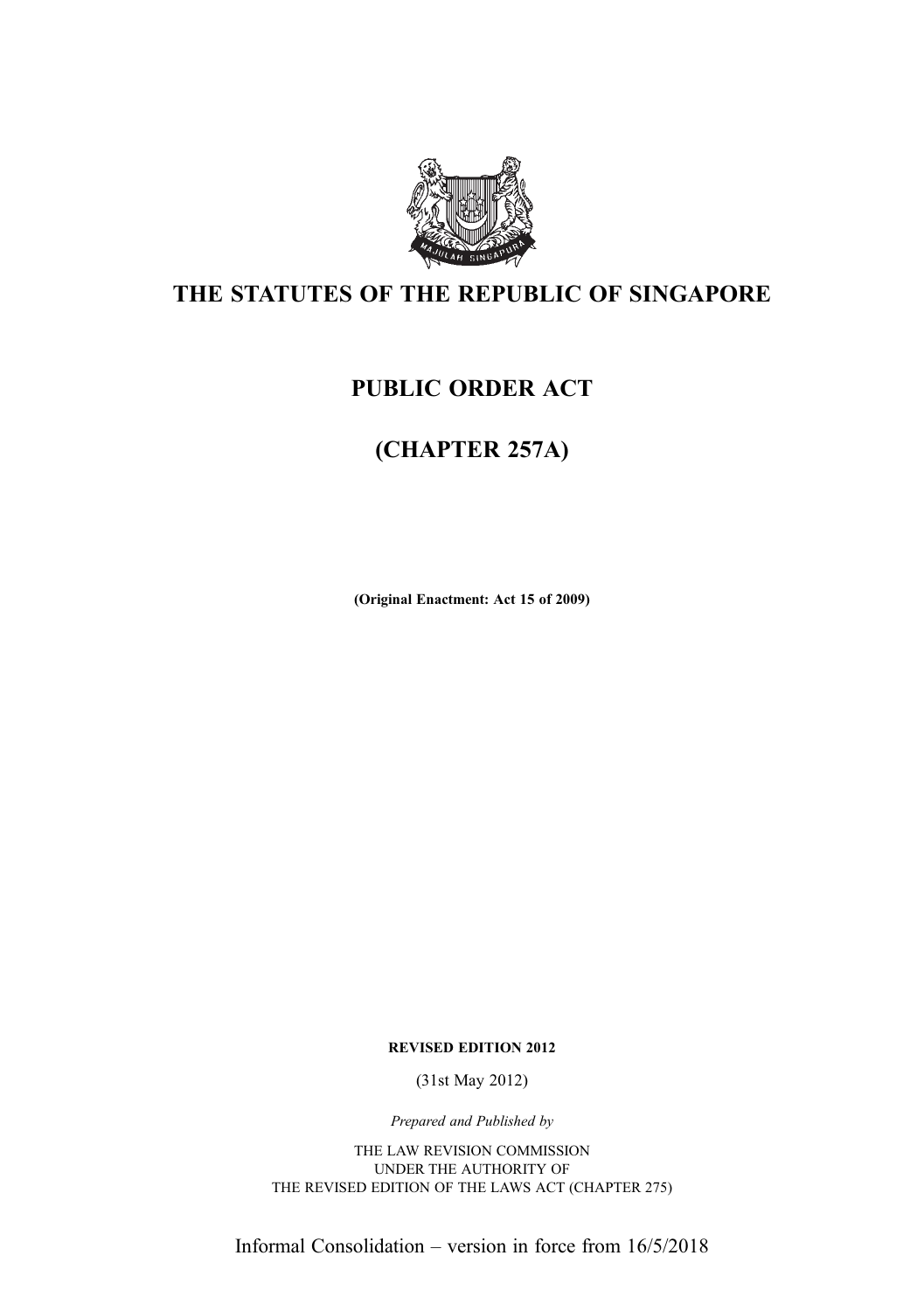# THE STATUTES OF THE REPUBLIC OF SINGAPORE

# PUBLIC ORDER ACT

# (CHAPTER 257A)

**(Original Enactment: Act 15 of 2009)**

**REVISED EDITION 2012**

(31st May 2012)

*Prepared and Published by*

THE LAW REVISION COMMISSION
UNDER THE AUTHORITY OF
THE REVISED EDITION OF THE LAWS ACT (CHAPTER 275)

Informal Consolidation – version in force from 16/5/2018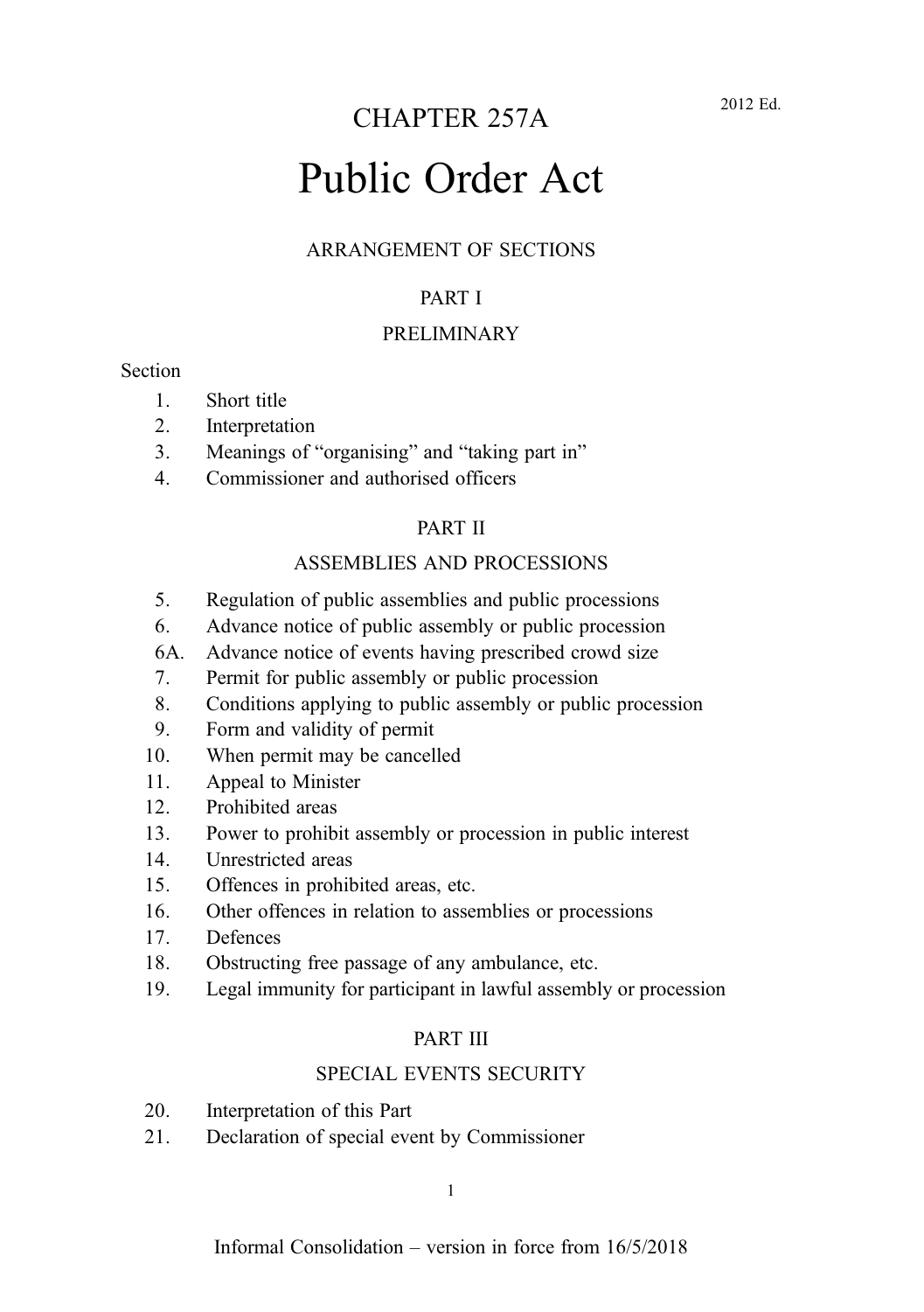2012 Ed.

# CHAPTER 257A

# Public Order Act

ARRANGEMENT OF SECTIONS

## PART I

## PRELIMINARY

Section

1. Short title
2. Interpretation
3. Meanings of "organising" and "taking part in"
4. Commissioner and authorised officers

## PART II

## ASSEMBLIES AND PROCESSIONS

5. Regulation of public assemblies and public processions
6. Advance notice of public assembly or public procession

6A. Advance notice of events having prescribed crowd size

7. Permit for public assembly or public procession
8. Conditions applying to public assembly or public procession
9. Form and validity of permit
10. When permit may be cancelled
11. Appeal to Minister
12. Prohibited areas
13. Power to prohibit assembly or procession in public interest
14. Unrestricted areas
15. Offences in prohibited areas, etc.
16. Other offences in relation to assemblies or processions
17. Defences
18. Obstructing free passage of any ambulance, etc.
19. Legal immunity for participant in lawful assembly or procession

## PART III

## SPECIAL EVENTS SECURITY

20. Interpretation of this Part
21. Declaration of special event by Commissioner

Informal Consolidation – version in force from 16/5/2018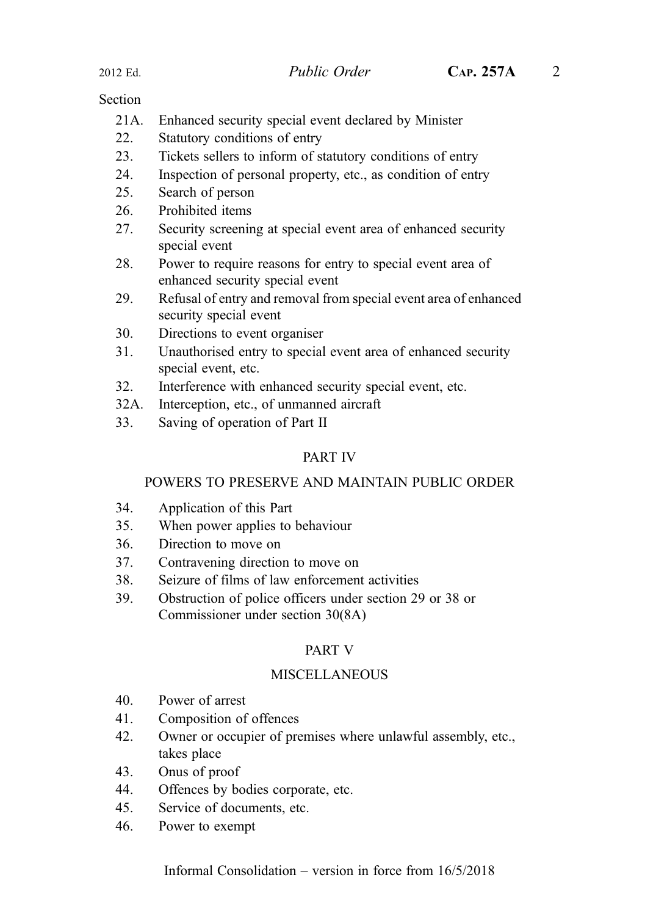Section

21A. Enhanced security special event declared by Minister
22. Statutory conditions of entry
23. Tickets sellers to inform of statutory conditions of entry
24. Inspection of personal property, etc., as condition of entry
25. Search of person
26. Prohibited items
27. Security screening at special event area of enhanced security special event
28. Power to require reasons for entry to special event area of enhanced security special event
29. Refusal of entry and removal from special event area of enhanced security special event
30. Directions to event organiser
31. Unauthorised entry to special event area of enhanced security special event, etc.
32. Interference with enhanced security special event, etc.
32A. Interception, etc., of unmanned aircraft
33. Saving of operation of Part II

PART IV

POWERS TO PRESERVE AND MAINTAIN PUBLIC ORDER

34. Application of this Part
35. When power applies to behaviour
36. Direction to move on
37. Contravening direction to move on
38. Seizure of films of law enforcement activities
39. Obstruction of police officers under section 29 or 38 or Commissioner under section 30(8A)

PART V

MISCELLANEOUS

40. Power of arrest
41. Composition of offences
42. Owner or occupier of premises where unlawful assembly, etc., takes place
43. Onus of proof
44. Offences by bodies corporate, etc.
45. Service of documents, etc.
46. Power to exempt

Informal Consolidation – version in force from 16/5/2018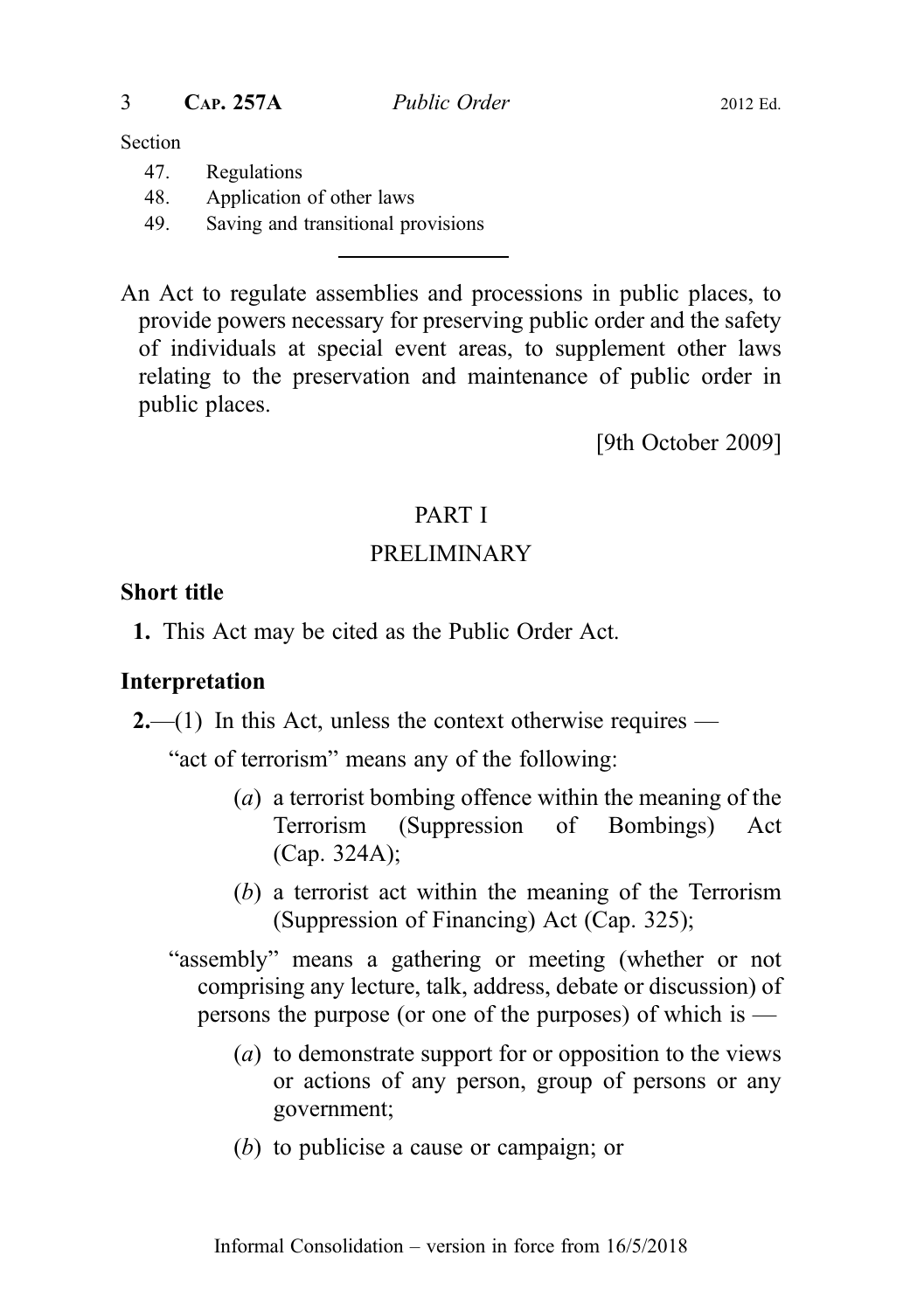Section

47. Regulations
48. Application of other laws
49. Saving and transitional provisions

---

An Act to regulate assemblies and processions in public places, to provide powers necessary for preserving public order and the safety of individuals at special event areas, to supplement other laws relating to the preservation and maintenance of public order in public places.

[9th October 2009]

## PART I

## PRELIMINARY

### Short title

**1.** This Act may be cited as the Public Order Act.

### Interpretation

**2.**—(1) In this Act, unless the context otherwise requires —

"act of terrorism" means any of the following:

(*a*) a terrorist bombing offence within the meaning of the Terrorism (Suppression of Bombings) Act (Cap. 324A);

(*b*) a terrorist act within the meaning of the Terrorism (Suppression of Financing) Act (Cap. 325);

"assembly" means a gathering or meeting (whether or not comprising any lecture, talk, address, debate or discussion) of persons the purpose (or one of the purposes) of which is —

(*a*) to demonstrate support for or opposition to the views or actions of any person, group of persons or any government;

(*b*) to publicise a cause or campaign; or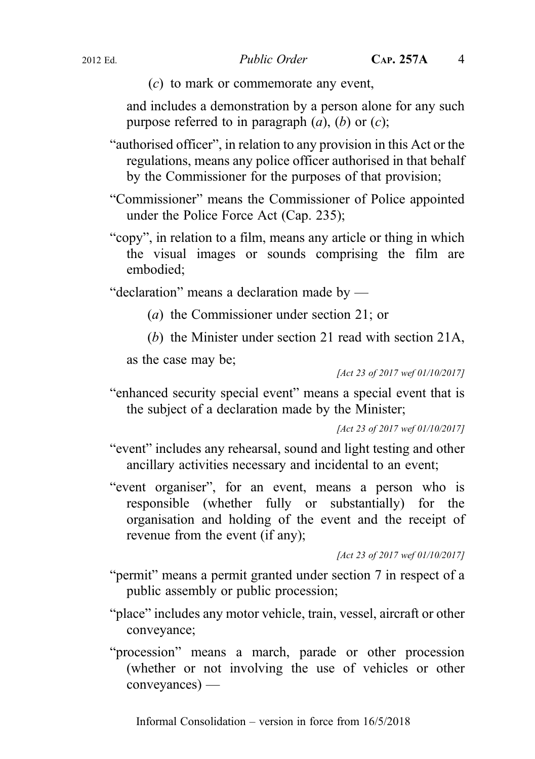(*c*) to mark or commemorate any event,

and includes a demonstration by a person alone for any such purpose referred to in paragraph (*a*), (*b*) or (*c*);

"authorised officer", in relation to any provision in this Act or the regulations, means any police officer authorised in that behalf by the Commissioner for the purposes of that provision;

"Commissioner" means the Commissioner of Police appointed under the Police Force Act (Cap. 235);

"copy", in relation to a film, means any article or thing in which the visual images or sounds comprising the film are embodied;

"declaration" means a declaration made by —

(*a*) the Commissioner under section 21; or

(*b*) the Minister under section 21 read with section 21A,

as the case may be;

*[Act 23 of 2017 wef 01/10/2017]*

"enhanced security special event" means a special event that is the subject of a declaration made by the Minister;

*[Act 23 of 2017 wef 01/10/2017]*

"event" includes any rehearsal, sound and light testing and other ancillary activities necessary and incidental to an event;

"event organiser", for an event, means a person who is responsible (whether fully or substantially) for the organisation and holding of the event and the receipt of revenue from the event (if any);

*[Act 23 of 2017 wef 01/10/2017]*

"permit" means a permit granted under section 7 in respect of a public assembly or public procession;

"place" includes any motor vehicle, train, vessel, aircraft or other conveyance;

"procession" means a march, parade or other procession (whether or not involving the use of vehicles or other conveyances) —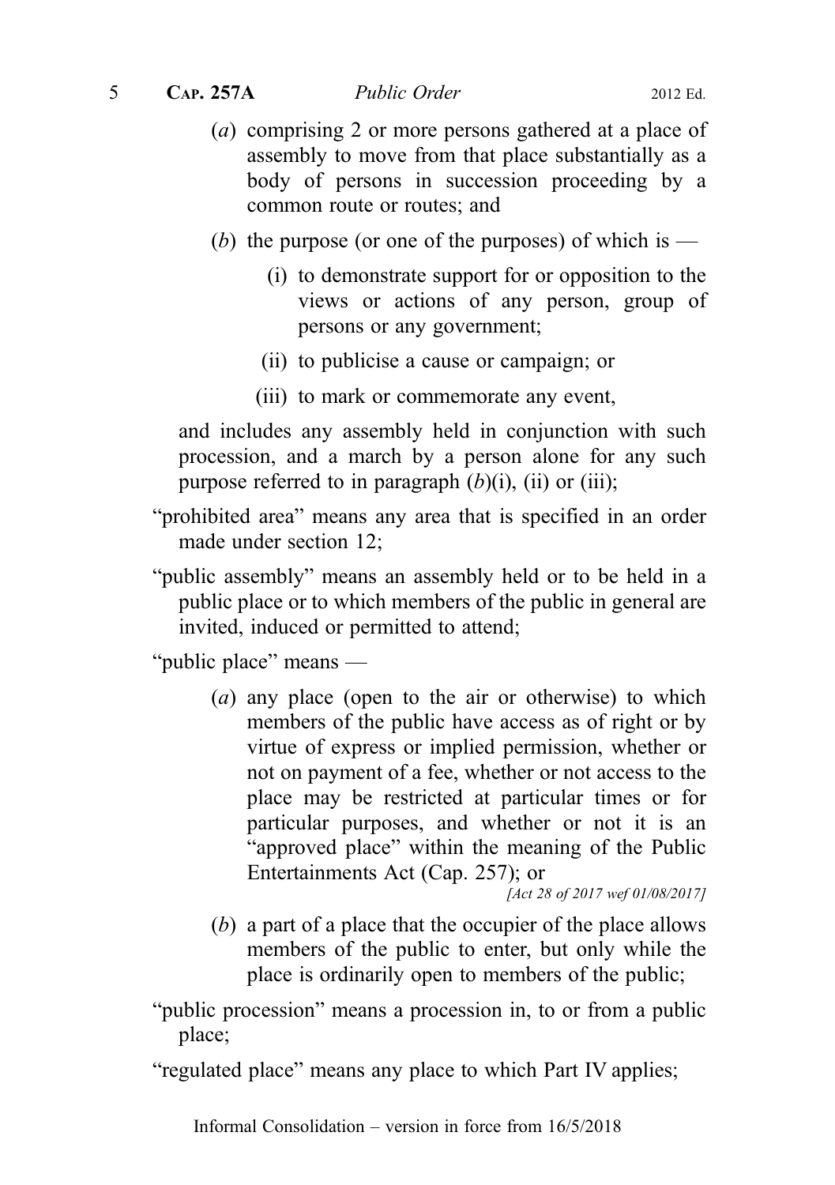(*a*) comprising 2 or more persons gathered at a place of assembly to move from that place substantially as a body of persons in succession proceeding by a common route or routes; and

(*b*) the purpose (or one of the purposes) of which is —

(i) to demonstrate support for or opposition to the views or actions of any person, group of persons or any government;

(ii) to publicise a cause or campaign; or

(iii) to mark or commemorate any event,

and includes any assembly held in conjunction with such procession, and a march by a person alone for any such purpose referred to in paragraph (*b*)(i), (ii) or (iii);

"prohibited area" means any area that is specified in an order made under section 12;

"public assembly" means an assembly held or to be held in a public place or to which members of the public in general are invited, induced or permitted to attend;

"public place" means —

(*a*) any place (open to the air or otherwise) to which members of the public have access as of right or by virtue of express or implied permission, whether or not on payment of a fee, whether or not access to the place may be restricted at particular times or for particular purposes, and whether or not it is an "approved place" within the meaning of the Public Entertainments Act (Cap. 257); or

*[Act 28 of 2017 wef 01/08/2017]*

(*b*) a part of a place that the occupier of the place allows members of the public to enter, but only while the place is ordinarily open to members of the public;

"public procession" means a procession in, to or from a public place;

"regulated place" means any place to which Part IV applies;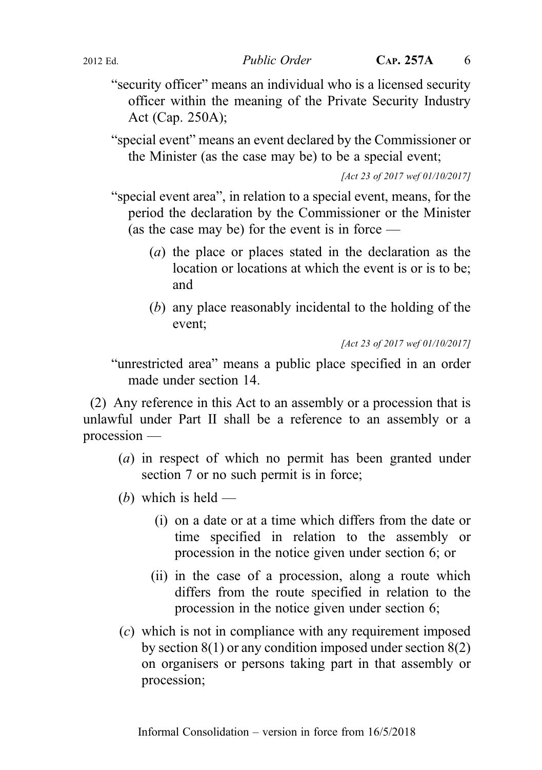"security officer" means an individual who is a licensed security officer within the meaning of the Private Security Industry Act (Cap. 250A);

"special event" means an event declared by the Commissioner or the Minister (as the case may be) to be a special event;

*[Act 23 of 2017 wef 01/10/2017]*

"special event area", in relation to a special event, means, for the period the declaration by the Commissioner or the Minister (as the case may be) for the event is in force —

(*a*) the place or places stated in the declaration as the location or locations at which the event is or is to be; and

(*b*) any place reasonably incidental to the holding of the event;

*[Act 23 of 2017 wef 01/10/2017]*

"unrestricted area" means a public place specified in an order made under section 14.

(2) Any reference in this Act to an assembly or a procession that is unlawful under Part II shall be a reference to an assembly or a procession —

(*a*) in respect of which no permit has been granted under section 7 or no such permit is in force;

(*b*) which is held —

(i) on a date or at a time which differs from the date or time specified in relation to the assembly or procession in the notice given under section 6; or

(ii) in the case of a procession, along a route which differs from the route specified in relation to the procession in the notice given under section 6;

(*c*) which is not in compliance with any requirement imposed by section 8(1) or any condition imposed under section 8(2) on organisers or persons taking part in that assembly or procession;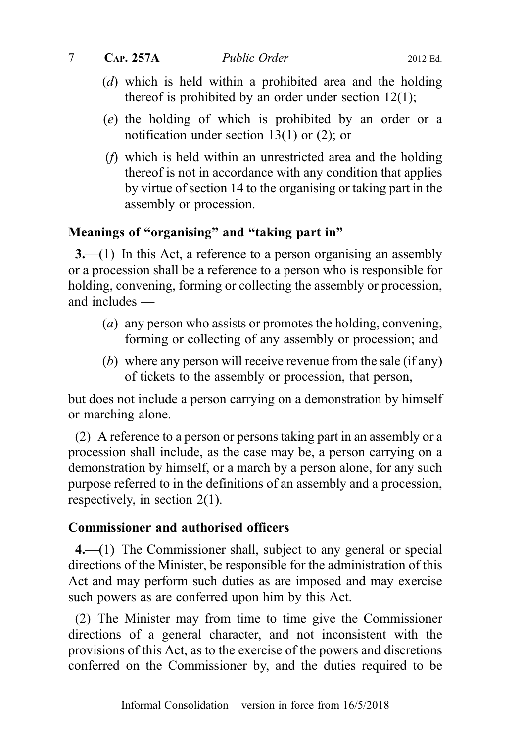(*d*) which is held within a prohibited area and the holding thereof is prohibited by an order under section 12(1);

(*e*) the holding of which is prohibited by an order or a notification under section 13(1) or (2); or

(*f*) which is held within an unrestricted area and the holding thereof is not in accordance with any condition that applies by virtue of section 14 to the organising or taking part in the assembly or procession.

### Meanings of "organising" and "taking part in"

**3.**—(1) In this Act, a reference to a person organising an assembly or a procession shall be a reference to a person who is responsible for holding, convening, forming or collecting the assembly or procession, and includes —

(*a*) any person who assists or promotes the holding, convening, forming or collecting of any assembly or procession; and

(*b*) where any person will receive revenue from the sale (if any) of tickets to the assembly or procession, that person,

but does not include a person carrying on a demonstration by himself or marching alone.

(2) A reference to a person or persons taking part in an assembly or a procession shall include, as the case may be, a person carrying on a demonstration by himself, or a march by a person alone, for any such purpose referred to in the definitions of an assembly and a procession, respectively, in section 2(1).

### Commissioner and authorised officers

**4.**—(1) The Commissioner shall, subject to any general or special directions of the Minister, be responsible for the administration of this Act and may perform such duties as are imposed and may exercise such powers as are conferred upon him by this Act.

(2) The Minister may from time to time give the Commissioner directions of a general character, and not inconsistent with the provisions of this Act, as to the exercise of the powers and discretions conferred on the Commissioner by, and the duties required to be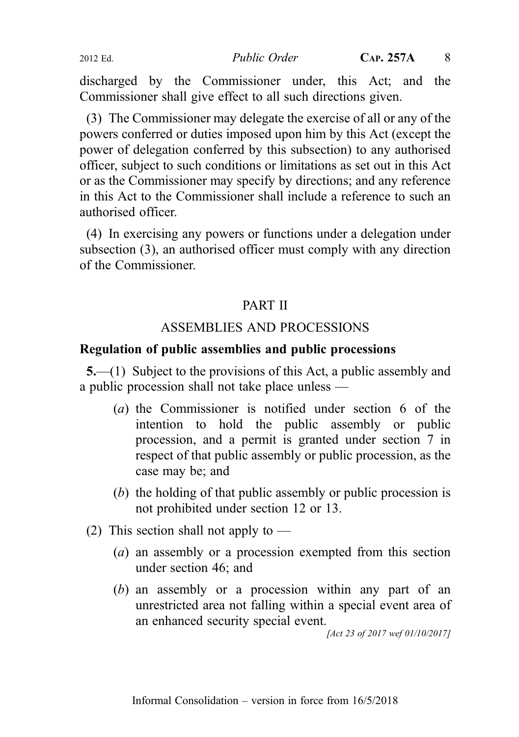discharged by the Commissioner under, this Act; and the Commissioner shall give effect to all such directions given.

(3) The Commissioner may delegate the exercise of all or any of the powers conferred or duties imposed upon him by this Act (except the power of delegation conferred by this subsection) to any authorised officer, subject to such conditions or limitations as set out in this Act or as the Commissioner may specify by directions; and any reference in this Act to the Commissioner shall include a reference to such an authorised officer.

(4) In exercising any powers or functions under a delegation under subsection (3), an authorised officer must comply with any direction of the Commissioner.

## PART II

## ASSEMBLIES AND PROCESSIONS

### Regulation of public assemblies and public processions

**5.**—(1) Subject to the provisions of this Act, a public assembly and a public procession shall not take place unless —

(*a*) the Commissioner is notified under section 6 of the intention to hold the public assembly or public procession, and a permit is granted under section 7 in respect of that public assembly or public procession, as the case may be; and

(*b*) the holding of that public assembly or public procession is not prohibited under section 12 or 13.

(2) This section shall not apply to —

(*a*) an assembly or a procession exempted from this section under section 46; and

(*b*) an assembly or a procession within any part of an unrestricted area not falling within a special event area of an enhanced security special event.

*[Act 23 of 2017 wef 01/10/2017]*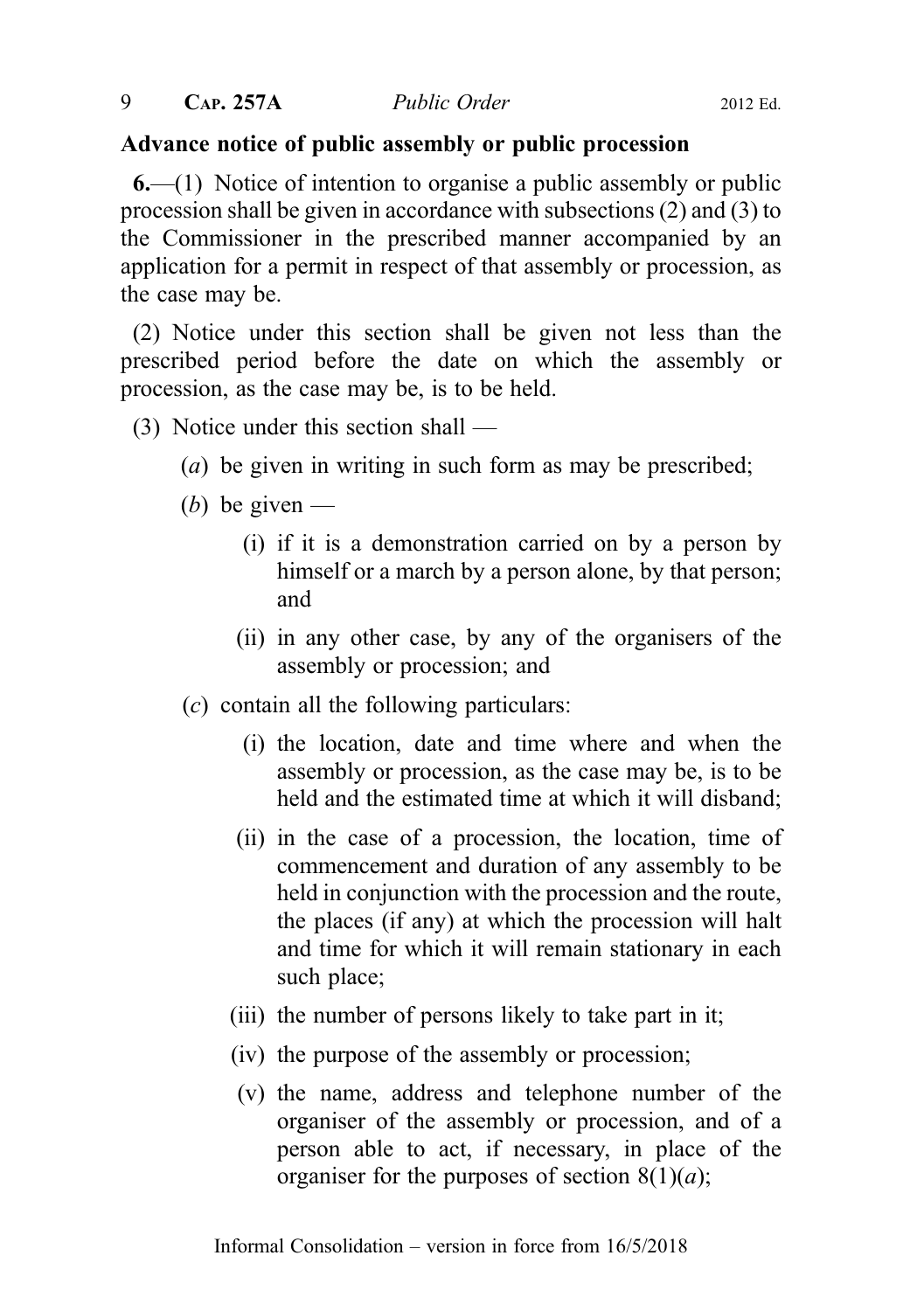**Advance notice of public assembly or public procession**

**6.**—(1) Notice of intention to organise a public assembly or public procession shall be given in accordance with subsections (2) and (3) to the Commissioner in the prescribed manner accompanied by an application for a permit in respect of that assembly or procession, as the case may be.

(2) Notice under this section shall be given not less than the prescribed period before the date on which the assembly or procession, as the case may be, is to be held.

(3) Notice under this section shall —

- (*a*) be given in writing in such form as may be prescribed;
- (*b*) be given —
  - (i) if it is a demonstration carried on by a person by himself or a march by a person alone, by that person; and
  - (ii) in any other case, by any of the organisers of the assembly or procession; and
- (*c*) contain all the following particulars:
  - (i) the location, date and time where and when the assembly or procession, as the case may be, is to be held and the estimated time at which it will disband;
  - (ii) in the case of a procession, the location, time of commencement and duration of any assembly to be held in conjunction with the procession and the route, the places (if any) at which the procession will halt and time for which it will remain stationary in each such place;
  - (iii) the number of persons likely to take part in it;
  - (iv) the purpose of the assembly or procession;
  - (v) the name, address and telephone number of the organiser of the assembly or procession, and of a person able to act, if necessary, in place of the organiser for the purposes of section 8(1)(*a*);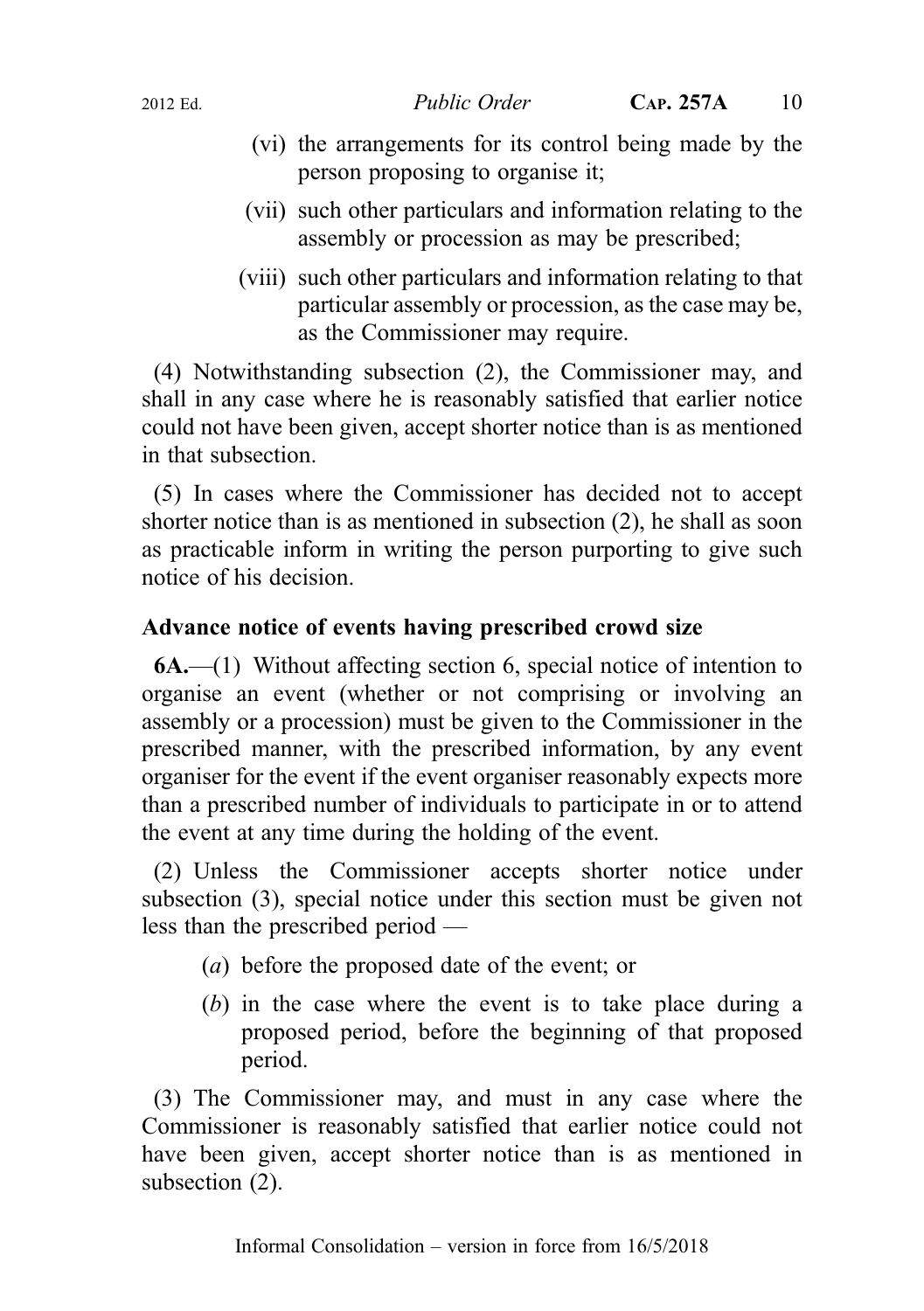(vi) the arrangements for its control being made by the person proposing to organise it;

(vii) such other particulars and information relating to the assembly or procession as may be prescribed;

(viii) such other particulars and information relating to that particular assembly or procession, as the case may be, as the Commissioner may require.

(4) Notwithstanding subsection (2), the Commissioner may, and shall in any case where he is reasonably satisfied that earlier notice could not have been given, accept shorter notice than is as mentioned in that subsection.

(5) In cases where the Commissioner has decided not to accept shorter notice than is as mentioned in subsection (2), he shall as soon as practicable inform in writing the person purporting to give such notice of his decision.

### Advance notice of events having prescribed crowd size

**6A.**—(1) Without affecting section 6, special notice of intention to organise an event (whether or not comprising or involving an assembly or a procession) must be given to the Commissioner in the prescribed manner, with the prescribed information, by any event organiser for the event if the event organiser reasonably expects more than a prescribed number of individuals to participate in or to attend the event at any time during the holding of the event.

(2) Unless the Commissioner accepts shorter notice under subsection (3), special notice under this section must be given not less than the prescribed period —

(*a*) before the proposed date of the event; or

(*b*) in the case where the event is to take place during a proposed period, before the beginning of that proposed period.

(3) The Commissioner may, and must in any case where the Commissioner is reasonably satisfied that earlier notice could not have been given, accept shorter notice than is as mentioned in subsection (2).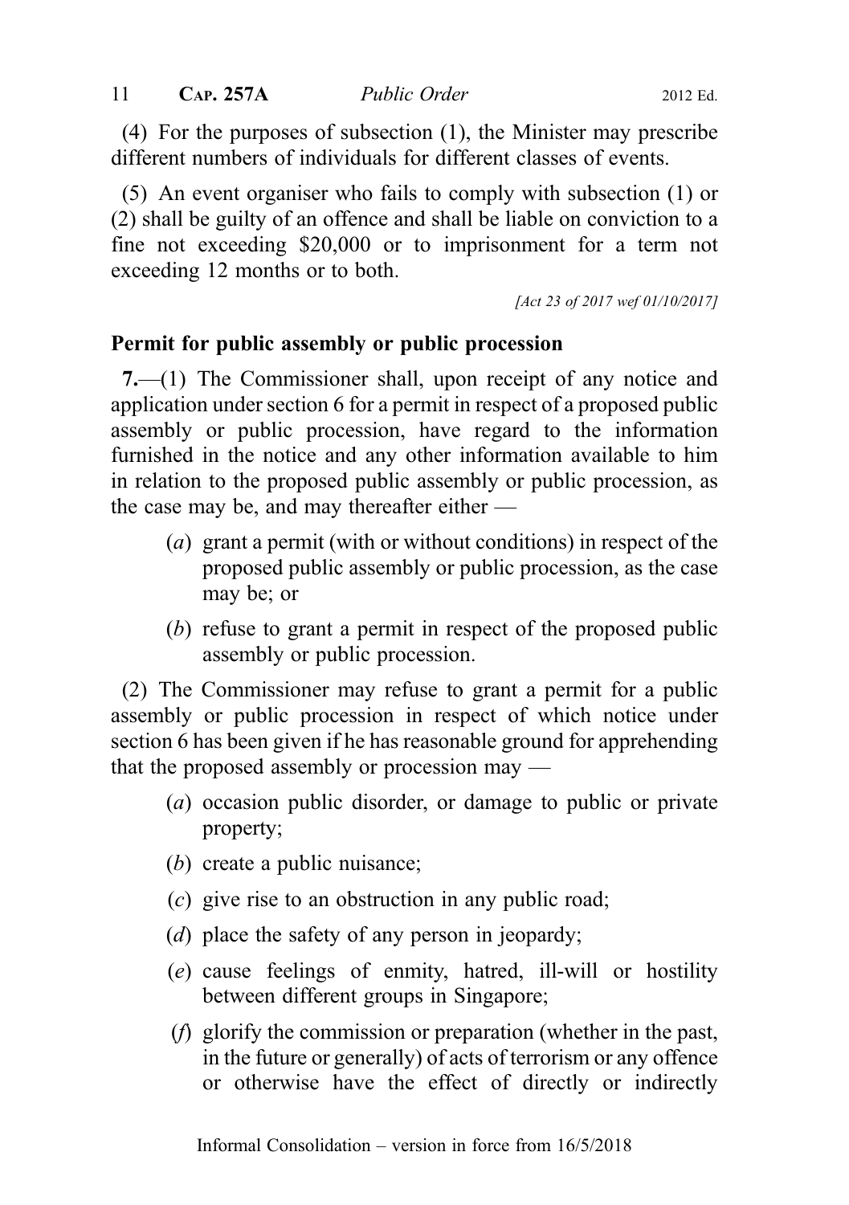(4) For the purposes of subsection (1), the Minister may prescribe different numbers of individuals for different classes of events.

(5) An event organiser who fails to comply with subsection (1) or (2) shall be guilty of an offence and shall be liable on conviction to a fine not exceeding $20,000 or to imprisonment for a term not exceeding 12 months or to both.

*[Act 23 of 2017 wef 01/10/2017]*

### Permit for public assembly or public procession

**7.**—(1) The Commissioner shall, upon receipt of any notice and application under section 6 for a permit in respect of a proposed public assembly or public procession, have regard to the information furnished in the notice and any other information available to him in relation to the proposed public assembly or public procession, as the case may be, and may thereafter either —

- (*a*) grant a permit (with or without conditions) in respect of the proposed public assembly or public procession, as the case may be; or
- (*b*) refuse to grant a permit in respect of the proposed public assembly or public procession.

(2) The Commissioner may refuse to grant a permit for a public assembly or public procession in respect of which notice under section 6 has been given if he has reasonable ground for apprehending that the proposed assembly or procession may —

- (*a*) occasion public disorder, or damage to public or private property;
- (*b*) create a public nuisance;
- (*c*) give rise to an obstruction in any public road;
- (*d*) place the safety of any person in jeopardy;
- (*e*) cause feelings of enmity, hatred, ill-will or hostility between different groups in Singapore;
- (*f*) glorify the commission or preparation (whether in the past, in the future or generally) of acts of terrorism or any offence or otherwise have the effect of directly or indirectly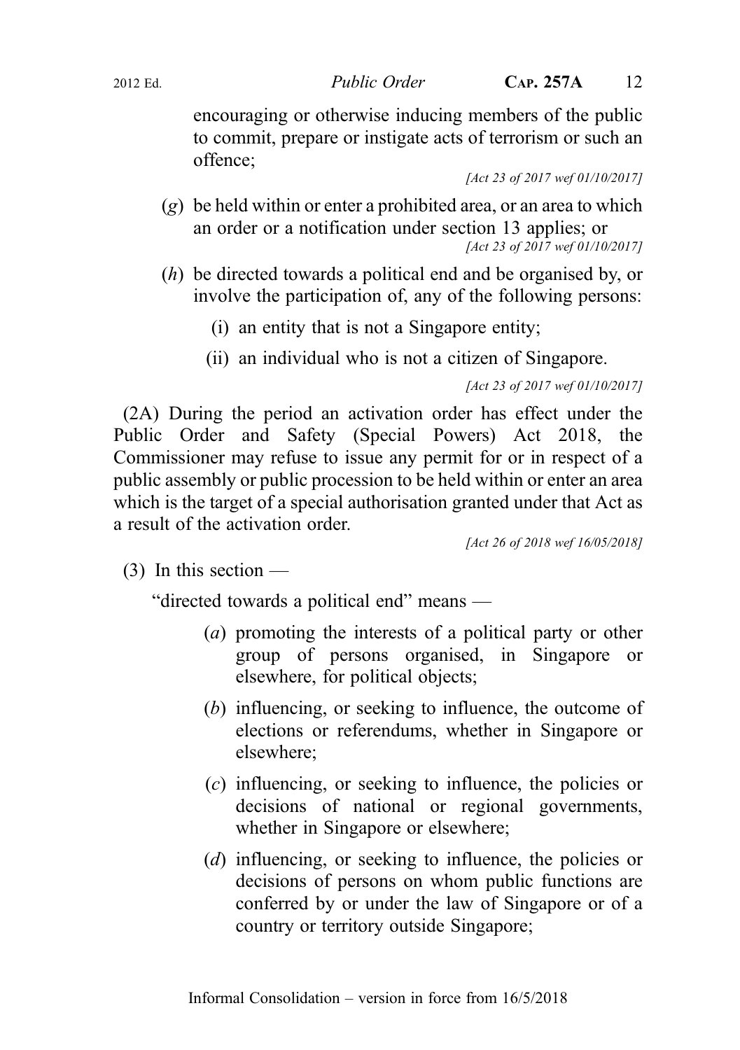encouraging or otherwise inducing members of the public to commit, prepare or instigate acts of terrorism or such an offence;

[Act 23 of 2017 wef 01/10/2017]

(*g*) be held within or enter a prohibited area, or an area to which an order or a notification under section 13 applies; or

[Act 23 of 2017 wef 01/10/2017]

(*h*) be directed towards a political end and be organised by, or involve the participation of, any of the following persons:

(i) an entity that is not a Singapore entity;

(ii) an individual who is not a citizen of Singapore.

[Act 23 of 2017 wef 01/10/2017]

(2A) During the period an activation order has effect under the Public Order and Safety (Special Powers) Act 2018, the Commissioner may refuse to issue any permit for or in respect of a public assembly or public procession to be held within or enter an area which is the target of a special authorisation granted under that Act as a result of the activation order.

[Act 26 of 2018 wef 16/05/2018]

(3) In this section —

"directed towards a political end" means —

(*a*) promoting the interests of a political party or other group of persons organised, in Singapore or elsewhere, for political objects;

(*b*) influencing, or seeking to influence, the outcome of elections or referendums, whether in Singapore or elsewhere;

(*c*) influencing, or seeking to influence, the policies or decisions of national or regional governments, whether in Singapore or elsewhere;

(*d*) influencing, or seeking to influence, the policies or decisions of persons on whom public functions are conferred by or under the law of Singapore or of a country or territory outside Singapore;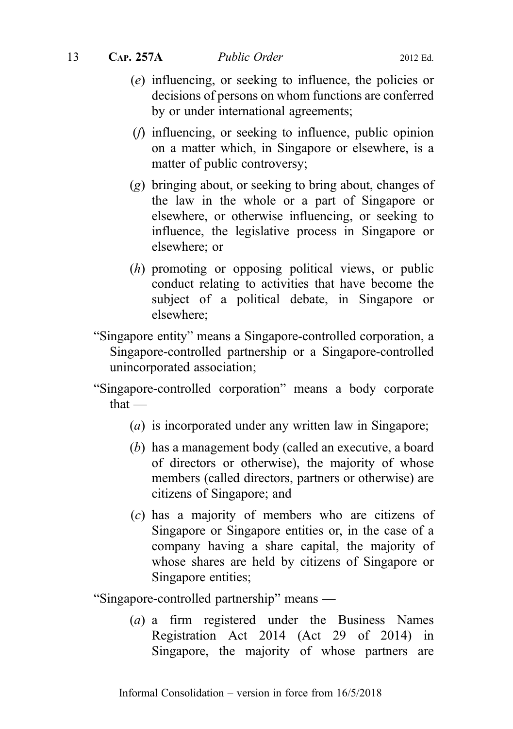(*e*) influencing, or seeking to influence, the policies or decisions of persons on whom functions are conferred by or under international agreements;

(*f*) influencing, or seeking to influence, public opinion on a matter which, in Singapore or elsewhere, is a matter of public controversy;

(*g*) bringing about, or seeking to bring about, changes of the law in the whole or a part of Singapore or elsewhere, or otherwise influencing, or seeking to influence, the legislative process in Singapore or elsewhere; or

(*h*) promoting or opposing political views, or public conduct relating to activities that have become the subject of a political debate, in Singapore or elsewhere;

"Singapore entity" means a Singapore-controlled corporation, a Singapore-controlled partnership or a Singapore-controlled unincorporated association;

"Singapore-controlled corporation" means a body corporate that —

(*a*) is incorporated under any written law in Singapore;

(*b*) has a management body (called an executive, a board of directors or otherwise), the majority of whose members (called directors, partners or otherwise) are citizens of Singapore; and

(*c*) has a majority of members who are citizens of Singapore or Singapore entities or, in the case of a company having a share capital, the majority of whose shares are held by citizens of Singapore or Singapore entities;

"Singapore-controlled partnership" means —

(*a*) a firm registered under the Business Names Registration Act 2014 (Act 29 of 2014) in Singapore, the majority of whose partners are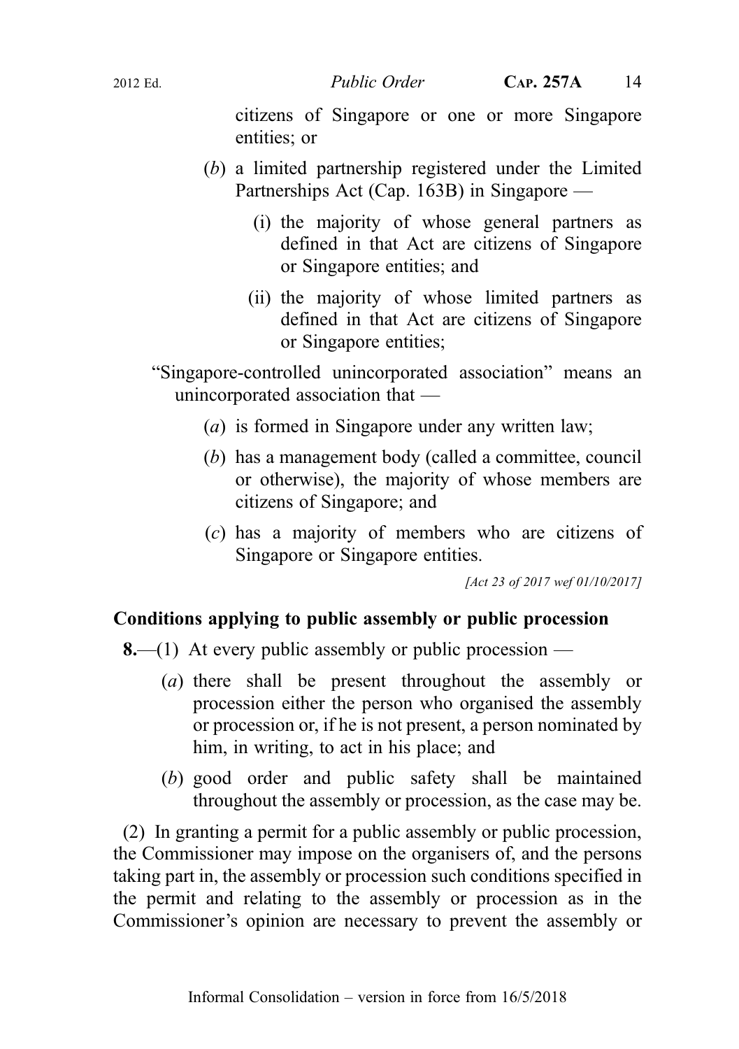citizens of Singapore or one or more Singapore entities; or

(*b*) a limited partnership registered under the Limited Partnerships Act (Cap. 163B) in Singapore —

(i) the majority of whose general partners as defined in that Act are citizens of Singapore or Singapore entities; and

(ii) the majority of whose limited partners as defined in that Act are citizens of Singapore or Singapore entities;

"Singapore-controlled unincorporated association" means an unincorporated association that —

(*a*) is formed in Singapore under any written law;

(*b*) has a management body (called a committee, council or otherwise), the majority of whose members are citizens of Singapore; and

(*c*) has a majority of members who are citizens of Singapore or Singapore entities.

*[Act 23 of 2017 wef 01/10/2017]*

**Conditions applying to public assembly or public procession**

**8.**—(1) At every public assembly or public procession —

(*a*) there shall be present throughout the assembly or procession either the person who organised the assembly or procession or, if he is not present, a person nominated by him, in writing, to act in his place; and

(*b*) good order and public safety shall be maintained throughout the assembly or procession, as the case may be.

(2) In granting a permit for a public assembly or public procession, the Commissioner may impose on the organisers of, and the persons taking part in, the assembly or procession such conditions specified in the permit and relating to the assembly or procession as in the Commissioner's opinion are necessary to prevent the assembly or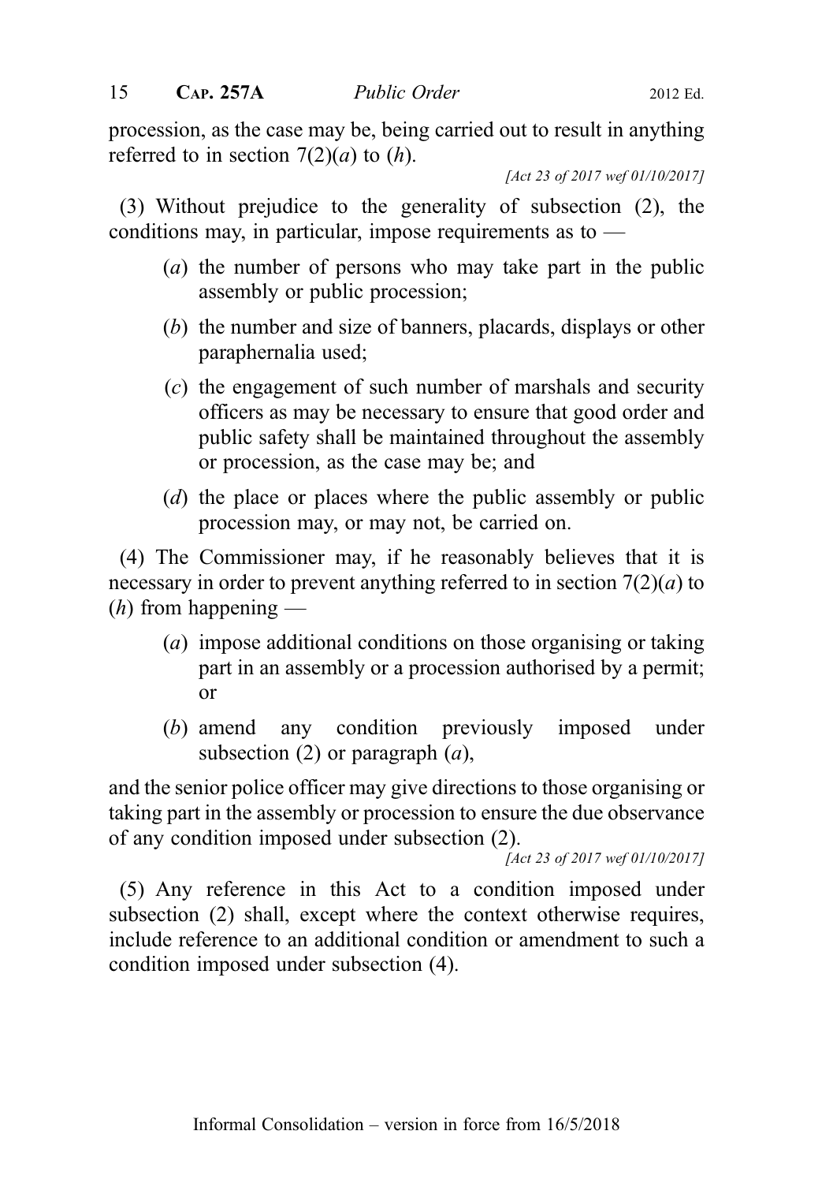procession, as the case may be, being carried out to result in anything referred to in section 7(2)(*a*) to (*h*).

*[Act 23 of 2017 wef 01/10/2017]*

(3) Without prejudice to the generality of subsection (2), the conditions may, in particular, impose requirements as to —

(*a*) the number of persons who may take part in the public assembly or public procession;

(*b*) the number and size of banners, placards, displays or other paraphernalia used;

(*c*) the engagement of such number of marshals and security officers as may be necessary to ensure that good order and public safety shall be maintained throughout the assembly or procession, as the case may be; and

(*d*) the place or places where the public assembly or public procession may, or may not, be carried on.

(4) The Commissioner may, if he reasonably believes that it is necessary in order to prevent anything referred to in section 7(2)(*a*) to (*h*) from happening —

(*a*) impose additional conditions on those organising or taking part in an assembly or a procession authorised by a permit; or

(*b*) amend any condition previously imposed under subsection (2) or paragraph (*a*),

and the senior police officer may give directions to those organising or taking part in the assembly or procession to ensure the due observance of any condition imposed under subsection (2).

*[Act 23 of 2017 wef 01/10/2017]*

(5) Any reference in this Act to a condition imposed under subsection (2) shall, except where the context otherwise requires, include reference to an additional condition or amendment to such a condition imposed under subsection (4).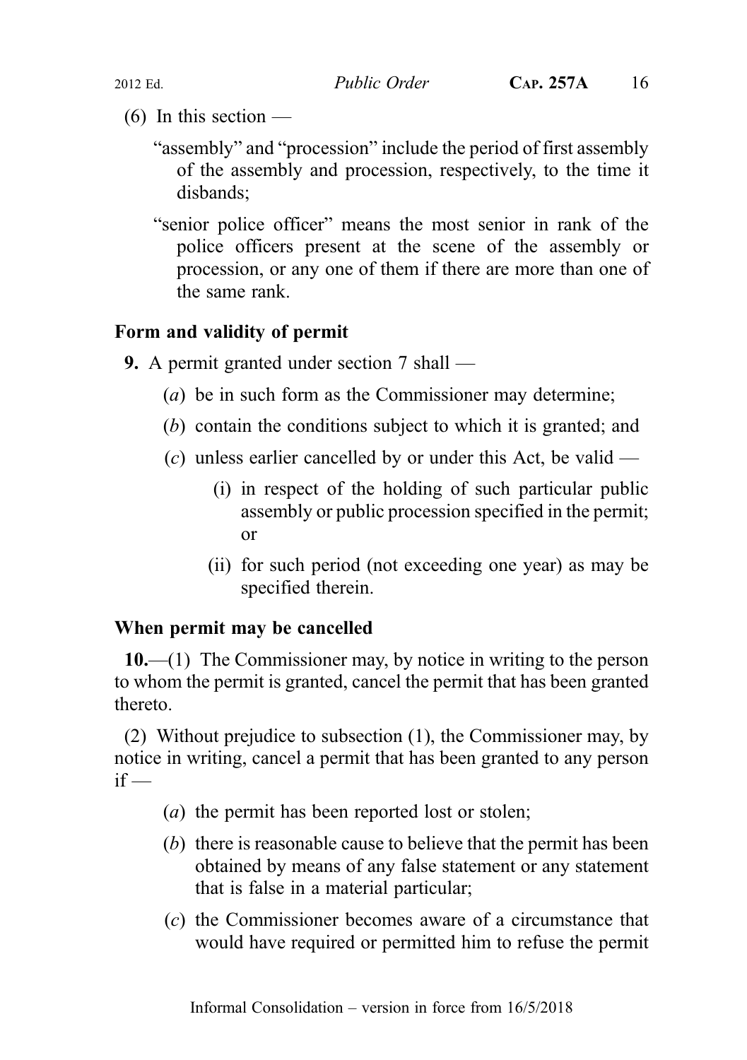(6) In this section —

"assembly" and "procession" include the period of first assembly of the assembly and procession, respectively, to the time it disbands;

"senior police officer" means the most senior in rank of the police officers present at the scene of the assembly or procession, or any one of them if there are more than one of the same rank.

**Form and validity of permit**

**9.** A permit granted under section 7 shall —

(*a*) be in such form as the Commissioner may determine;

(*b*) contain the conditions subject to which it is granted; and

(*c*) unless earlier cancelled by or under this Act, be valid —

(i) in respect of the holding of such particular public assembly or public procession specified in the permit; or

(ii) for such period (not exceeding one year) as may be specified therein.

**When permit may be cancelled**

**10.**—(1) The Commissioner may, by notice in writing to the person to whom the permit is granted, cancel the permit that has been granted thereto.

(2) Without prejudice to subsection (1), the Commissioner may, by notice in writing, cancel a permit that has been granted to any person if —

(*a*) the permit has been reported lost or stolen;

(*b*) there is reasonable cause to believe that the permit has been obtained by means of any false statement or any statement that is false in a material particular;

(*c*) the Commissioner becomes aware of a circumstance that would have required or permitted him to refuse the permit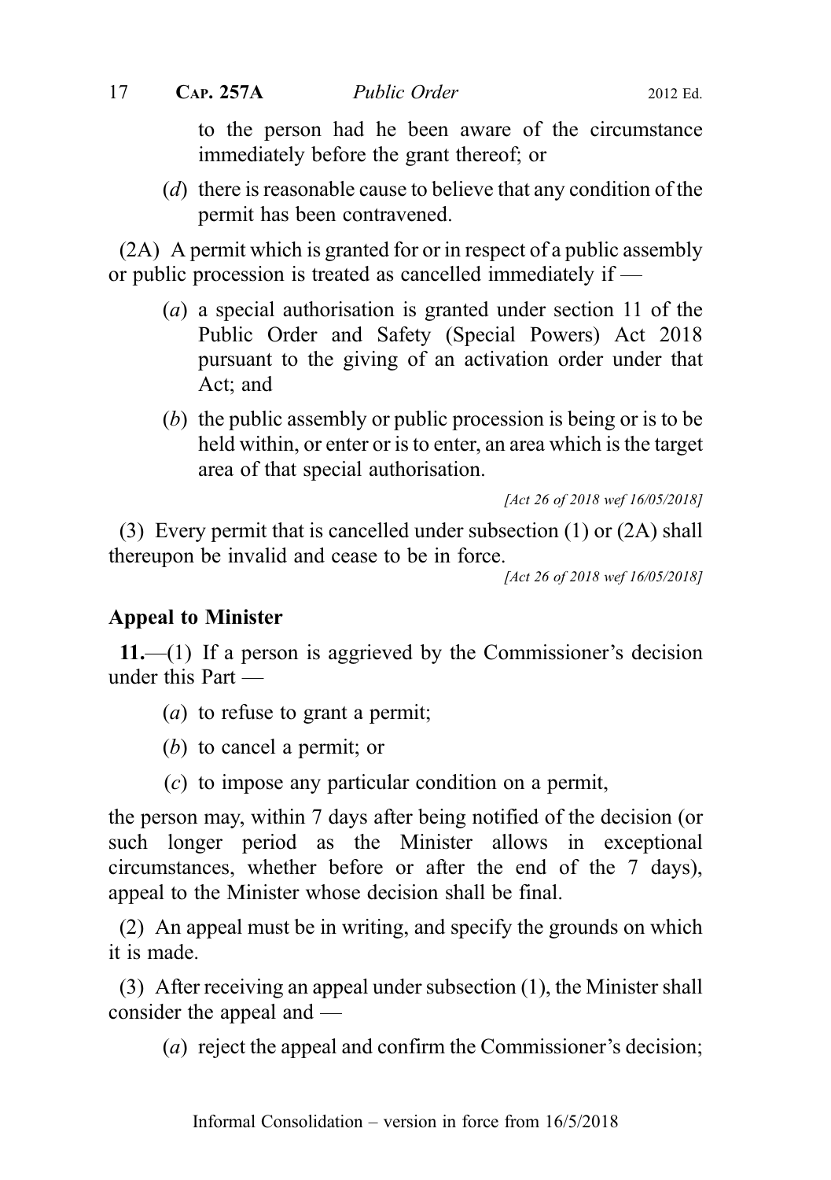to the person had he been aware of the circumstance immediately before the grant thereof; or

(*d*) there is reasonable cause to believe that any condition of the permit has been contravened.

(2A) A permit which is granted for or in respect of a public assembly or public procession is treated as cancelled immediately if —

(*a*) a special authorisation is granted under section 11 of the Public Order and Safety (Special Powers) Act 2018 pursuant to the giving of an activation order under that Act; and

(*b*) the public assembly or public procession is being or is to be held within, or enter or is to enter, an area which is the target area of that special authorisation.

*[Act 26 of 2018 wef 16/05/2018]*

(3) Every permit that is cancelled under subsection (1) or (2A) shall thereupon be invalid and cease to be in force.

*[Act 26 of 2018 wef 16/05/2018]*

**Appeal to Minister**

**11.**—(1) If a person is aggrieved by the Commissioner's decision under this Part —

(*a*) to refuse to grant a permit;

(*b*) to cancel a permit; or

(*c*) to impose any particular condition on a permit,

the person may, within 7 days after being notified of the decision (or such longer period as the Minister allows in exceptional circumstances, whether before or after the end of the 7 days), appeal to the Minister whose decision shall be final.

(2) An appeal must be in writing, and specify the grounds on which it is made.

(3) After receiving an appeal under subsection (1), the Minister shall consider the appeal and —

(*a*) reject the appeal and confirm the Commissioner's decision;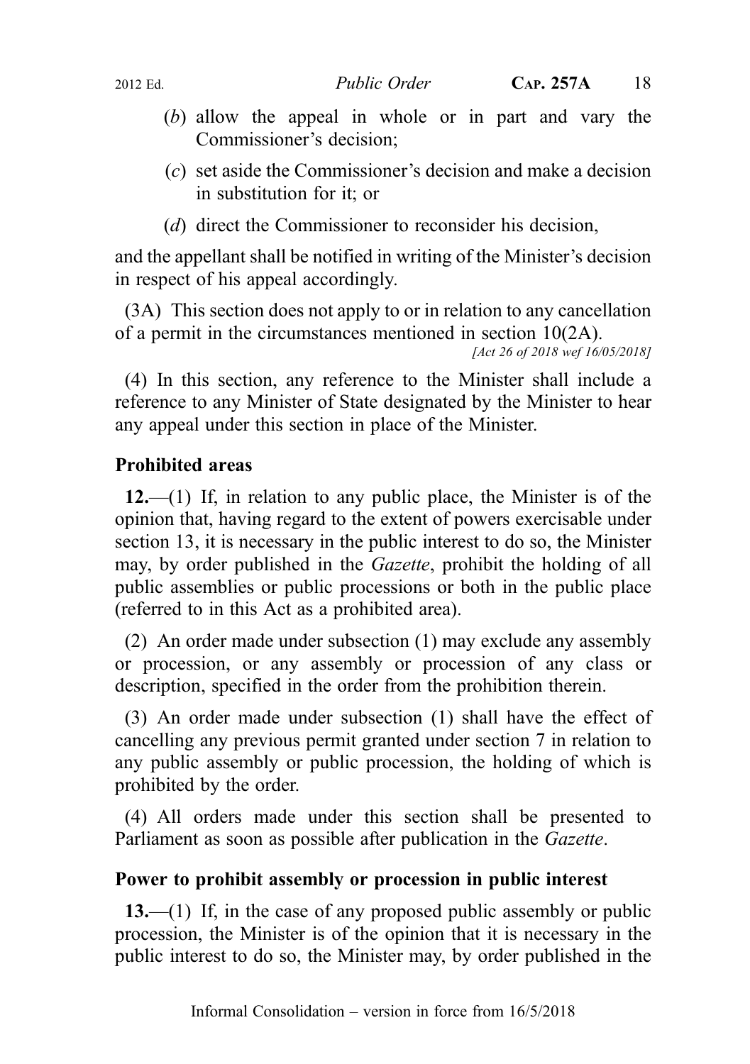(*b*) allow the appeal in whole or in part and vary the Commissioner's decision;

(*c*) set aside the Commissioner's decision and make a decision in substitution for it; or

(*d*) direct the Commissioner to reconsider his decision,

and the appellant shall be notified in writing of the Minister's decision in respect of his appeal accordingly.

(3A) This section does not apply to or in relation to any cancellation of a permit in the circumstances mentioned in section 10(2A).

*[Act 26 of 2018 wef 16/05/2018]*

(4) In this section, any reference to the Minister shall include a reference to any Minister of State designated by the Minister to hear any appeal under this section in place of the Minister.

### Prohibited areas

**12.**—(1) If, in relation to any public place, the Minister is of the opinion that, having regard to the extent of powers exercisable under section 13, it is necessary in the public interest to do so, the Minister may, by order published in the *Gazette*, prohibit the holding of all public assemblies or public processions or both in the public place (referred to in this Act as a prohibited area).

(2) An order made under subsection (1) may exclude any assembly or procession, or any assembly or procession of any class or description, specified in the order from the prohibition therein.

(3) An order made under subsection (1) shall have the effect of cancelling any previous permit granted under section 7 in relation to any public assembly or public procession, the holding of which is prohibited by the order.

(4) All orders made under this section shall be presented to Parliament as soon as possible after publication in the *Gazette*.

### Power to prohibit assembly or procession in public interest

**13.**—(1) If, in the case of any proposed public assembly or public procession, the Minister is of the opinion that it is necessary in the public interest to do so, the Minister may, by order published in the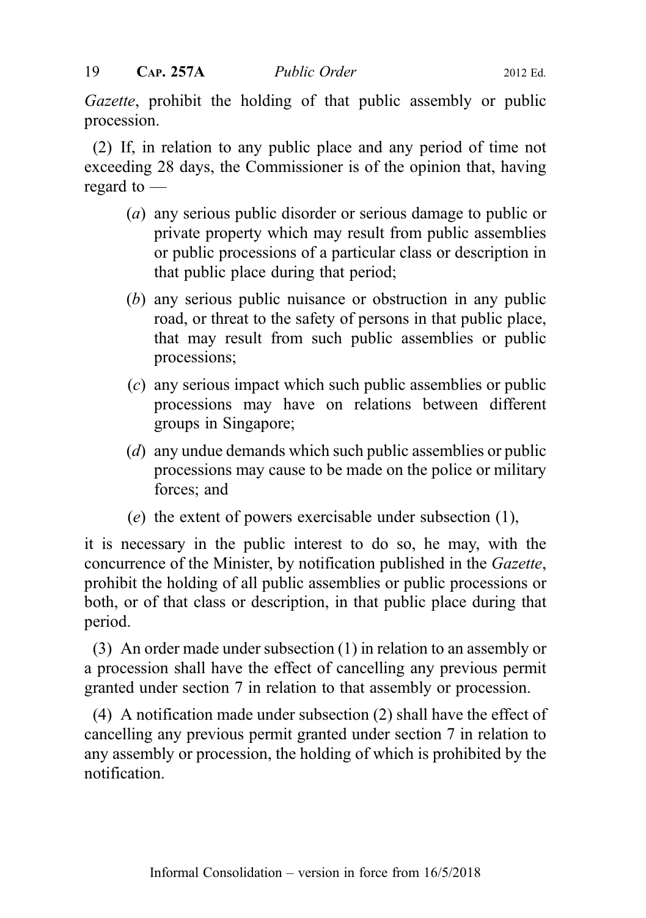*Gazette*, prohibit the holding of that public assembly or public procession.

(2) If, in relation to any public place and any period of time not exceeding 28 days, the Commissioner is of the opinion that, having regard to —

(*a*) any serious public disorder or serious damage to public or private property which may result from public assemblies or public processions of a particular class or description in that public place during that period;

(*b*) any serious public nuisance or obstruction in any public road, or threat to the safety of persons in that public place, that may result from such public assemblies or public processions;

(*c*) any serious impact which such public assemblies or public processions may have on relations between different groups in Singapore;

(*d*) any undue demands which such public assemblies or public processions may cause to be made on the police or military forces; and

(*e*) the extent of powers exercisable under subsection (1),

it is necessary in the public interest to do so, he may, with the concurrence of the Minister, by notification published in the *Gazette*, prohibit the holding of all public assemblies or public processions or both, or of that class or description, in that public place during that period.

(3) An order made under subsection (1) in relation to an assembly or a procession shall have the effect of cancelling any previous permit granted under section 7 in relation to that assembly or procession.

(4) A notification made under subsection (2) shall have the effect of cancelling any previous permit granted under section 7 in relation to any assembly or procession, the holding of which is prohibited by the notification.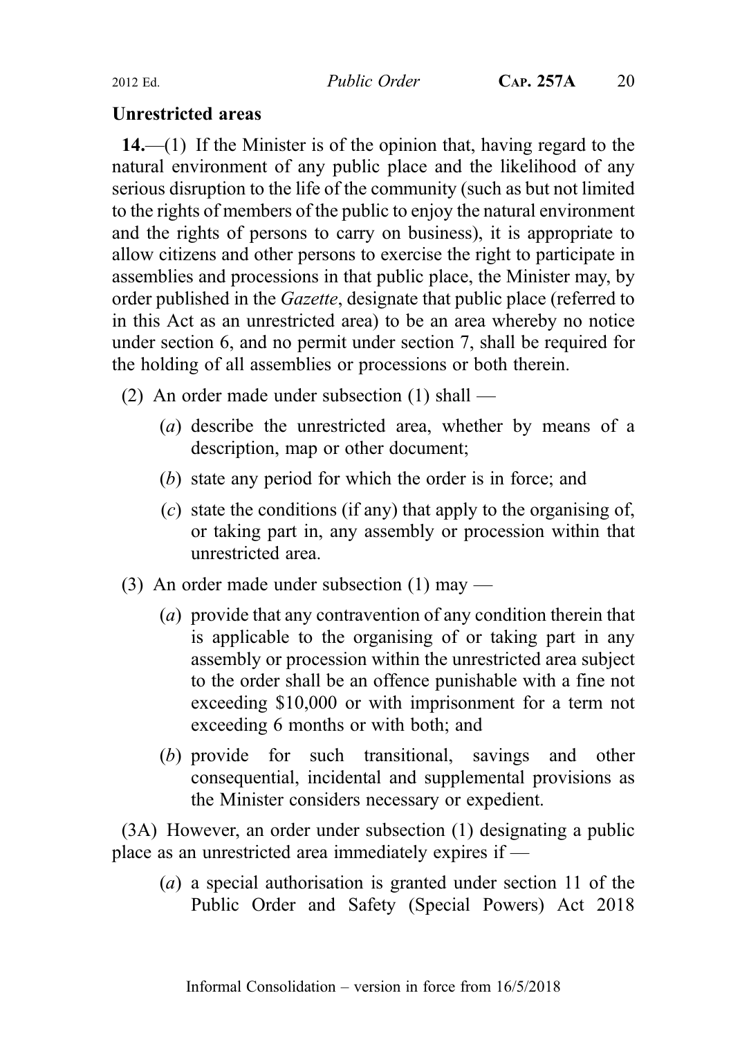## Unrestricted areas

**14.**—(1) If the Minister is of the opinion that, having regard to the natural environment of any public place and the likelihood of any serious disruption to the life of the community (such as but not limited to the rights of members of the public to enjoy the natural environment and the rights of persons to carry on business), it is appropriate to allow citizens and other persons to exercise the right to participate in assemblies and processions in that public place, the Minister may, by order published in the *Gazette*, designate that public place (referred to in this Act as an unrestricted area) to be an area whereby no notice under section 6, and no permit under section 7, shall be required for the holding of all assemblies or processions or both therein.

(2) An order made under subsection (1) shall —

- (*a*) describe the unrestricted area, whether by means of a description, map or other document;
- (*b*) state any period for which the order is in force; and
- (*c*) state the conditions (if any) that apply to the organising of, or taking part in, any assembly or procession within that unrestricted area.

(3) An order made under subsection (1) may —

- (*a*) provide that any contravention of any condition therein that is applicable to the organising of or taking part in any assembly or procession within the unrestricted area subject to the order shall be an offence punishable with a fine not exceeding $10,000 or with imprisonment for a term not exceeding 6 months or with both; and
- (*b*) provide for such transitional, savings and other consequential, incidental and supplemental provisions as the Minister considers necessary or expedient.

(3A) However, an order under subsection (1) designating a public place as an unrestricted area immediately expires if —

- (*a*) a special authorisation is granted under section 11 of the Public Order and Safety (Special Powers) Act 2018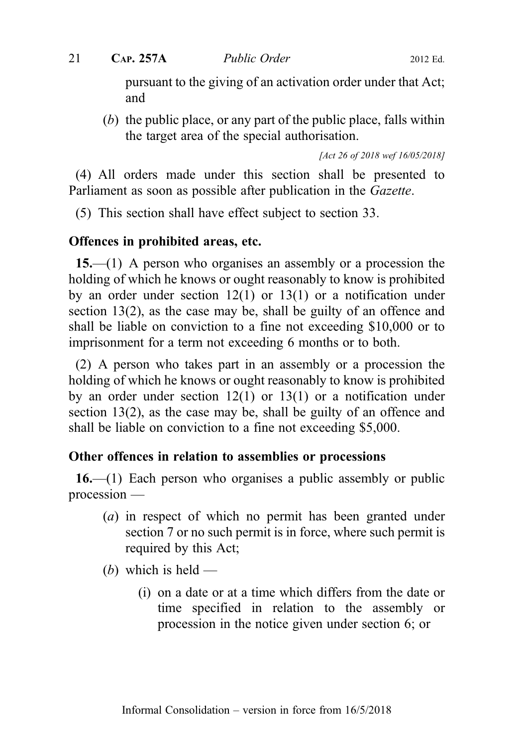pursuant to the giving of an activation order under that Act; and

(*b*) the public place, or any part of the public place, falls within the target area of the special authorisation.

*[Act 26 of 2018 wef 16/05/2018]*

(4) All orders made under this section shall be presented to Parliament as soon as possible after publication in the *Gazette*.

(5) This section shall have effect subject to section 33.

**Offences in prohibited areas, etc.**

**15.**—(1) A person who organises an assembly or a procession the holding of which he knows or ought reasonably to know is prohibited by an order under section 12(1) or 13(1) or a notification under section 13(2), as the case may be, shall be guilty of an offence and shall be liable on conviction to a fine not exceeding $10,000 or to imprisonment for a term not exceeding 6 months or to both.

(2) A person who takes part in an assembly or a procession the holding of which he knows or ought reasonably to know is prohibited by an order under section 12(1) or 13(1) or a notification under section 13(2), as the case may be, shall be guilty of an offence and shall be liable on conviction to a fine not exceeding $5,000.

**Other offences in relation to assemblies or processions**

**16.**—(1) Each person who organises a public assembly or public procession —

(*a*) in respect of which no permit has been granted under section 7 or no such permit is in force, where such permit is required by this Act;

(*b*) which is held —

(i) on a date or at a time which differs from the date or time specified in relation to the assembly or procession in the notice given under section 6; or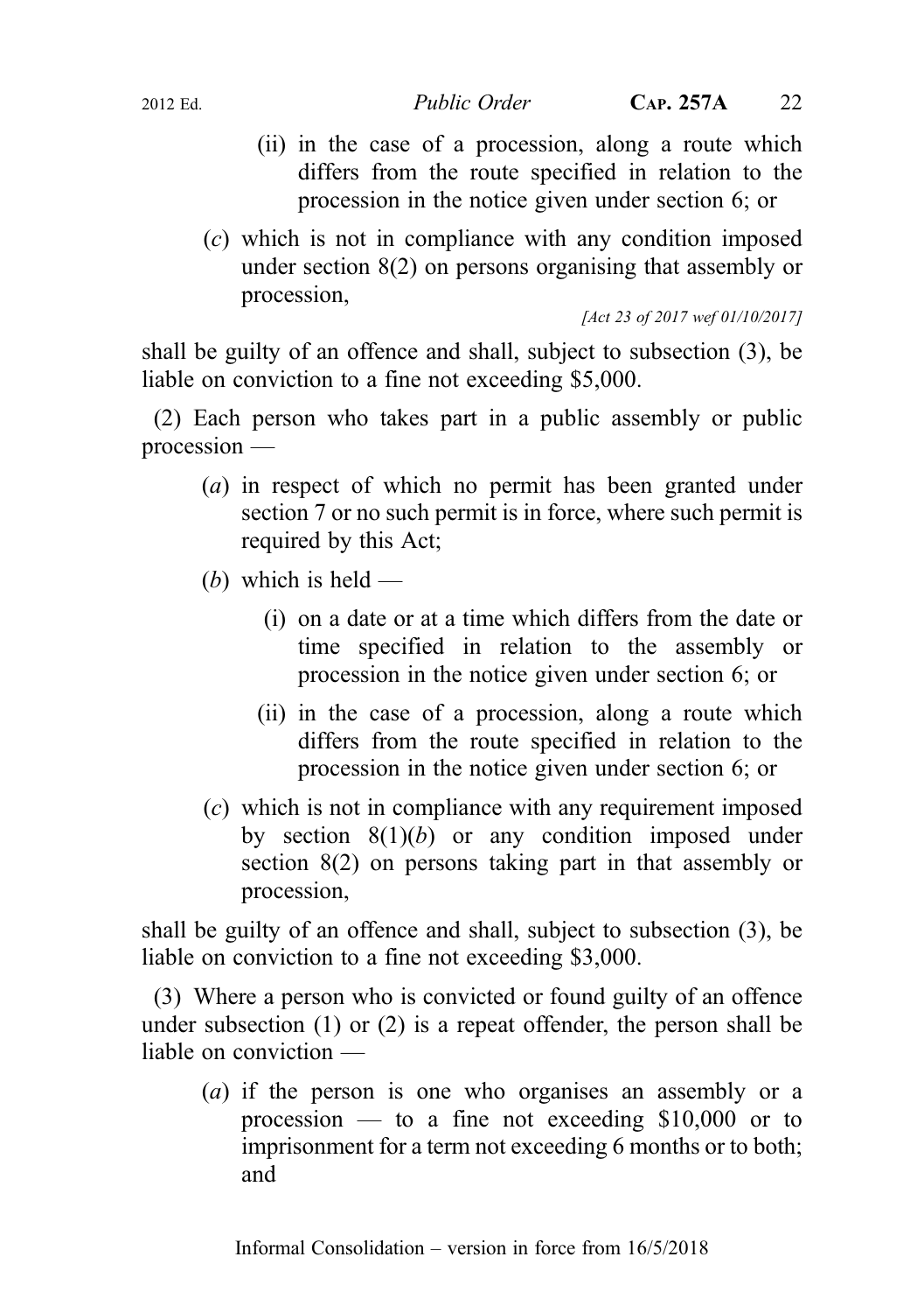(ii) in the case of a procession, along a route which differs from the route specified in relation to the procession in the notice given under section 6; or

(*c*) which is not in compliance with any condition imposed under section 8(2) on persons organising that assembly or procession,

[Act 23 of 2017 wef 01/10/2017]

shall be guilty of an offence and shall, subject to subsection (3), be liable on conviction to a fine not exceeding $5,000.

(2) Each person who takes part in a public assembly or public procession —

(*a*) in respect of which no permit has been granted under section 7 or no such permit is in force, where such permit is required by this Act;

(*b*) which is held —

(i) on a date or at a time which differs from the date or time specified in relation to the assembly or procession in the notice given under section 6; or

(ii) in the case of a procession, along a route which differs from the route specified in relation to the procession in the notice given under section 6; or

(*c*) which is not in compliance with any requirement imposed by section 8(1)(*b*) or any condition imposed under section 8(2) on persons taking part in that assembly or procession,

shall be guilty of an offence and shall, subject to subsection (3), be liable on conviction to a fine not exceeding $3,000.

(3) Where a person who is convicted or found guilty of an offence under subsection (1) or (2) is a repeat offender, the person shall be liable on conviction —

(*a*) if the person is one who organises an assembly or a procession — to a fine not exceeding $10,000 or to imprisonment for a term not exceeding 6 months or to both; and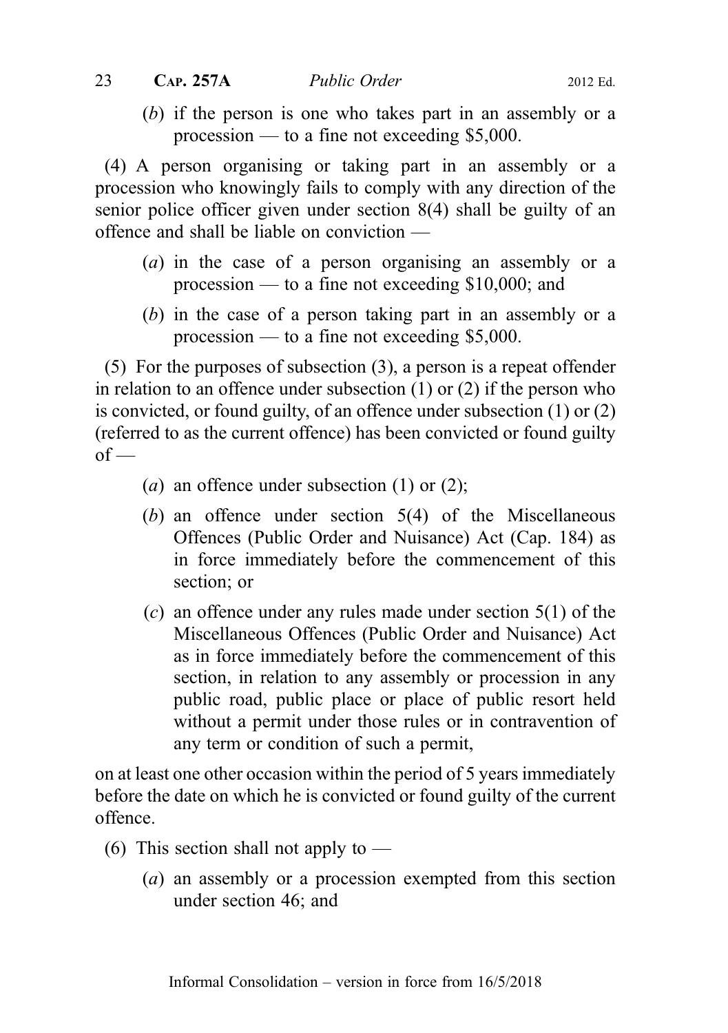(*b*) if the person is one who takes part in an assembly or a procession — to a fine not exceeding \$5,000.

(4) A person organising or taking part in an assembly or a procession who knowingly fails to comply with any direction of the senior police officer given under section 8(4) shall be guilty of an offence and shall be liable on conviction —

(*a*) in the case of a person organising an assembly or a procession — to a fine not exceeding \$10,000; and

(*b*) in the case of a person taking part in an assembly or a procession — to a fine not exceeding \$5,000.

(5) For the purposes of subsection (3), a person is a repeat offender in relation to an offence under subsection (1) or (2) if the person who is convicted, or found guilty, of an offence under subsection (1) or (2) (referred to as the current offence) has been convicted or found guilty of —

(*a*) an offence under subsection (1) or (2);

(*b*) an offence under section 5(4) of the Miscellaneous Offences (Public Order and Nuisance) Act (Cap. 184) as in force immediately before the commencement of this section; or

(*c*) an offence under any rules made under section 5(1) of the Miscellaneous Offences (Public Order and Nuisance) Act as in force immediately before the commencement of this section, in relation to any assembly or procession in any public road, public place or place of public resort held without a permit under those rules or in contravention of any term or condition of such a permit,

on at least one other occasion within the period of 5 years immediately before the date on which he is convicted or found guilty of the current offence.

(6) This section shall not apply to —

(*a*) an assembly or a procession exempted from this section under section 46; and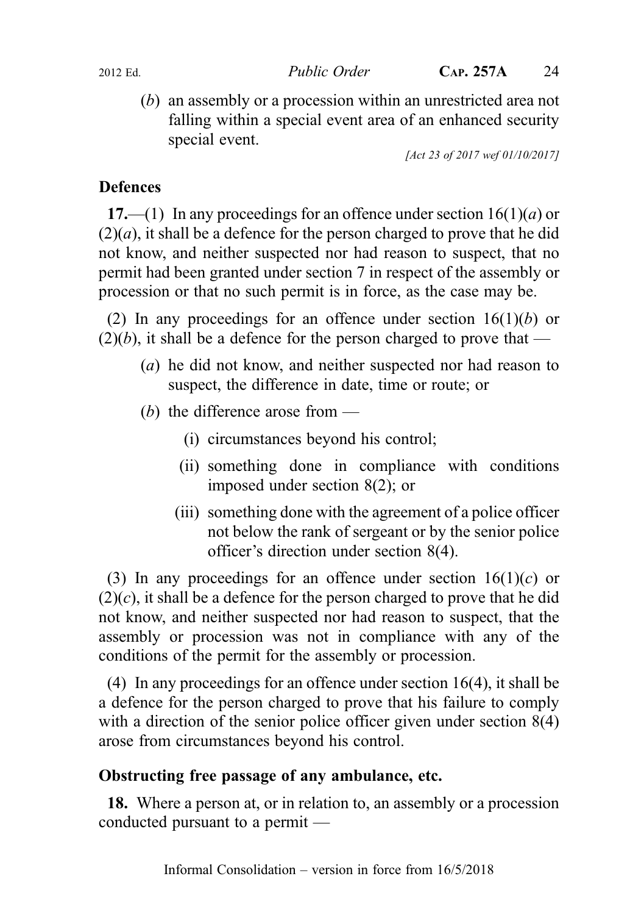(*b*) an assembly or a procession within an unrestricted area not falling within a special event area of an enhanced security special event.

[Act 23 of 2017 wef 01/10/2017]

**Defences**

**17.**—(1) In any proceedings for an offence under section 16(1)(*a*) or (2)(*a*), it shall be a defence for the person charged to prove that he did not know, and neither suspected nor had reason to suspect, that no permit had been granted under section 7 in respect of the assembly or procession or that no such permit is in force, as the case may be.

(2) In any proceedings for an offence under section 16(1)(*b*) or (2)(*b*), it shall be a defence for the person charged to prove that —

(*a*) he did not know, and neither suspected nor had reason to suspect, the difference in date, time or route; or

(*b*) the difference arose from —

(i) circumstances beyond his control;

(ii) something done in compliance with conditions imposed under section 8(2); or

(iii) something done with the agreement of a police officer not below the rank of sergeant or by the senior police officer's direction under section 8(4).

(3) In any proceedings for an offence under section 16(1)(*c*) or (2)(*c*), it shall be a defence for the person charged to prove that he did not know, and neither suspected nor had reason to suspect, that the assembly or procession was not in compliance with any of the conditions of the permit for the assembly or procession.

(4) In any proceedings for an offence under section 16(4), it shall be a defence for the person charged to prove that his failure to comply with a direction of the senior police officer given under section 8(4) arose from circumstances beyond his control.

**Obstructing free passage of any ambulance, etc.**

**18.** Where a person at, or in relation to, an assembly or a procession conducted pursuant to a permit —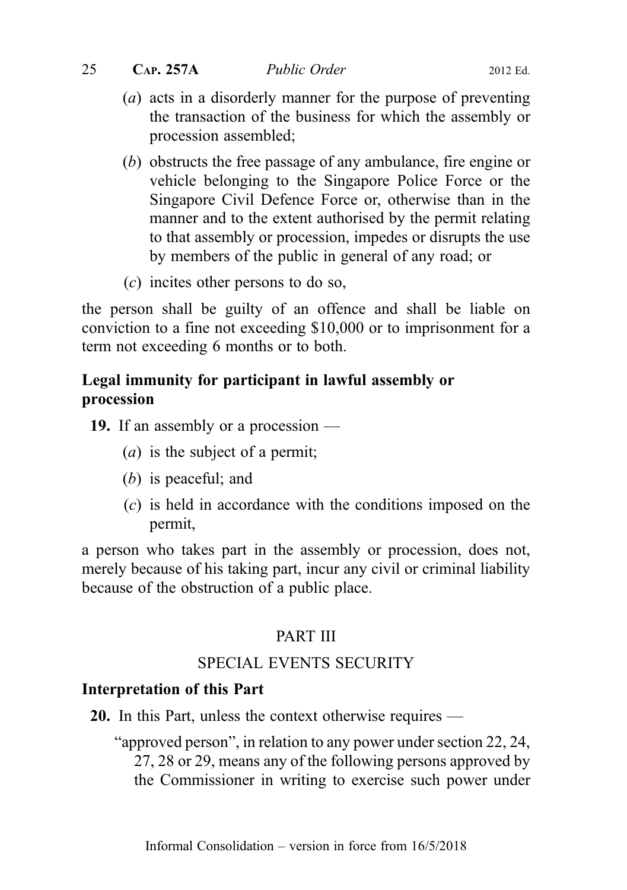(*a*) acts in a disorderly manner for the purpose of preventing the transaction of the business for which the assembly or procession assembled;

(*b*) obstructs the free passage of any ambulance, fire engine or vehicle belonging to the Singapore Police Force or the Singapore Civil Defence Force or, otherwise than in the manner and to the extent authorised by the permit relating to that assembly or procession, impedes or disrupts the use by members of the public in general of any road; or

(*c*) incites other persons to do so,

the person shall be guilty of an offence and shall be liable on conviction to a fine not exceeding $10,000 or to imprisonment for a term not exceeding 6 months or to both.

**Legal immunity for participant in lawful assembly or procession**

**19.** If an assembly or a procession —

(*a*) is the subject of a permit;

(*b*) is peaceful; and

(*c*) is held in accordance with the conditions imposed on the permit,

a person who takes part in the assembly or procession, does not, merely because of his taking part, incur any civil or criminal liability because of the obstruction of a public place.

## PART III

## SPECIAL EVENTS SECURITY

**Interpretation of this Part**

**20.** In this Part, unless the context otherwise requires —

"approved person", in relation to any power under section 22, 24, 27, 28 or 29, means any of the following persons approved by the Commissioner in writing to exercise such power under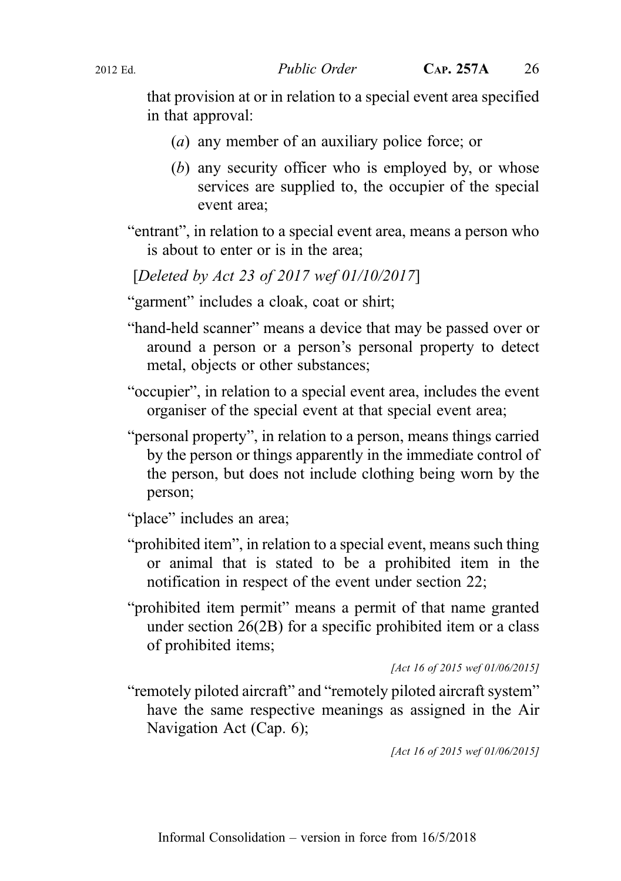that provision at or in relation to a special event area specified in that approval:

(*a*) any member of an auxiliary police force; or

(*b*) any security officer who is employed by, or whose services are supplied to, the occupier of the special event area;

"entrant", in relation to a special event area, means a person who is about to enter or is in the area;

[*Deleted by Act 23 of 2017 wef 01/10/2017*]

"garment" includes a cloak, coat or shirt;

"hand-held scanner" means a device that may be passed over or around a person or a person's personal property to detect metal, objects or other substances;

"occupier", in relation to a special event area, includes the event organiser of the special event at that special event area;

"personal property", in relation to a person, means things carried by the person or things apparently in the immediate control of the person, but does not include clothing being worn by the person;

"place" includes an area;

"prohibited item", in relation to a special event, means such thing or animal that is stated to be a prohibited item in the notification in respect of the event under section 22;

"prohibited item permit" means a permit of that name granted under section 26(2B) for a specific prohibited item or a class of prohibited items;

*[Act 16 of 2015 wef 01/06/2015]*

"remotely piloted aircraft" and "remotely piloted aircraft system" have the same respective meanings as assigned in the Air Navigation Act (Cap. 6);

*[Act 16 of 2015 wef 01/06/2015]*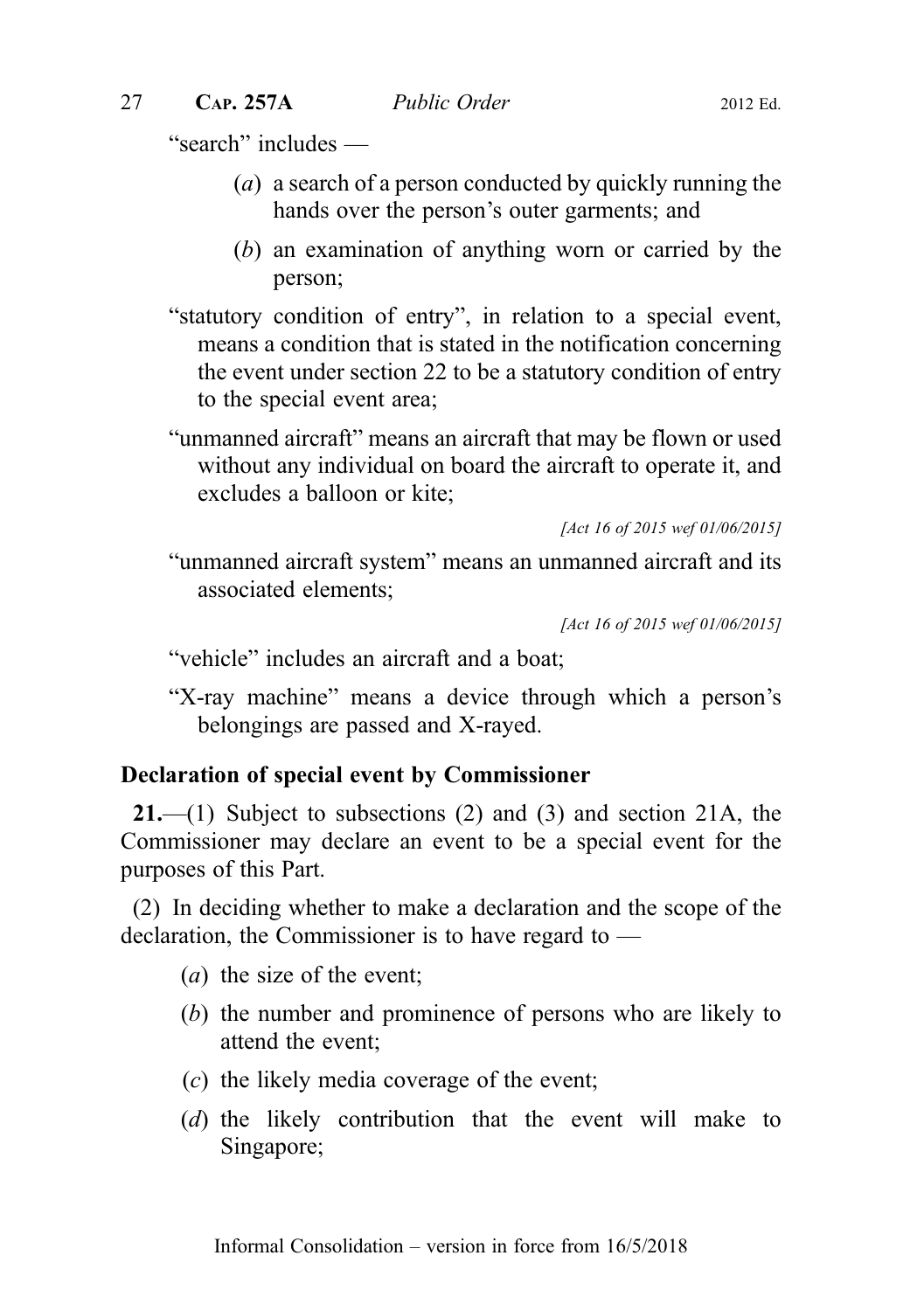"search" includes —

(*a*) a search of a person conducted by quickly running the hands over the person's outer garments; and

(*b*) an examination of anything worn or carried by the person;

"statutory condition of entry", in relation to a special event, means a condition that is stated in the notification concerning the event under section 22 to be a statutory condition of entry to the special event area;

"unmanned aircraft" means an aircraft that may be flown or used without any individual on board the aircraft to operate it, and excludes a balloon or kite;

*[Act 16 of 2015 wef 01/06/2015]*

"unmanned aircraft system" means an unmanned aircraft and its associated elements;

*[Act 16 of 2015 wef 01/06/2015]*

"vehicle" includes an aircraft and a boat;

"X-ray machine" means a device through which a person's belongings are passed and X-rayed.

**Declaration of special event by Commissioner**

**21.**—(1) Subject to subsections (2) and (3) and section 21A, the Commissioner may declare an event to be a special event for the purposes of this Part.

(2) In deciding whether to make a declaration and the scope of the declaration, the Commissioner is to have regard to —

(*a*) the size of the event;

(*b*) the number and prominence of persons who are likely to attend the event;

(*c*) the likely media coverage of the event;

(*d*) the likely contribution that the event will make to Singapore;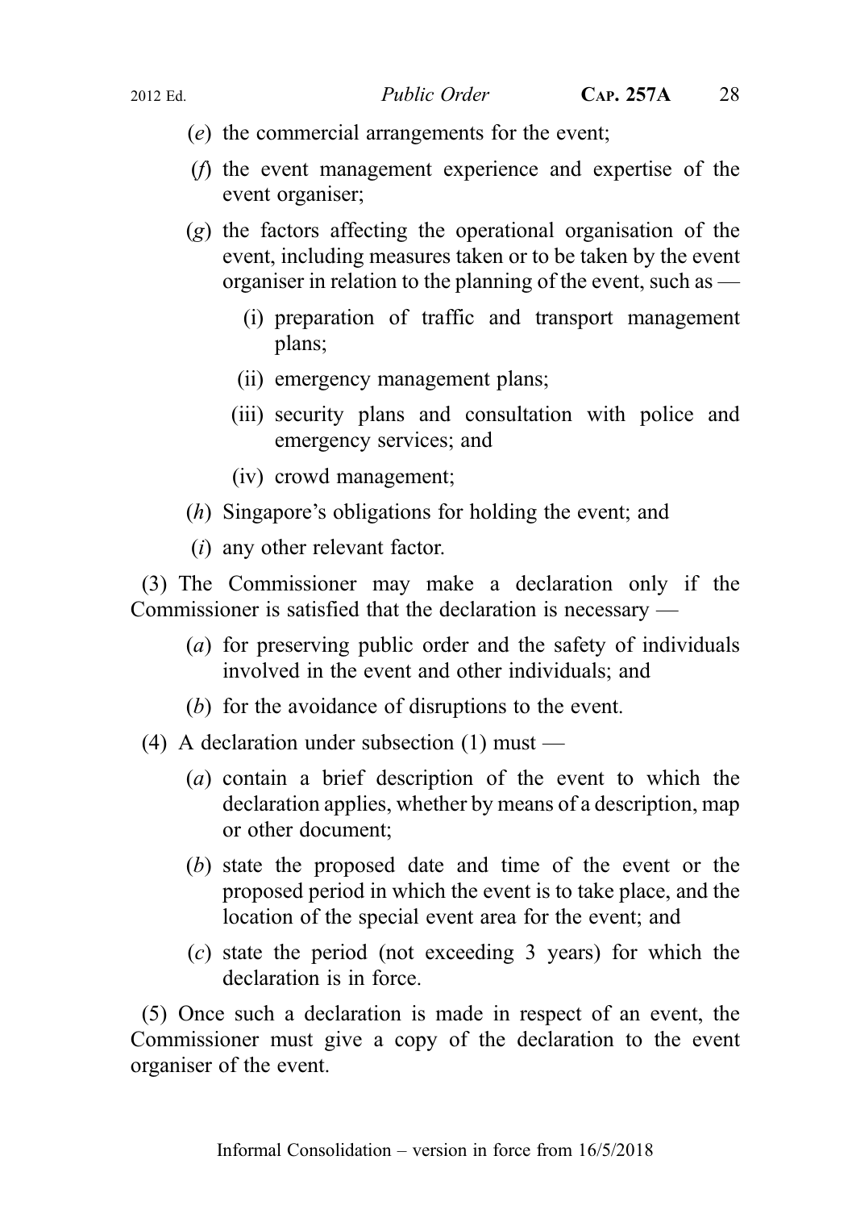(*e*) the commercial arrangements for the event;

(*f*) the event management experience and expertise of the event organiser;

(*g*) the factors affecting the operational organisation of the event, including measures taken or to be taken by the event organiser in relation to the planning of the event, such as —

(i) preparation of traffic and transport management plans;

(ii) emergency management plans;

(iii) security plans and consultation with police and emergency services; and

(iv) crowd management;

(*h*) Singapore's obligations for holding the event; and

(*i*) any other relevant factor.

(3) The Commissioner may make a declaration only if the Commissioner is satisfied that the declaration is necessary —

(*a*) for preserving public order and the safety of individuals involved in the event and other individuals; and

(*b*) for the avoidance of disruptions to the event.

(4) A declaration under subsection (1) must —

(*a*) contain a brief description of the event to which the declaration applies, whether by means of a description, map or other document;

(*b*) state the proposed date and time of the event or the proposed period in which the event is to take place, and the location of the special event area for the event; and

(*c*) state the period (not exceeding 3 years) for which the declaration is in force.

(5) Once such a declaration is made in respect of an event, the Commissioner must give a copy of the declaration to the event organiser of the event.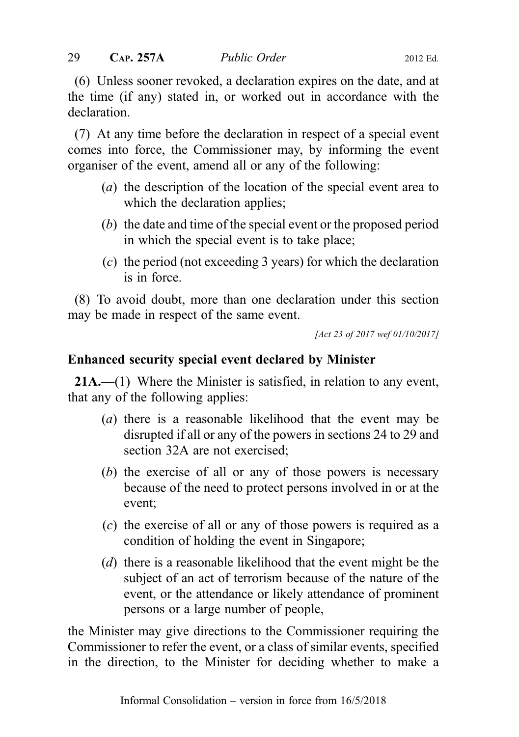(6) Unless sooner revoked, a declaration expires on the date, and at the time (if any) stated in, or worked out in accordance with the declaration.

(7) At any time before the declaration in respect of a special event comes into force, the Commissioner may, by informing the event organiser of the event, amend all or any of the following:

(*a*) the description of the location of the special event area to which the declaration applies;

(*b*) the date and time of the special event or the proposed period in which the special event is to take place;

(*c*) the period (not exceeding 3 years) for which the declaration is in force.

(8) To avoid doubt, more than one declaration under this section may be made in respect of the same event.

*[Act 23 of 2017 wef 01/10/2017]*

**Enhanced security special event declared by Minister**

**21A.**—(1) Where the Minister is satisfied, in relation to any event, that any of the following applies:

(*a*) there is a reasonable likelihood that the event may be disrupted if all or any of the powers in sections 24 to 29 and section 32A are not exercised;

(*b*) the exercise of all or any of those powers is necessary because of the need to protect persons involved in or at the event;

(*c*) the exercise of all or any of those powers is required as a condition of holding the event in Singapore;

(*d*) there is a reasonable likelihood that the event might be the subject of an act of terrorism because of the nature of the event, or the attendance or likely attendance of prominent persons or a large number of people,

the Minister may give directions to the Commissioner requiring the Commissioner to refer the event, or a class of similar events, specified in the direction, to the Minister for deciding whether to make a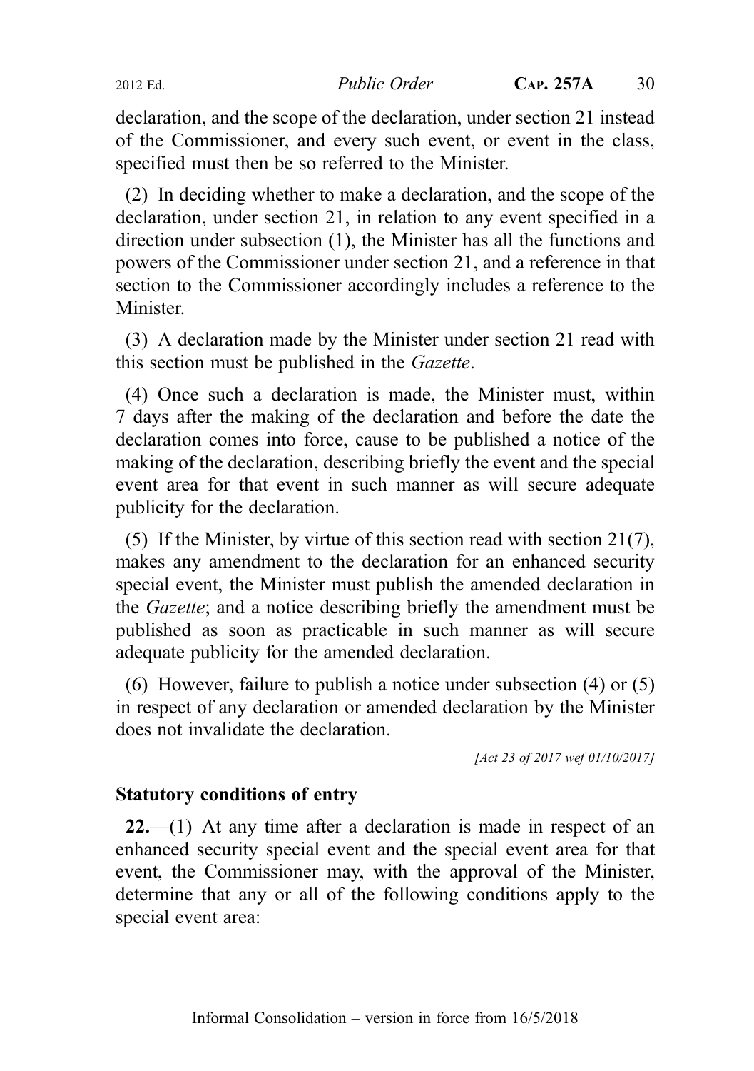declaration, and the scope of the declaration, under section 21 instead of the Commissioner, and every such event, or event in the class, specified must then be so referred to the Minister.

(2) In deciding whether to make a declaration, and the scope of the declaration, under section 21, in relation to any event specified in a direction under subsection (1), the Minister has all the functions and powers of the Commissioner under section 21, and a reference in that section to the Commissioner accordingly includes a reference to the Minister.

(3) A declaration made by the Minister under section 21 read with this section must be published in the *Gazette*.

(4) Once such a declaration is made, the Minister must, within 7 days after the making of the declaration and before the date the declaration comes into force, cause to be published a notice of the making of the declaration, describing briefly the event and the special event area for that event in such manner as will secure adequate publicity for the declaration.

(5) If the Minister, by virtue of this section read with section 21(7), makes any amendment to the declaration for an enhanced security special event, the Minister must publish the amended declaration in the *Gazette*; and a notice describing briefly the amendment must be published as soon as practicable in such manner as will secure adequate publicity for the amended declaration.

(6) However, failure to publish a notice under subsection (4) or (5) in respect of any declaration or amended declaration by the Minister does not invalidate the declaration.

*[Act 23 of 2017 wef 01/10/2017]*

**Statutory conditions of entry**

**22.**—(1) At any time after a declaration is made in respect of an enhanced security special event and the special event area for that event, the Commissioner may, with the approval of the Minister, determine that any or all of the following conditions apply to the special event area: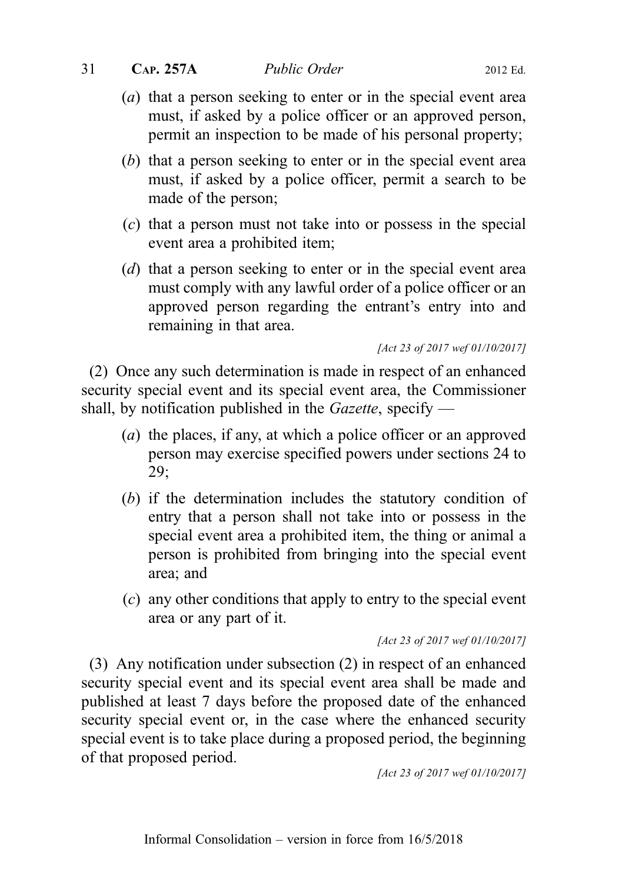(*a*) that a person seeking to enter or in the special event area must, if asked by a police officer or an approved person, permit an inspection to be made of his personal property;

(*b*) that a person seeking to enter or in the special event area must, if asked by a police officer, permit a search to be made of the person;

(*c*) that a person must not take into or possess in the special event area a prohibited item;

(*d*) that a person seeking to enter or in the special event area must comply with any lawful order of a police officer or an approved person regarding the entrant's entry into and remaining in that area.

*[Act 23 of 2017 wef 01/10/2017]*

(2) Once any such determination is made in respect of an enhanced security special event and its special event area, the Commissioner shall, by notification published in the *Gazette*, specify —

(*a*) the places, if any, at which a police officer or an approved person may exercise specified powers under sections 24 to 29;

(*b*) if the determination includes the statutory condition of entry that a person shall not take into or possess in the special event area a prohibited item, the thing or animal a person is prohibited from bringing into the special event area; and

(*c*) any other conditions that apply to entry to the special event area or any part of it.

*[Act 23 of 2017 wef 01/10/2017]*

(3) Any notification under subsection (2) in respect of an enhanced security special event and its special event area shall be made and published at least 7 days before the proposed date of the enhanced security special event or, in the case where the enhanced security special event is to take place during a proposed period, the beginning of that proposed period.

*[Act 23 of 2017 wef 01/10/2017]*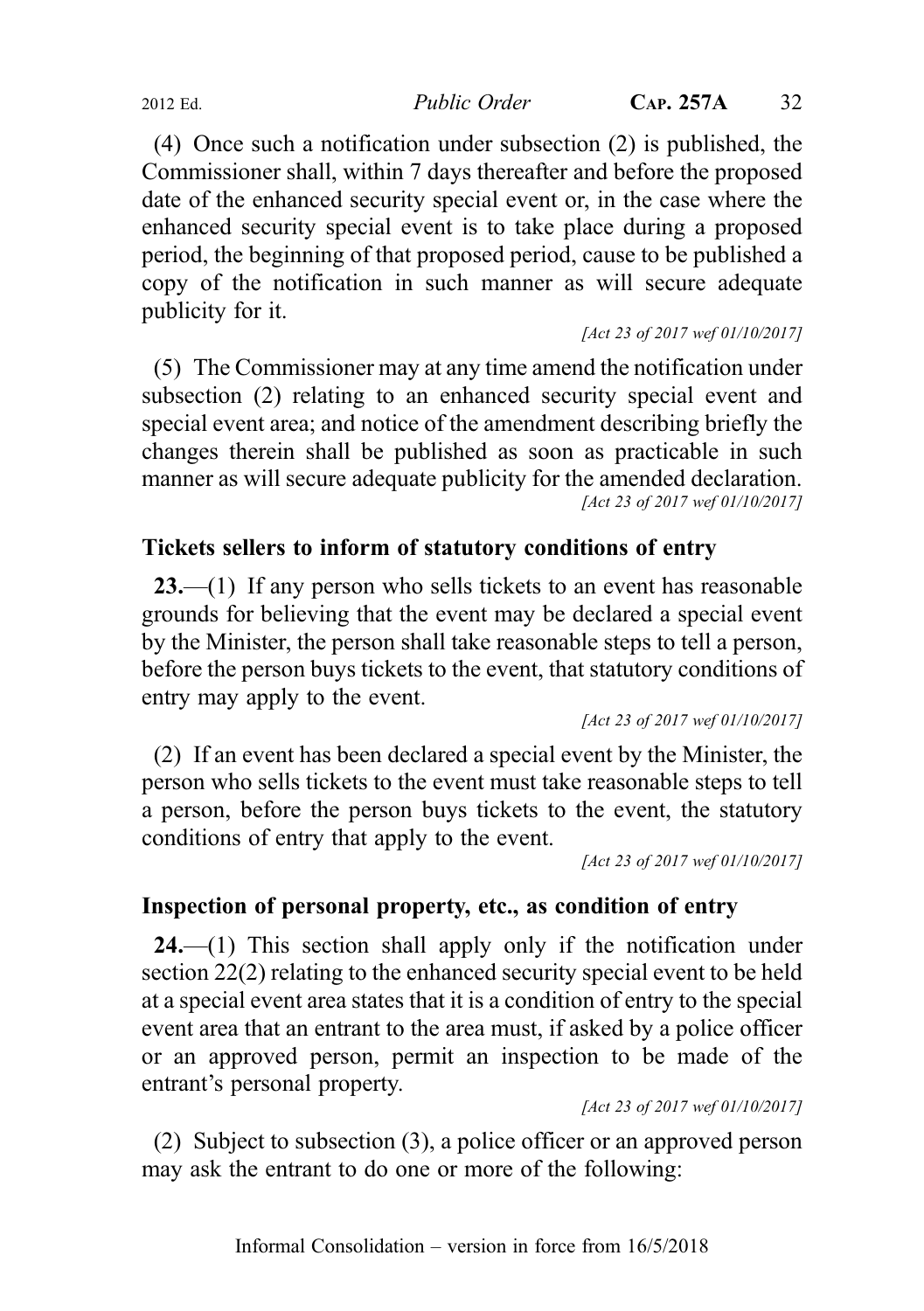(4) Once such a notification under subsection (2) is published, the Commissioner shall, within 7 days thereafter and before the proposed date of the enhanced security special event or, in the case where the enhanced security special event is to take place during a proposed period, the beginning of that proposed period, cause to be published a copy of the notification in such manner as will secure adequate publicity for it.

*[Act 23 of 2017 wef 01/10/2017]*

(5) The Commissioner may at any time amend the notification under subsection (2) relating to an enhanced security special event and special event area; and notice of the amendment describing briefly the changes therein shall be published as soon as practicable in such manner as will secure adequate publicity for the amended declaration.

*[Act 23 of 2017 wef 01/10/2017]*

### Tickets sellers to inform of statutory conditions of entry

**23.**—(1) If any person who sells tickets to an event has reasonable grounds for believing that the event may be declared a special event by the Minister, the person shall take reasonable steps to tell a person, before the person buys tickets to the event, that statutory conditions of entry may apply to the event.

*[Act 23 of 2017 wef 01/10/2017]*

(2) If an event has been declared a special event by the Minister, the person who sells tickets to the event must take reasonable steps to tell a person, before the person buys tickets to the event, the statutory conditions of entry that apply to the event.

*[Act 23 of 2017 wef 01/10/2017]*

### Inspection of personal property, etc., as condition of entry

**24.**—(1) This section shall apply only if the notification under section 22(2) relating to the enhanced security special event to be held at a special event area states that it is a condition of entry to the special event area that an entrant to the area must, if asked by a police officer or an approved person, permit an inspection to be made of the entrant's personal property.

*[Act 23 of 2017 wef 01/10/2017]*

(2) Subject to subsection (3), a police officer or an approved person may ask the entrant to do one or more of the following: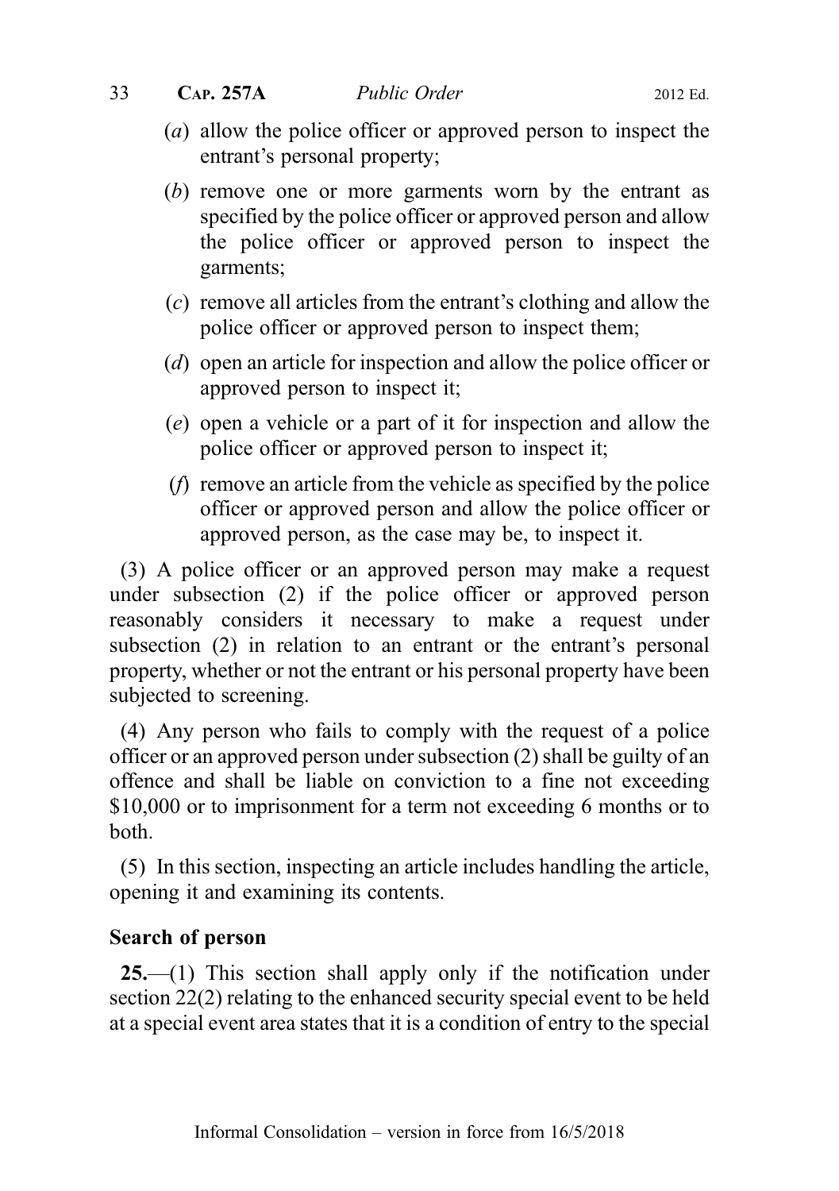(a) allow the police officer or approved person to inspect the entrant's personal property;

(b) remove one or more garments worn by the entrant as specified by the police officer or approved person and allow the police officer or approved person to inspect the garments;

(c) remove all articles from the entrant's clothing and allow the police officer or approved person to inspect them;

(d) open an article for inspection and allow the police officer or approved person to inspect it;

(e) open a vehicle or a part of it for inspection and allow the police officer or approved person to inspect it;

(f) remove an article from the vehicle as specified by the police officer or approved person and allow the police officer or approved person, as the case may be, to inspect it.

(3) A police officer or an approved person may make a request under subsection (2) if the police officer or approved person reasonably considers it necessary to make a request under subsection (2) in relation to an entrant or the entrant's personal property, whether or not the entrant or his personal property have been subjected to screening.

(4) Any person who fails to comply with the request of a police officer or an approved person under subsection (2) shall be guilty of an offence and shall be liable on conviction to a fine not exceeding $10,000 or to imprisonment for a term not exceeding 6 months or to both.

(5) In this section, inspecting an article includes handling the article, opening it and examining its contents.

**Search of person**

**25.**—(1) This section shall apply only if the notification under section 22(2) relating to the enhanced security special event to be held at a special event area states that it is a condition of entry to the special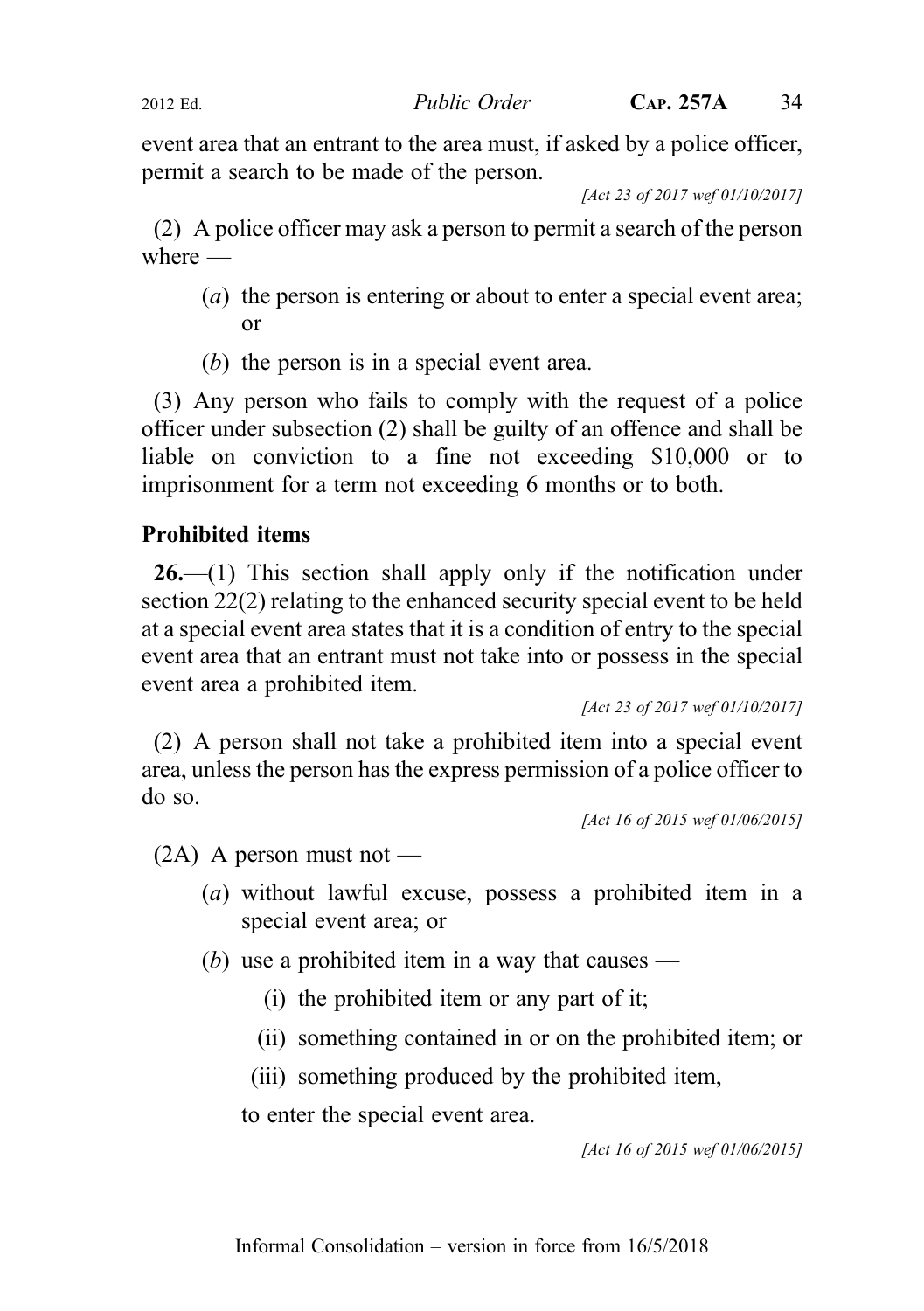event area that an entrant to the area must, if asked by a police officer, permit a search to be made of the person.

[Act 23 of 2017 wef 01/10/2017]

(2) A police officer may ask a person to permit a search of the person where —

(*a*) the person is entering or about to enter a special event area; or

(*b*) the person is in a special event area.

(3) Any person who fails to comply with the request of a police officer under subsection (2) shall be guilty of an offence and shall be liable on conviction to a fine not exceeding $10,000 or to imprisonment for a term not exceeding 6 months or to both.

### Prohibited items

**26.**—(1) This section shall apply only if the notification under section 22(2) relating to the enhanced security special event to be held at a special event area states that it is a condition of entry to the special event area that an entrant must not take into or possess in the special event area a prohibited item.

[Act 23 of 2017 wef 01/10/2017]

(2) A person shall not take a prohibited item into a special event area, unless the person has the express permission of a police officer to do so.

[Act 16 of 2015 wef 01/06/2015]

(2A) A person must not —

(*a*) without lawful excuse, possess a prohibited item in a special event area; or

(*b*) use a prohibited item in a way that causes —

(i) the prohibited item or any part of it;

(ii) something contained in or on the prohibited item; or

(iii) something produced by the prohibited item,

to enter the special event area.

[Act 16 of 2015 wef 01/06/2015]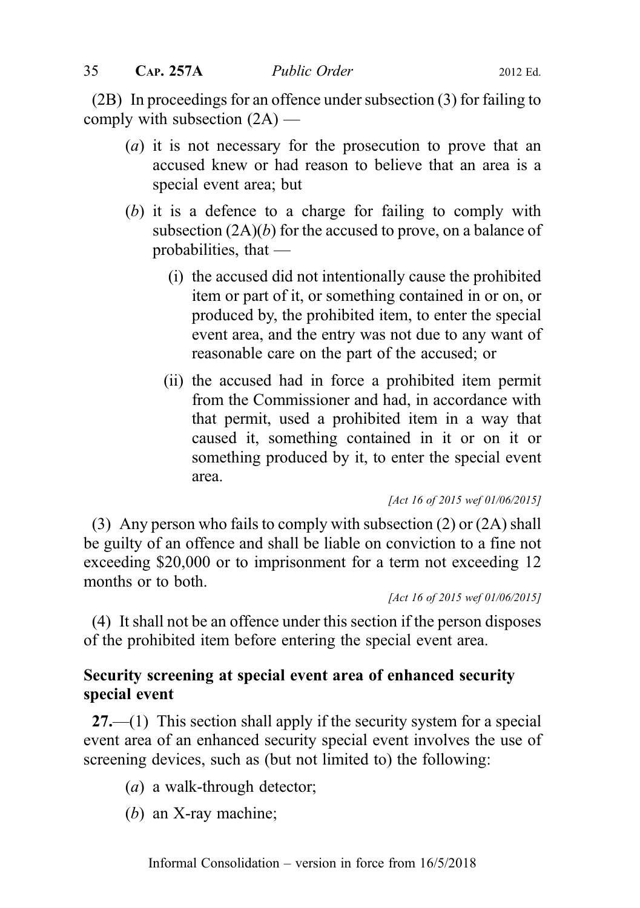(2B) In proceedings for an offence under subsection (3) for failing to comply with subsection (2A) —

(*a*) it is not necessary for the prosecution to prove that an accused knew or had reason to believe that an area is a special event area; but

(*b*) it is a defence to a charge for failing to comply with subsection (2A)(*b*) for the accused to prove, on a balance of probabilities, that —

(i) the accused did not intentionally cause the prohibited item or part of it, or something contained in or on, or produced by, the prohibited item, to enter the special event area, and the entry was not due to any want of reasonable care on the part of the accused; or

(ii) the accused had in force a prohibited item permit from the Commissioner and had, in accordance with that permit, used a prohibited item in a way that caused it, something contained in it or on it or something produced by it, to enter the special event area.

*[Act 16 of 2015 wef 01/06/2015]*

(3) Any person who fails to comply with subsection (2) or (2A) shall be guilty of an offence and shall be liable on conviction to a fine not exceeding \$20,000 or to imprisonment for a term not exceeding 12 months or to both.

*[Act 16 of 2015 wef 01/06/2015]*

(4) It shall not be an offence under this section if the person disposes of the prohibited item before entering the special event area.

**Security screening at special event area of enhanced security special event**

**27.**—(1) This section shall apply if the security system for a special event area of an enhanced security special event involves the use of screening devices, such as (but not limited to) the following:

(*a*) a walk-through detector;

(*b*) an X-ray machine;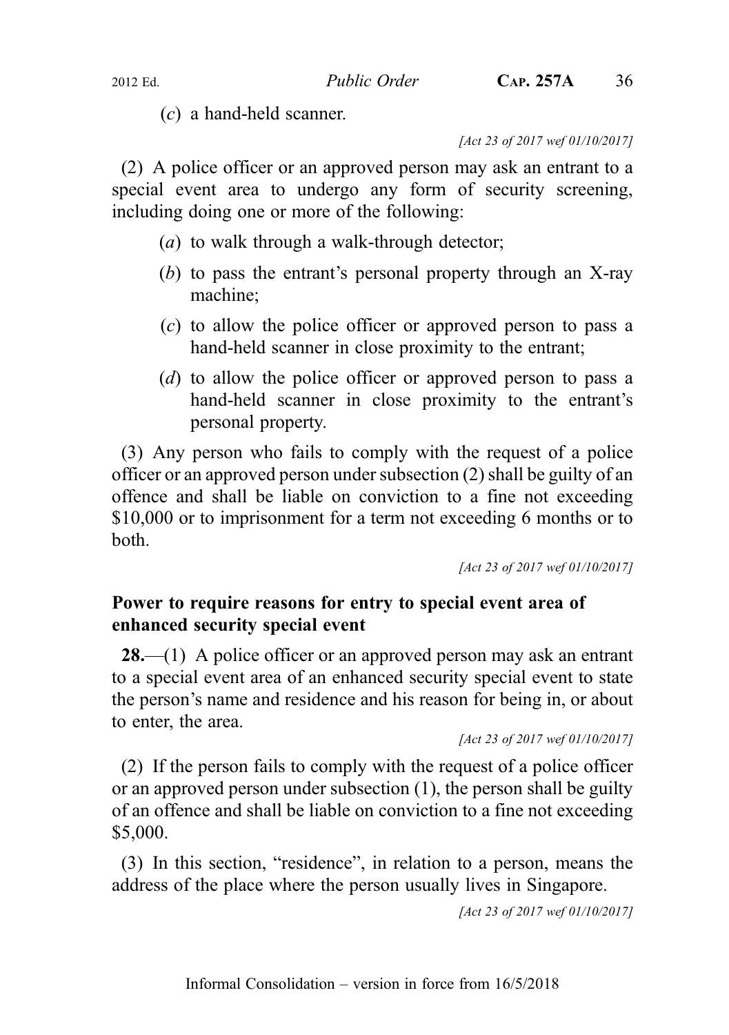(*c*) a hand-held scanner.

*[Act 23 of 2017 wef 01/10/2017]*

(2) A police officer or an approved person may ask an entrant to a special event area to undergo any form of security screening, including doing one or more of the following:

(*a*) to walk through a walk-through detector;

(*b*) to pass the entrant's personal property through an X-ray machine;

(*c*) to allow the police officer or approved person to pass a hand-held scanner in close proximity to the entrant;

(*d*) to allow the police officer or approved person to pass a hand-held scanner in close proximity to the entrant's personal property.

(3) Any person who fails to comply with the request of a police officer or an approved person under subsection (2) shall be guilty of an offence and shall be liable on conviction to a fine not exceeding $10,000 or to imprisonment for a term not exceeding 6 months or to both.

*[Act 23 of 2017 wef 01/10/2017]*

**Power to require reasons for entry to special event area of enhanced security special event**

**28.**—(1) A police officer or an approved person may ask an entrant to a special event area of an enhanced security special event to state the person's name and residence and his reason for being in, or about to enter, the area.

*[Act 23 of 2017 wef 01/10/2017]*

(2) If the person fails to comply with the request of a police officer or an approved person under subsection (1), the person shall be guilty of an offence and shall be liable on conviction to a fine not exceeding $5,000.

(3) In this section, "residence", in relation to a person, means the address of the place where the person usually lives in Singapore.

*[Act 23 of 2017 wef 01/10/2017]*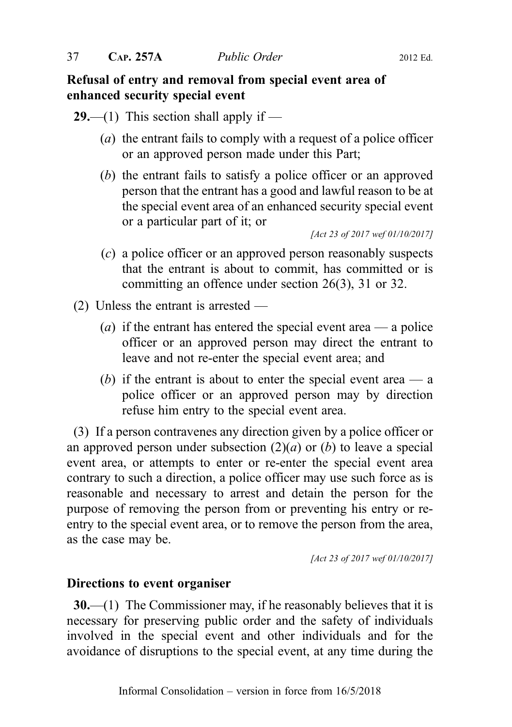**Refusal of entry and removal from special event area of enhanced security special event**

**29.**—(1) This section shall apply if —

(*a*) the entrant fails to comply with a request of a police officer or an approved person made under this Part;

(*b*) the entrant fails to satisfy a police officer or an approved person that the entrant has a good and lawful reason to be at the special event area of an enhanced security special event or a particular part of it; or

*[Act 23 of 2017 wef 01/10/2017]*

(*c*) a police officer or an approved person reasonably suspects that the entrant is about to commit, has committed or is committing an offence under section 26(3), 31 or 32.

(2) Unless the entrant is arrested —

(*a*) if the entrant has entered the special event area — a police officer or an approved person may direct the entrant to leave and not re-enter the special event area; and

(*b*) if the entrant is about to enter the special event area — a police officer or an approved person may by direction refuse him entry to the special event area.

(3) If a person contravenes any direction given by a police officer or an approved person under subsection (2)(*a*) or (*b*) to leave a special event area, or attempts to enter or re-enter the special event area contrary to such a direction, a police officer may use such force as is reasonable and necessary to arrest and detain the person for the purpose of removing the person from or preventing his entry or re-entry to the special event area, or to remove the person from the area, as the case may be.

*[Act 23 of 2017 wef 01/10/2017]*

**Directions to event organiser**

**30.**—(1) The Commissioner may, if he reasonably believes that it is necessary for preserving public order and the safety of individuals involved in the special event and other individuals and for the avoidance of disruptions to the special event, at any time during the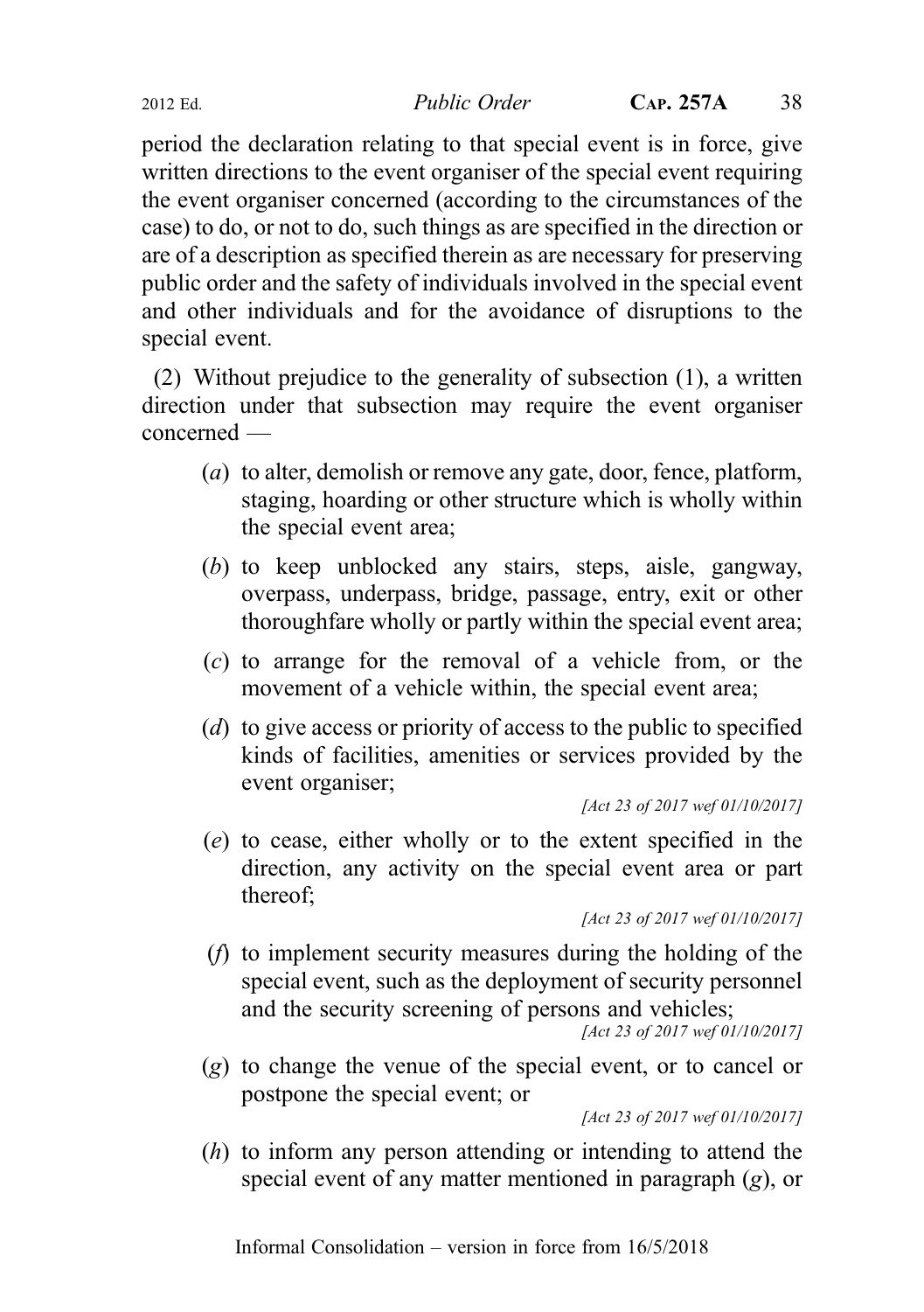period the declaration relating to that special event is in force, give written directions to the event organiser of the special event requiring the event organiser concerned (according to the circumstances of the case) to do, or not to do, such things as are specified in the direction or are of a description as specified therein as are necessary for preserving public order and the safety of individuals involved in the special event and other individuals and for the avoidance of disruptions to the special event.

(2) Without prejudice to the generality of subsection (1), a written direction under that subsection may require the event organiser concerned —

(*a*) to alter, demolish or remove any gate, door, fence, platform, staging, hoarding or other structure which is wholly within the special event area;

(*b*) to keep unblocked any stairs, steps, aisle, gangway, overpass, underpass, bridge, passage, entry, exit or other thoroughfare wholly or partly within the special event area;

(*c*) to arrange for the removal of a vehicle from, or the movement of a vehicle within, the special event area;

(*d*) to give access or priority of access to the public to specified kinds of facilities, amenities or services provided by the event organiser;

*[Act 23 of 2017 wef 01/10/2017]*

(*e*) to cease, either wholly or to the extent specified in the direction, any activity on the special event area or part thereof;

*[Act 23 of 2017 wef 01/10/2017]*

(*f*) to implement security measures during the holding of the special event, such as the deployment of security personnel and the security screening of persons and vehicles;

*[Act 23 of 2017 wef 01/10/2017]*

(*g*) to change the venue of the special event, or to cancel or postpone the special event; or

*[Act 23 of 2017 wef 01/10/2017]*

(*h*) to inform any person attending or intending to attend the special event of any matter mentioned in paragraph (*g*), or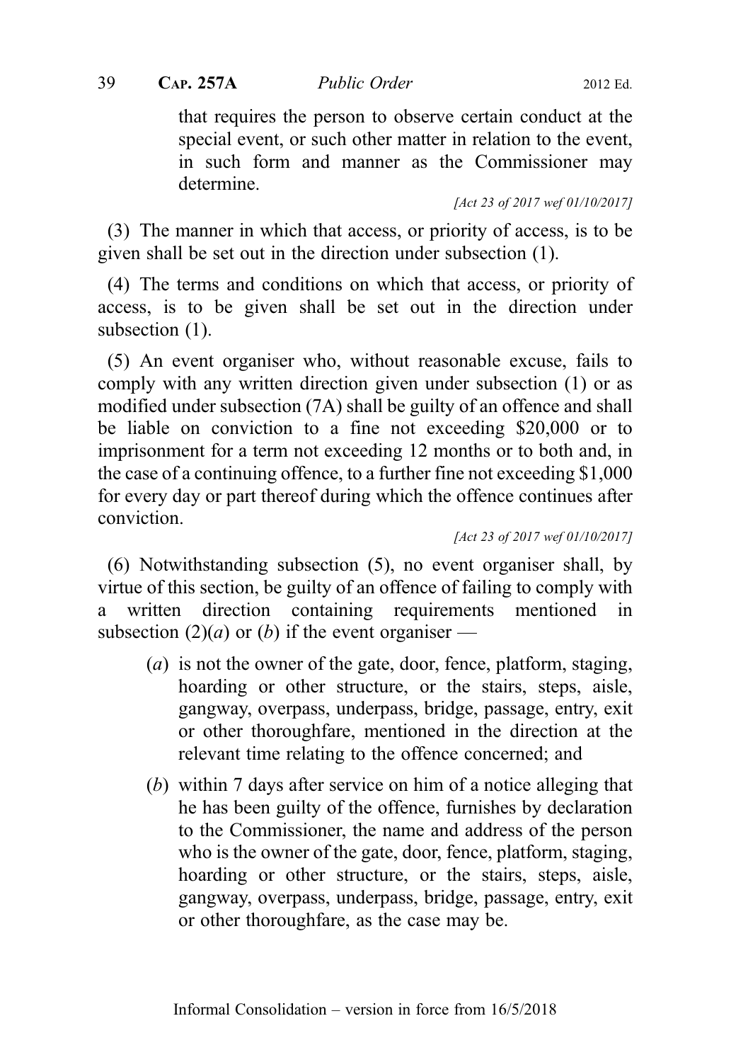that requires the person to observe certain conduct at the special event, or such other matter in relation to the event, in such form and manner as the Commissioner may determine.

[Act 23 of 2017 wef 01/10/2017]

(3) The manner in which that access, or priority of access, is to be given shall be set out in the direction under subsection (1).

(4) The terms and conditions on which that access, or priority of access, is to be given shall be set out in the direction under subsection (1).

(5) An event organiser who, without reasonable excuse, fails to comply with any written direction given under subsection (1) or as modified under subsection (7A) shall be guilty of an offence and shall be liable on conviction to a fine not exceeding $20,000 or to imprisonment for a term not exceeding 12 months or to both and, in the case of a continuing offence, to a further fine not exceeding $1,000 for every day or part thereof during which the offence continues after conviction.

[Act 23 of 2017 wef 01/10/2017]

(6) Notwithstanding subsection (5), no event organiser shall, by virtue of this section, be guilty of an offence of failing to comply with a written direction containing requirements mentioned in subsection (2)(*a*) or (*b*) if the event organiser —

(*a*) is not the owner of the gate, door, fence, platform, staging, hoarding or other structure, or the stairs, steps, aisle, gangway, overpass, underpass, bridge, passage, entry, exit or other thoroughfare, mentioned in the direction at the relevant time relating to the offence concerned; and

(*b*) within 7 days after service on him of a notice alleging that he has been guilty of the offence, furnishes by declaration to the Commissioner, the name and address of the person who is the owner of the gate, door, fence, platform, staging, hoarding or other structure, or the stairs, steps, aisle, gangway, overpass, underpass, bridge, passage, entry, exit or other thoroughfare, as the case may be.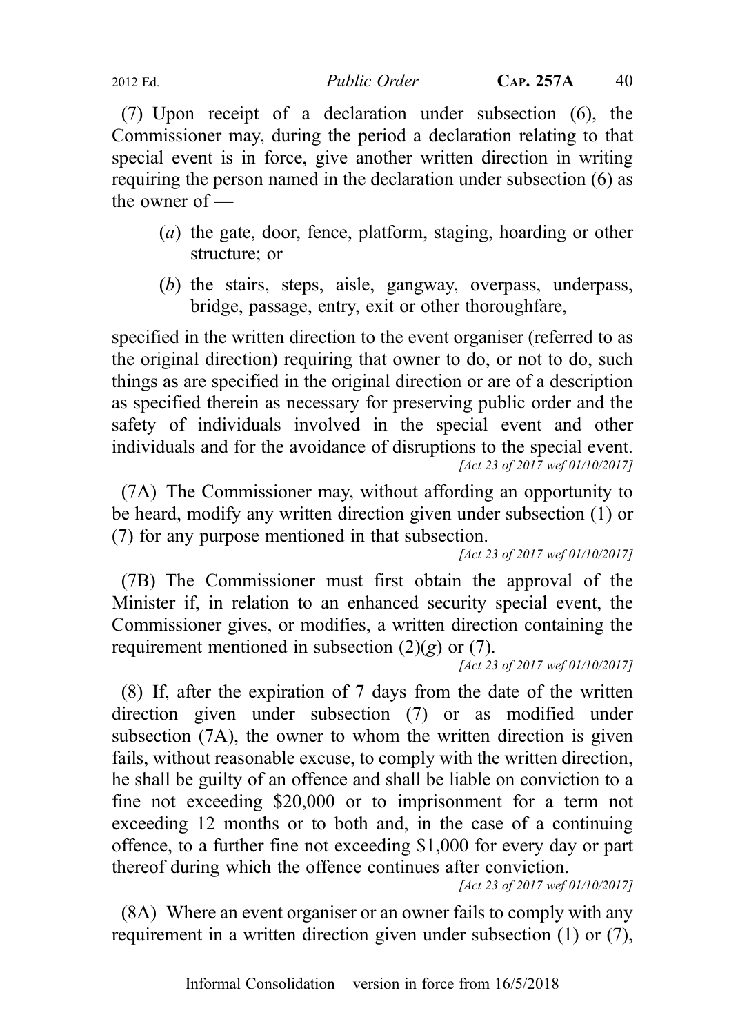(7) Upon receipt of a declaration under subsection (6), the Commissioner may, during the period a declaration relating to that special event is in force, give another written direction in writing requiring the person named in the declaration under subsection (6) as the owner of —

- (*a*) the gate, door, fence, platform, staging, hoarding or other structure; or
- (*b*) the stairs, steps, aisle, gangway, overpass, underpass, bridge, passage, entry, exit or other thoroughfare,

specified in the written direction to the event organiser (referred to as the original direction) requiring that owner to do, or not to do, such things as are specified in the original direction or are of a description as specified therein as necessary for preserving public order and the safety of individuals involved in the special event and other individuals and for the avoidance of disruptions to the special event.

*[Act 23 of 2017 wef 01/10/2017]*

(7A) The Commissioner may, without affording an opportunity to be heard, modify any written direction given under subsection (1) or (7) for any purpose mentioned in that subsection.

*[Act 23 of 2017 wef 01/10/2017]*

(7B) The Commissioner must first obtain the approval of the Minister if, in relation to an enhanced security special event, the Commissioner gives, or modifies, a written direction containing the requirement mentioned in subsection (2)(*g*) or (7).

*[Act 23 of 2017 wef 01/10/2017]*

(8) If, after the expiration of 7 days from the date of the written direction given under subsection (7) or as modified under subsection (7A), the owner to whom the written direction is given fails, without reasonable excuse, to comply with the written direction, he shall be guilty of an offence and shall be liable on conviction to a fine not exceeding $20,000 or to imprisonment for a term not exceeding 12 months or to both and, in the case of a continuing offence, to a further fine not exceeding $1,000 for every day or part thereof during which the offence continues after conviction.

*[Act 23 of 2017 wef 01/10/2017]*

(8A) Where an event organiser or an owner fails to comply with any requirement in a written direction given under subsection (1) or (7),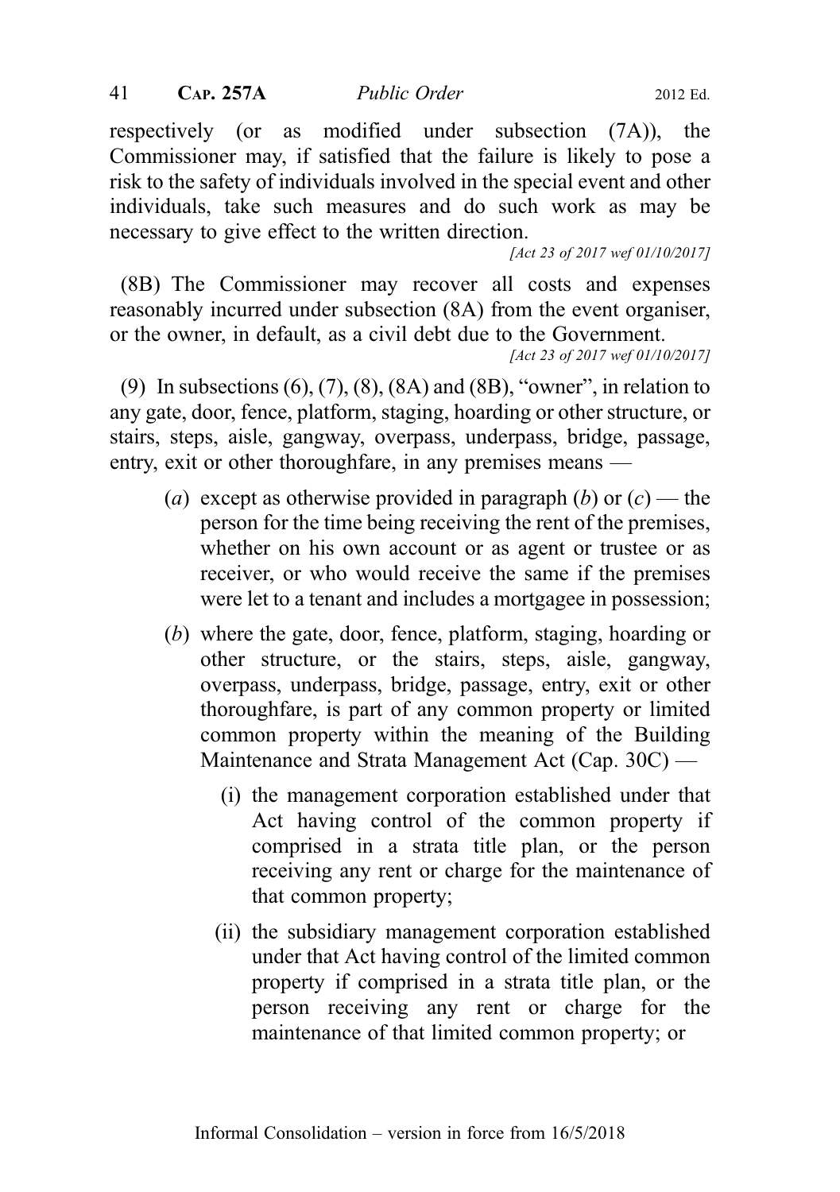respectively (or as modified under subsection (7A)), the Commissioner may, if satisfied that the failure is likely to pose a risk to the safety of individuals involved in the special event and other individuals, take such measures and do such work as may be necessary to give effect to the written direction.

*[Act 23 of 2017 wef 01/10/2017]*

(8B) The Commissioner may recover all costs and expenses reasonably incurred under subsection (8A) from the event organiser, or the owner, in default, as a civil debt due to the Government.

*[Act 23 of 2017 wef 01/10/2017]*

(9) In subsections (6), (7), (8), (8A) and (8B), "owner", in relation to any gate, door, fence, platform, staging, hoarding or other structure, or stairs, steps, aisle, gangway, overpass, underpass, bridge, passage, entry, exit or other thoroughfare, in any premises means —

(*a*) except as otherwise provided in paragraph (*b*) or (*c*) — the person for the time being receiving the rent of the premises, whether on his own account or as agent or trustee or as receiver, or who would receive the same if the premises were let to a tenant and includes a mortgagee in possession;

(*b*) where the gate, door, fence, platform, staging, hoarding or other structure, or the stairs, steps, aisle, gangway, overpass, underpass, bridge, passage, entry, exit or other thoroughfare, is part of any common property or limited common property within the meaning of the Building Maintenance and Strata Management Act (Cap. 30C) —

(i) the management corporation established under that Act having control of the common property if comprised in a strata title plan, or the person receiving any rent or charge for the maintenance of that common property;

(ii) the subsidiary management corporation established under that Act having control of the limited common property if comprised in a strata title plan, or the person receiving any rent or charge for the maintenance of that limited common property; or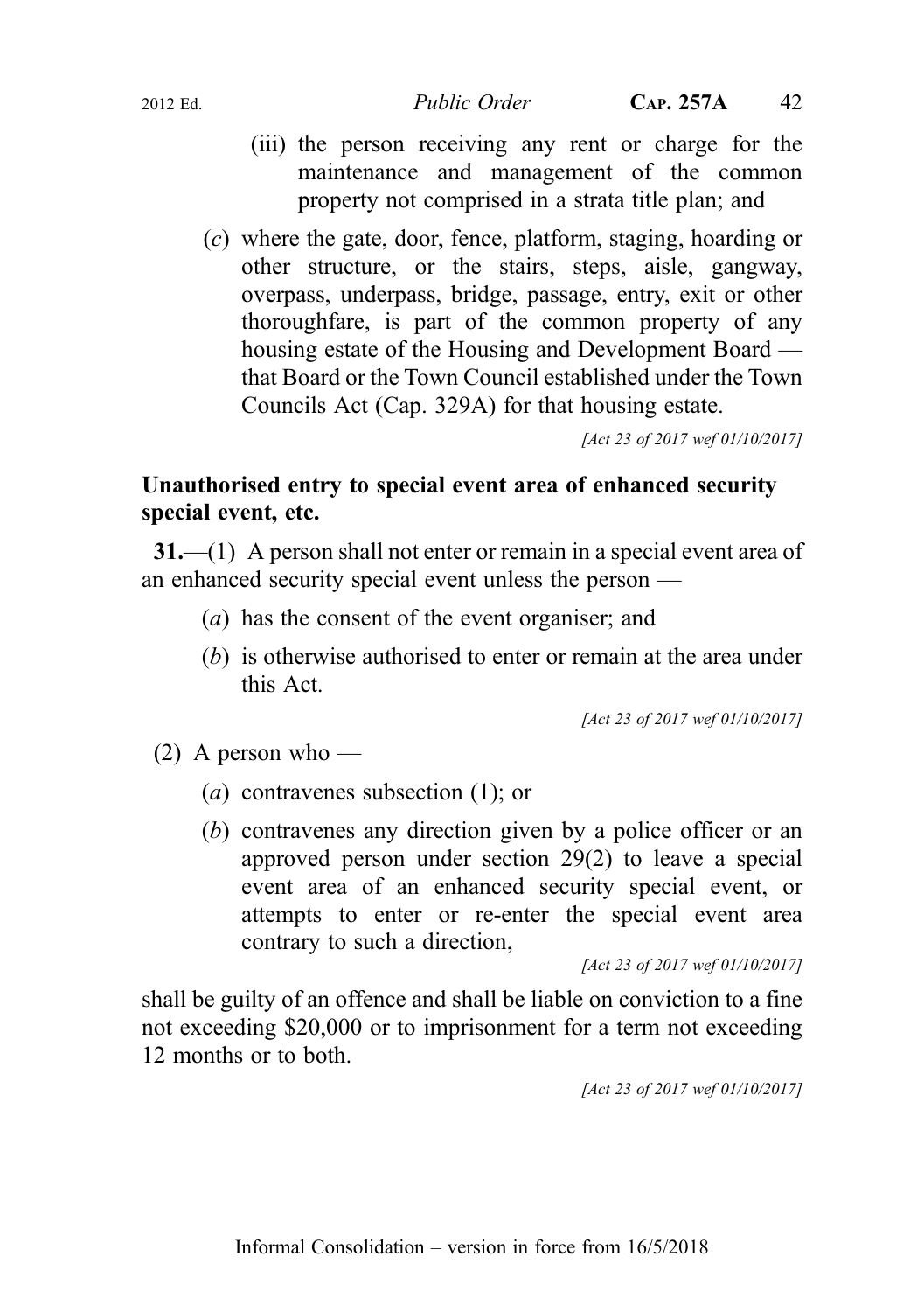(iii) the person receiving any rent or charge for the maintenance and management of the common property not comprised in a strata title plan; and

(*c*) where the gate, door, fence, platform, staging, hoarding or other structure, or the stairs, steps, aisle, gangway, overpass, underpass, bridge, passage, entry, exit or other thoroughfare, is part of the common property of any housing estate of the Housing and Development Board — that Board or the Town Council established under the Town Councils Act (Cap. 329A) for that housing estate.

*[Act 23 of 2017 wef 01/10/2017]*

**Unauthorised entry to special event area of enhanced security special event, etc.**

**31.**—(1) A person shall not enter or remain in a special event area of an enhanced security special event unless the person —

(*a*) has the consent of the event organiser; and

(*b*) is otherwise authorised to enter or remain at the area under this Act.

*[Act 23 of 2017 wef 01/10/2017]*

(2) A person who —

(*a*) contravenes subsection (1); or

(*b*) contravenes any direction given by a police officer or an approved person under section 29(2) to leave a special event area of an enhanced security special event, or attempts to enter or re-enter the special event area contrary to such a direction,

*[Act 23 of 2017 wef 01/10/2017]*

shall be guilty of an offence and shall be liable on conviction to a fine not exceeding $20,000 or to imprisonment for a term not exceeding 12 months or to both.

*[Act 23 of 2017 wef 01/10/2017]*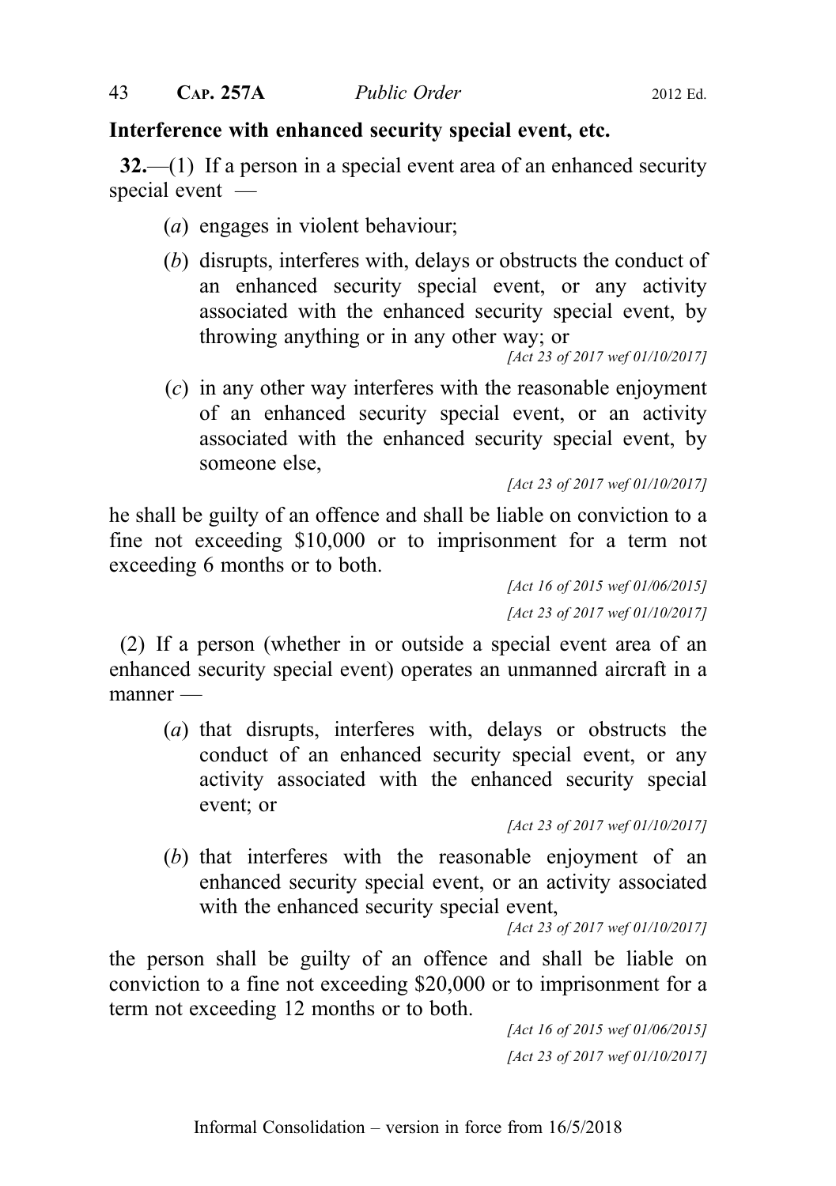**Interference with enhanced security special event, etc.**

**32.**—(1) If a person in a special event area of an enhanced security special event —

(*a*) engages in violent behaviour;

(*b*) disrupts, interferes with, delays or obstructs the conduct of an enhanced security special event, or any activity associated with the enhanced security special event, by throwing anything or in any other way; or

*[Act 23 of 2017 wef 01/10/2017]*

(*c*) in any other way interferes with the reasonable enjoyment of an enhanced security special event, or an activity associated with the enhanced security special event, by someone else,

*[Act 23 of 2017 wef 01/10/2017]*

he shall be guilty of an offence and shall be liable on conviction to a fine not exceeding $10,000 or to imprisonment for a term not exceeding 6 months or to both.

*[Act 16 of 2015 wef 01/06/2015]*

*[Act 23 of 2017 wef 01/10/2017]*

(2) If a person (whether in or outside a special event area of an enhanced security special event) operates an unmanned aircraft in a manner —

(*a*) that disrupts, interferes with, delays or obstructs the conduct of an enhanced security special event, or any activity associated with the enhanced security special event; or

*[Act 23 of 2017 wef 01/10/2017]*

(*b*) that interferes with the reasonable enjoyment of an enhanced security special event, or an activity associated with the enhanced security special event,

*[Act 23 of 2017 wef 01/10/2017]*

the person shall be guilty of an offence and shall be liable on conviction to a fine not exceeding $20,000 or to imprisonment for a term not exceeding 12 months or to both.

*[Act 16 of 2015 wef 01/06/2015]*

*[Act 23 of 2017 wef 01/10/2017]*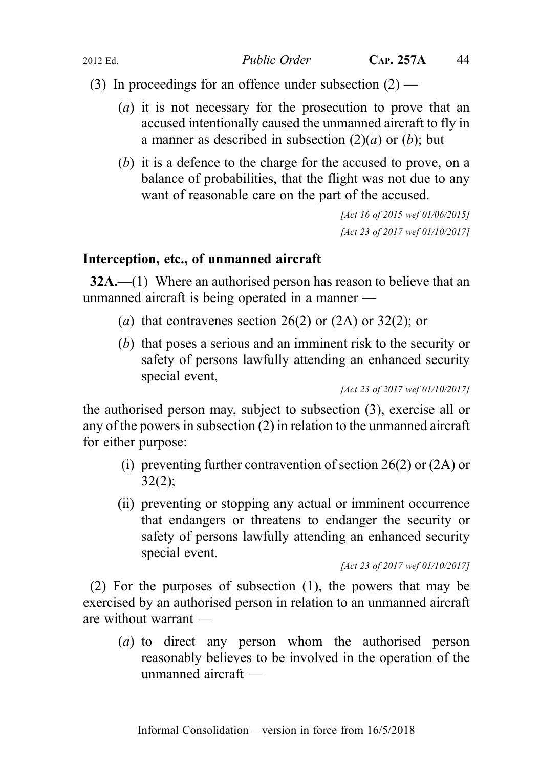(3) In proceedings for an offence under subsection (2) —

(*a*) it is not necessary for the prosecution to prove that an accused intentionally caused the unmanned aircraft to fly in a manner as described in subsection (2)(*a*) or (*b*); but

(*b*) it is a defence to the charge for the accused to prove, on a balance of probabilities, that the flight was not due to any want of reasonable care on the part of the accused.

[Act 16 of 2015 wef 01/06/2015]

[Act 23 of 2017 wef 01/10/2017]

**Interception, etc., of unmanned aircraft**

**32A.**—(1) Where an authorised person has reason to believe that an unmanned aircraft is being operated in a manner —

(*a*) that contravenes section 26(2) or (2A) or 32(2); or

(*b*) that poses a serious and an imminent risk to the security or safety of persons lawfully attending an enhanced security special event,

[Act 23 of 2017 wef 01/10/2017]

the authorised person may, subject to subsection (3), exercise all or any of the powers in subsection (2) in relation to the unmanned aircraft for either purpose:

(i) preventing further contravention of section 26(2) or (2A) or 32(2);

(ii) preventing or stopping any actual or imminent occurrence that endangers or threatens to endanger the security or safety of persons lawfully attending an enhanced security special event.

[Act 23 of 2017 wef 01/10/2017]

(2) For the purposes of subsection (1), the powers that may be exercised by an authorised person in relation to an unmanned aircraft are without warrant —

(*a*) to direct any person whom the authorised person reasonably believes to be involved in the operation of the unmanned aircraft —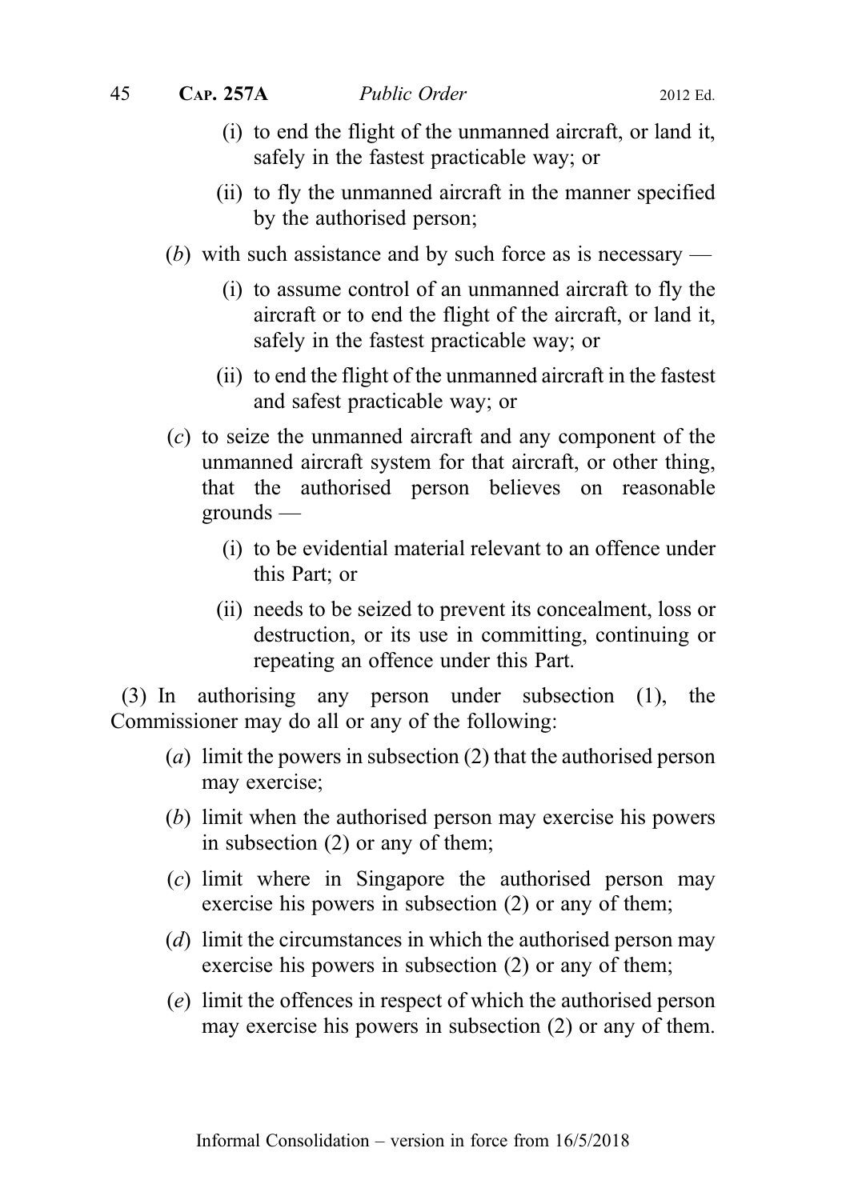(i) to end the flight of the unmanned aircraft, or land it, safely in the fastest practicable way; or

(ii) to fly the unmanned aircraft in the manner specified by the authorised person;

(*b*) with such assistance and by such force as is necessary —

(i) to assume control of an unmanned aircraft to fly the aircraft or to end the flight of the aircraft, or land it, safely in the fastest practicable way; or

(ii) to end the flight of the unmanned aircraft in the fastest and safest practicable way; or

(*c*) to seize the unmanned aircraft and any component of the unmanned aircraft system for that aircraft, or other thing, that the authorised person believes on reasonable grounds —

(i) to be evidential material relevant to an offence under this Part; or

(ii) needs to be seized to prevent its concealment, loss or destruction, or its use in committing, continuing or repeating an offence under this Part.

(3) In authorising any person under subsection (1), the Commissioner may do all or any of the following:

(*a*) limit the powers in subsection (2) that the authorised person may exercise;

(*b*) limit when the authorised person may exercise his powers in subsection (2) or any of them;

(*c*) limit where in Singapore the authorised person may exercise his powers in subsection (2) or any of them;

(*d*) limit the circumstances in which the authorised person may exercise his powers in subsection (2) or any of them;

(*e*) limit the offences in respect of which the authorised person may exercise his powers in subsection (2) or any of them.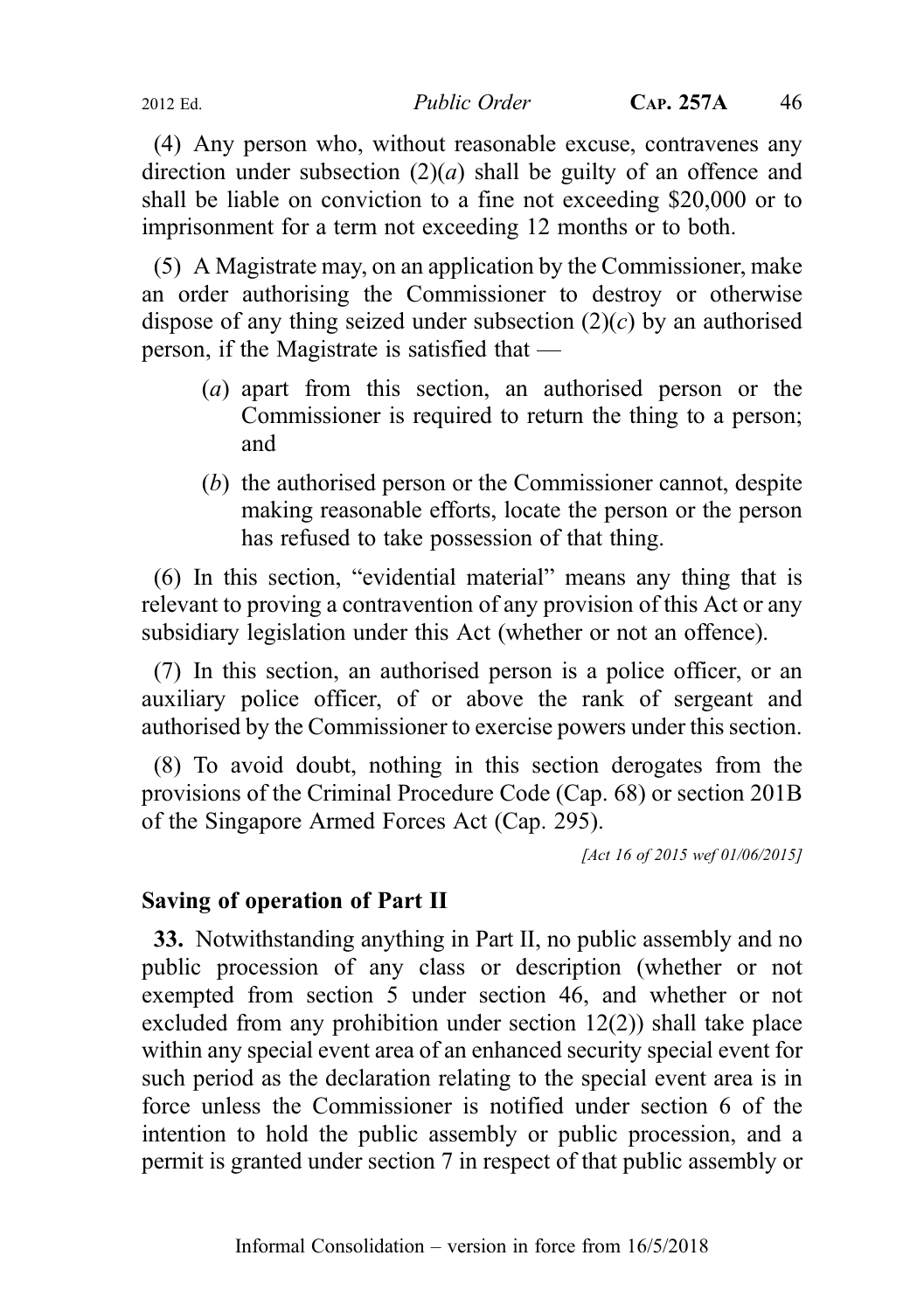(4) Any person who, without reasonable excuse, contravenes any direction under subsection (2)(*a*) shall be guilty of an offence and shall be liable on conviction to a fine not exceeding $20,000 or to imprisonment for a term not exceeding 12 months or to both.

(5) A Magistrate may, on an application by the Commissioner, make an order authorising the Commissioner to destroy or otherwise dispose of any thing seized under subsection (2)(*c*) by an authorised person, if the Magistrate is satisfied that —

- (*a*) apart from this section, an authorised person or the Commissioner is required to return the thing to a person; and
- (*b*) the authorised person or the Commissioner cannot, despite making reasonable efforts, locate the person or the person has refused to take possession of that thing.

(6) In this section, "evidential material" means any thing that is relevant to proving a contravention of any provision of this Act or any subsidiary legislation under this Act (whether or not an offence).

(7) In this section, an authorised person is a police officer, or an auxiliary police officer, of or above the rank of sergeant and authorised by the Commissioner to exercise powers under this section.

(8) To avoid doubt, nothing in this section derogates from the provisions of the Criminal Procedure Code (Cap. 68) or section 201B of the Singapore Armed Forces Act (Cap. 295).

*[Act 16 of 2015 wef 01/06/2015]*

### Saving of operation of Part II

**33.** Notwithstanding anything in Part II, no public assembly and no public procession of any class or description (whether or not exempted from section 5 under section 46, and whether or not excluded from any prohibition under section 12(2)) shall take place within any special event area of an enhanced security special event for such period as the declaration relating to the special event area is in force unless the Commissioner is notified under section 6 of the intention to hold the public assembly or public procession, and a permit is granted under section 7 in respect of that public assembly or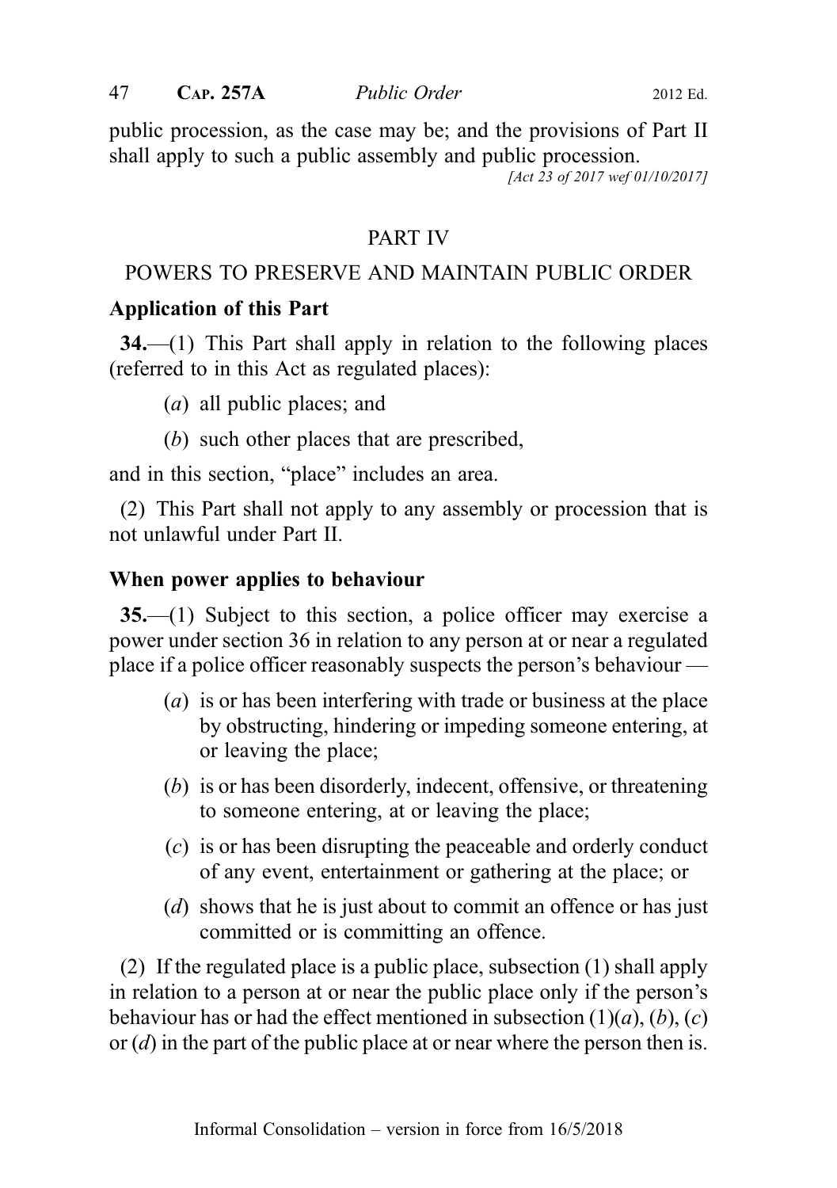public procession, as the case may be; and the provisions of Part II shall apply to such a public assembly and public procession.

*[Act 23 of 2017 wef 01/10/2017]*

## PART IV

## POWERS TO PRESERVE AND MAINTAIN PUBLIC ORDER

### Application of this Part

**34.**—(1) This Part shall apply in relation to the following places (referred to in this Act as regulated places):

(*a*) all public places; and

(*b*) such other places that are prescribed,

and in this section, "place" includes an area.

(2) This Part shall not apply to any assembly or procession that is not unlawful under Part II.

### When power applies to behaviour

**35.**—(1) Subject to this section, a police officer may exercise a power under section 36 in relation to any person at or near a regulated place if a police officer reasonably suspects the person's behaviour —

(*a*) is or has been interfering with trade or business at the place by obstructing, hindering or impeding someone entering, at or leaving the place;

(*b*) is or has been disorderly, indecent, offensive, or threatening to someone entering, at or leaving the place;

(*c*) is or has been disrupting the peaceable and orderly conduct of any event, entertainment or gathering at the place; or

(*d*) shows that he is just about to commit an offence or has just committed or is committing an offence.

(2) If the regulated place is a public place, subsection (1) shall apply in relation to a person at or near the public place only if the person's behaviour has or had the effect mentioned in subsection (1)(*a*), (*b*), (*c*) or (*d*) in the part of the public place at or near where the person then is.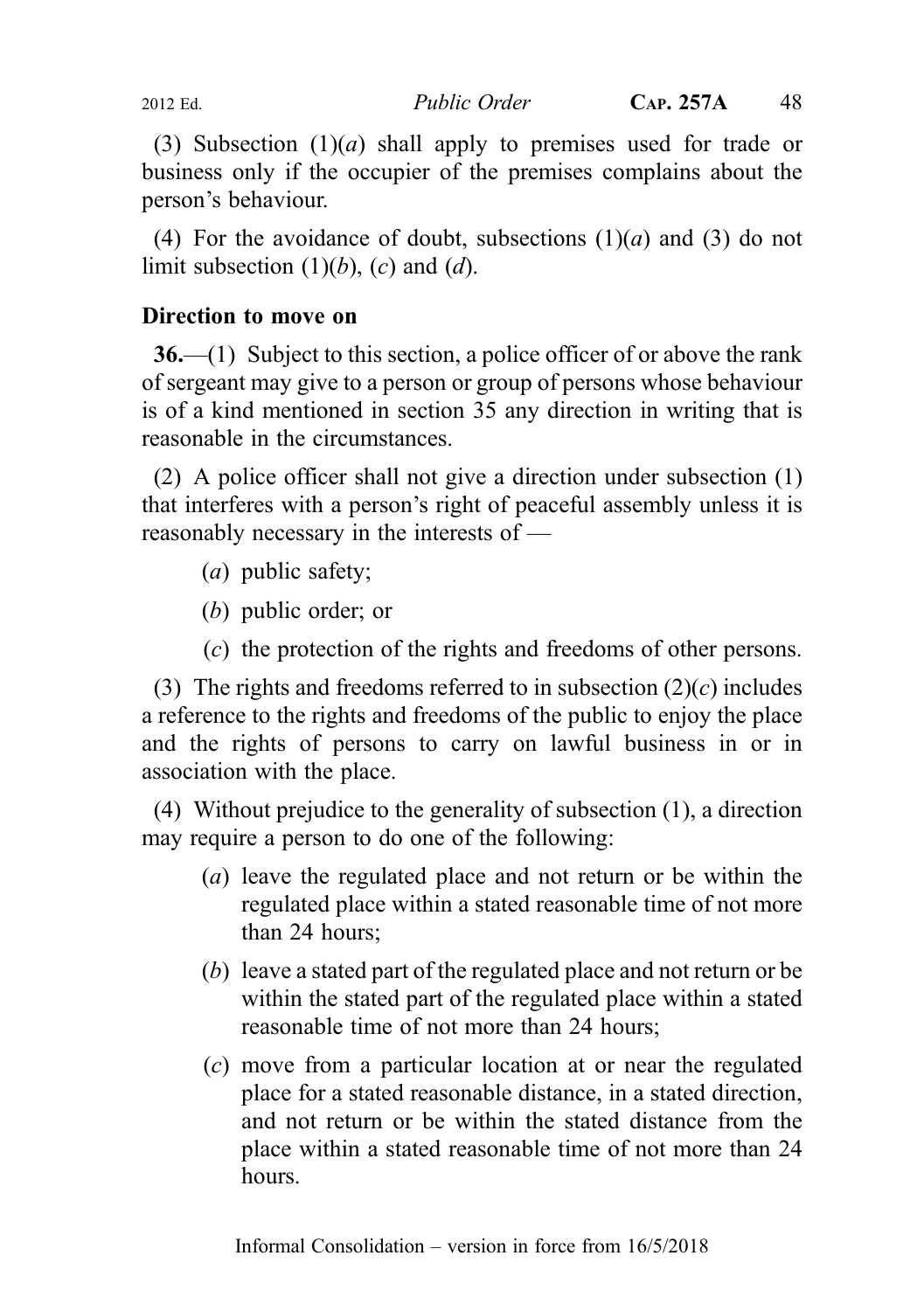(3) Subsection (1)(*a*) shall apply to premises used for trade or business only if the occupier of the premises complains about the person's behaviour.

(4) For the avoidance of doubt, subsections (1)(*a*) and (3) do not limit subsection (1)(*b*), (*c*) and (*d*).

**Direction to move on**

**36.**—(1) Subject to this section, a police officer of or above the rank of sergeant may give to a person or group of persons whose behaviour is of a kind mentioned in section 35 any direction in writing that is reasonable in the circumstances.

(2) A police officer shall not give a direction under subsection (1) that interferes with a person's right of peaceful assembly unless it is reasonably necessary in the interests of —

(*a*) public safety;

(*b*) public order; or

(*c*) the protection of the rights and freedoms of other persons.

(3) The rights and freedoms referred to in subsection (2)(*c*) includes a reference to the rights and freedoms of the public to enjoy the place and the rights of persons to carry on lawful business in or in association with the place.

(4) Without prejudice to the generality of subsection (1), a direction may require a person to do one of the following:

(*a*) leave the regulated place and not return or be within the regulated place within a stated reasonable time of not more than 24 hours;

(*b*) leave a stated part of the regulated place and not return or be within the stated part of the regulated place within a stated reasonable time of not more than 24 hours;

(*c*) move from a particular location at or near the regulated place for a stated reasonable distance, in a stated direction, and not return or be within the stated distance from the place within a stated reasonable time of not more than 24 hours.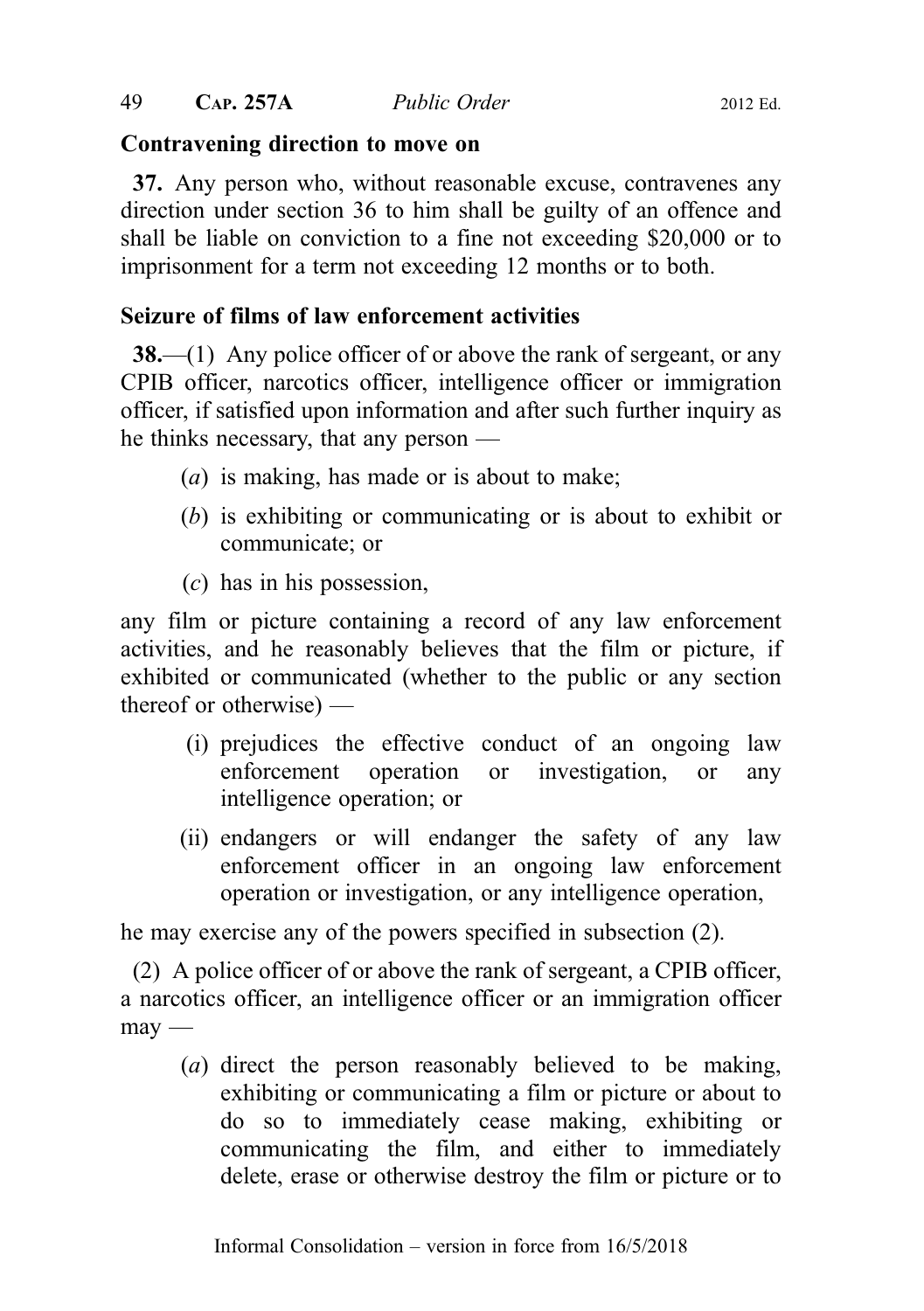**Contravening direction to move on**

**37.** Any person who, without reasonable excuse, contravenes any direction under section 36 to him shall be guilty of an offence and shall be liable on conviction to a fine not exceeding $20,000 or to imprisonment for a term not exceeding 12 months or to both.

**Seizure of films of law enforcement activities**

**38.**—(1) Any police officer of or above the rank of sergeant, or any CPIB officer, narcotics officer, intelligence officer or immigration officer, if satisfied upon information and after such further inquiry as he thinks necessary, that any person —

(*a*) is making, has made or is about to make;

(*b*) is exhibiting or communicating or is about to exhibit or communicate; or

(*c*) has in his possession,

any film or picture containing a record of any law enforcement activities, and he reasonably believes that the film or picture, if exhibited or communicated (whether to the public or any section thereof or otherwise) —

(i) prejudices the effective conduct of an ongoing law enforcement operation or investigation, or any intelligence operation; or

(ii) endangers or will endanger the safety of any law enforcement officer in an ongoing law enforcement operation or investigation, or any intelligence operation,

he may exercise any of the powers specified in subsection (2).

(2) A police officer of or above the rank of sergeant, a CPIB officer, a narcotics officer, an intelligence officer or an immigration officer may —

(*a*) direct the person reasonably believed to be making, exhibiting or communicating a film or picture or about to do so to immediately cease making, exhibiting or communicating the film, and either to immediately delete, erase or otherwise destroy the film or picture or to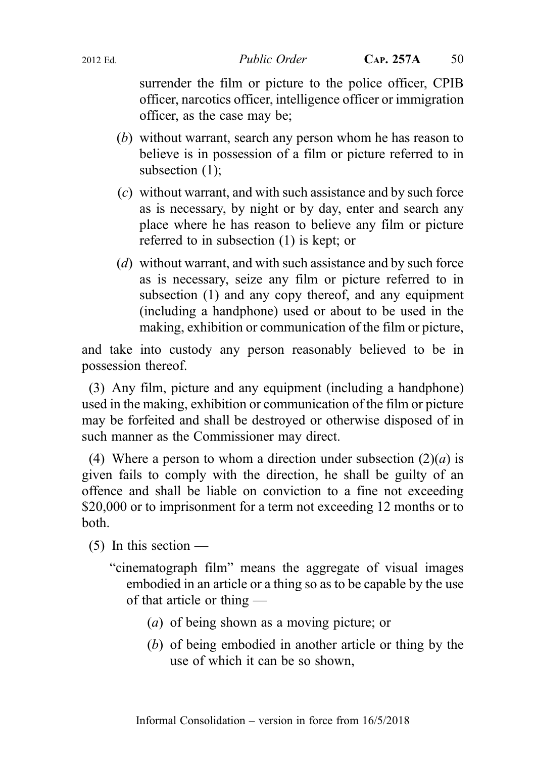surrender the film or picture to the police officer, CPIB officer, narcotics officer, intelligence officer or immigration officer, as the case may be;

(*b*) without warrant, search any person whom he has reason to believe is in possession of a film or picture referred to in subsection (1);

(*c*) without warrant, and with such assistance and by such force as is necessary, by night or by day, enter and search any place where he has reason to believe any film or picture referred to in subsection (1) is kept; or

(*d*) without warrant, and with such assistance and by such force as is necessary, seize any film or picture referred to in subsection (1) and any copy thereof, and any equipment (including a handphone) used or about to be used in the making, exhibition or communication of the film or picture,

and take into custody any person reasonably believed to be in possession thereof.

(3) Any film, picture and any equipment (including a handphone) used in the making, exhibition or communication of the film or picture may be forfeited and shall be destroyed or otherwise disposed of in such manner as the Commissioner may direct.

(4) Where a person to whom a direction under subsection (2)(*a*) is given fails to comply with the direction, he shall be guilty of an offence and shall be liable on conviction to a fine not exceeding \$20,000 or to imprisonment for a term not exceeding 12 months or to both.

(5) In this section —

"cinematograph film" means the aggregate of visual images embodied in an article or a thing so as to be capable by the use of that article or thing —

(*a*) of being shown as a moving picture; or

(*b*) of being embodied in another article or thing by the use of which it can be so shown,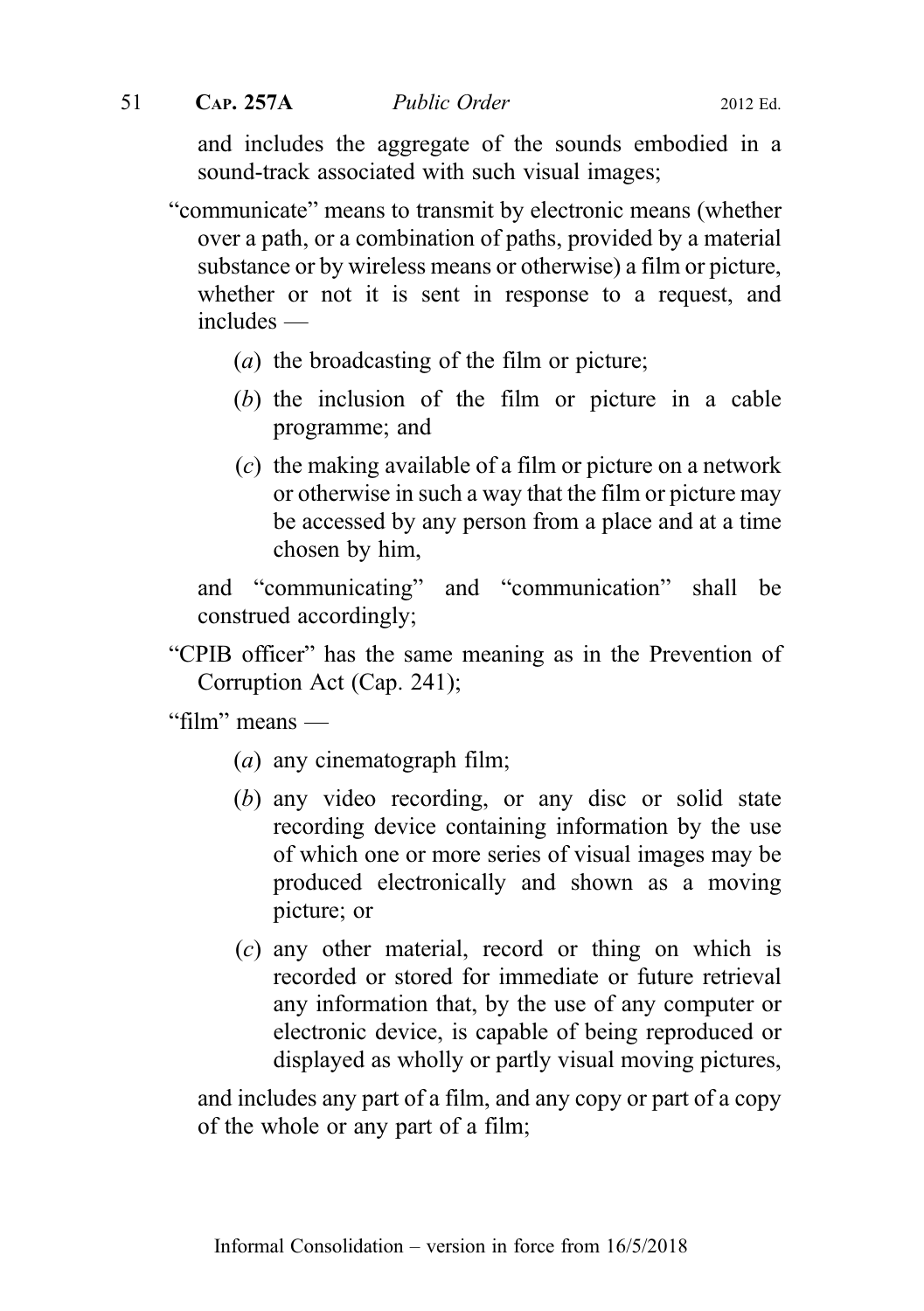and includes the aggregate of the sounds embodied in a sound-track associated with such visual images;

"communicate" means to transmit by electronic means (whether over a path, or a combination of paths, provided by a material substance or by wireless means or otherwise) a film or picture, whether or not it is sent in response to a request, and includes —

(*a*) the broadcasting of the film or picture;

(*b*) the inclusion of the film or picture in a cable programme; and

(*c*) the making available of a film or picture on a network or otherwise in such a way that the film or picture may be accessed by any person from a place and at a time chosen by him,

and "communicating" and "communication" shall be construed accordingly;

"CPIB officer" has the same meaning as in the Prevention of Corruption Act (Cap. 241);

"film" means —

(*a*) any cinematograph film;

(*b*) any video recording, or any disc or solid state recording device containing information by the use of which one or more series of visual images may be produced electronically and shown as a moving picture; or

(*c*) any other material, record or thing on which is recorded or stored for immediate or future retrieval any information that, by the use of any computer or electronic device, is capable of being reproduced or displayed as wholly or partly visual moving pictures,

and includes any part of a film, and any copy or part of a copy of the whole or any part of a film;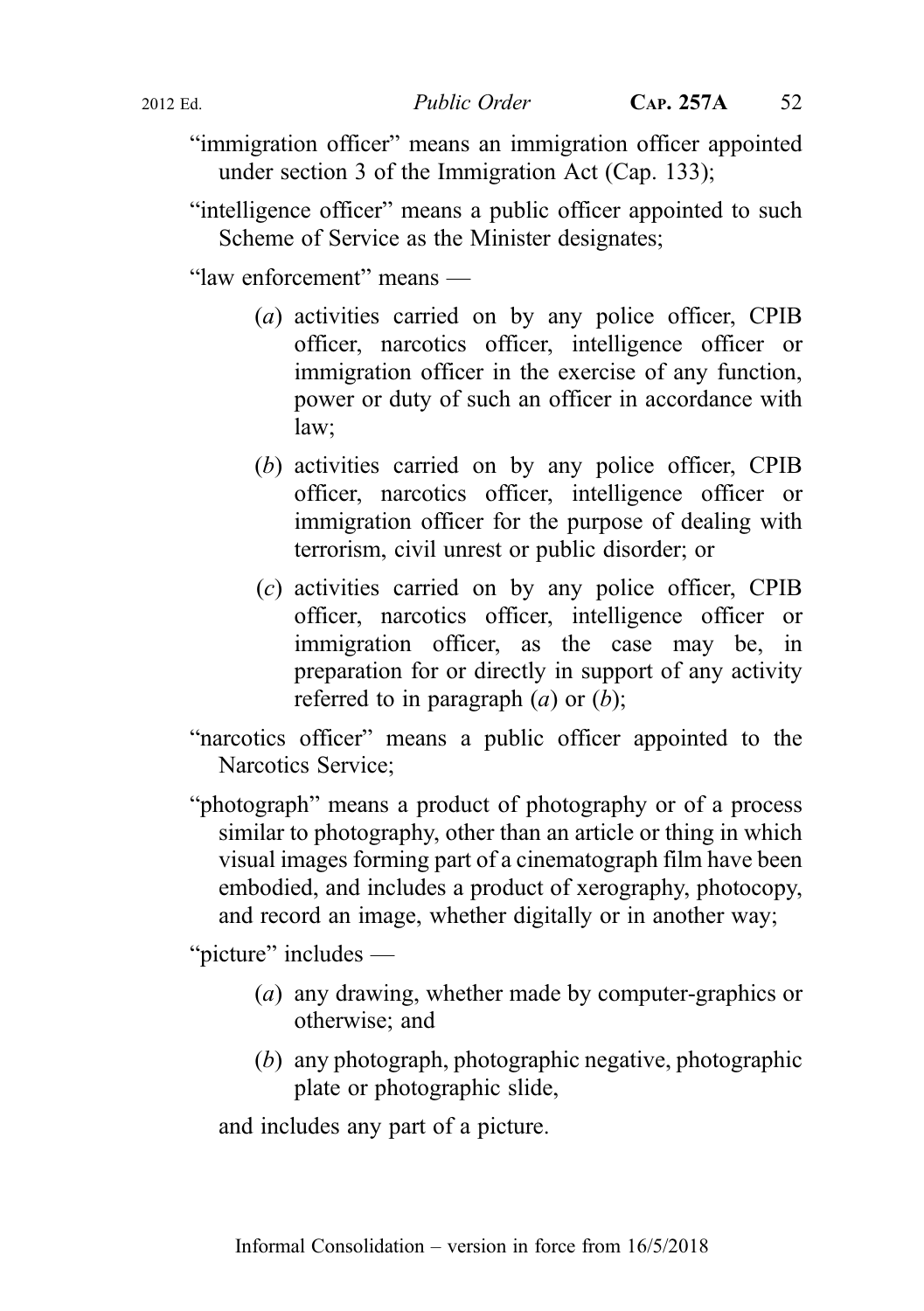"immigration officer" means an immigration officer appointed under section 3 of the Immigration Act (Cap. 133);

"intelligence officer" means a public officer appointed to such Scheme of Service as the Minister designates;

"law enforcement" means —

(*a*) activities carried on by any police officer, CPIB officer, narcotics officer, intelligence officer or immigration officer in the exercise of any function, power or duty of such an officer in accordance with law;

(*b*) activities carried on by any police officer, CPIB officer, narcotics officer, intelligence officer or immigration officer for the purpose of dealing with terrorism, civil unrest or public disorder; or

(*c*) activities carried on by any police officer, CPIB officer, narcotics officer, intelligence officer or immigration officer, as the case may be, in preparation for or directly in support of any activity referred to in paragraph (*a*) or (*b*);

"narcotics officer" means a public officer appointed to the Narcotics Service;

"photograph" means a product of photography or of a process similar to photography, other than an article or thing in which visual images forming part of a cinematograph film have been embodied, and includes a product of xerography, photocopy, and record an image, whether digitally or in another way;

"picture" includes —

(*a*) any drawing, whether made by computer-graphics or otherwise; and

(*b*) any photograph, photographic negative, photographic plate or photographic slide,

and includes any part of a picture.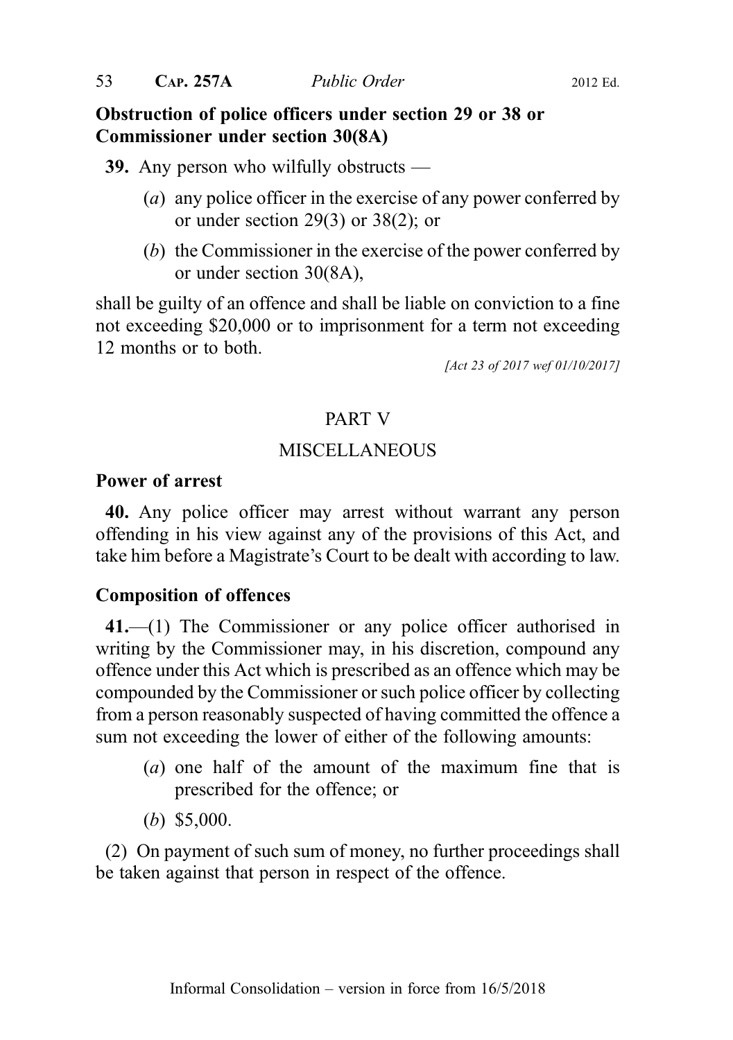**Obstruction of police officers under section 29 or 38 or Commissioner under section 30(8A)**

**39.** Any person who wilfully obstructs —

(*a*) any police officer in the exercise of any power conferred by or under section 29(3) or 38(2); or

(*b*) the Commissioner in the exercise of the power conferred by or under section 30(8A),

shall be guilty of an offence and shall be liable on conviction to a fine not exceeding $20,000 or to imprisonment for a term not exceeding 12 months or to both.

*[Act 23 of 2017 wef 01/10/2017]*

## PART V

## MISCELLANEOUS

**Power of arrest**

**40.** Any police officer may arrest without warrant any person offending in his view against any of the provisions of this Act, and take him before a Magistrate's Court to be dealt with according to law.

**Composition of offences**

**41.**—(1) The Commissioner or any police officer authorised in writing by the Commissioner may, in his discretion, compound any offence under this Act which is prescribed as an offence which may be compounded by the Commissioner or such police officer by collecting from a person reasonably suspected of having committed the offence a sum not exceeding the lower of either of the following amounts:

(*a*) one half of the amount of the maximum fine that is prescribed for the offence; or

(*b*) $5,000.

(2) On payment of such sum of money, no further proceedings shall be taken against that person in respect of the offence.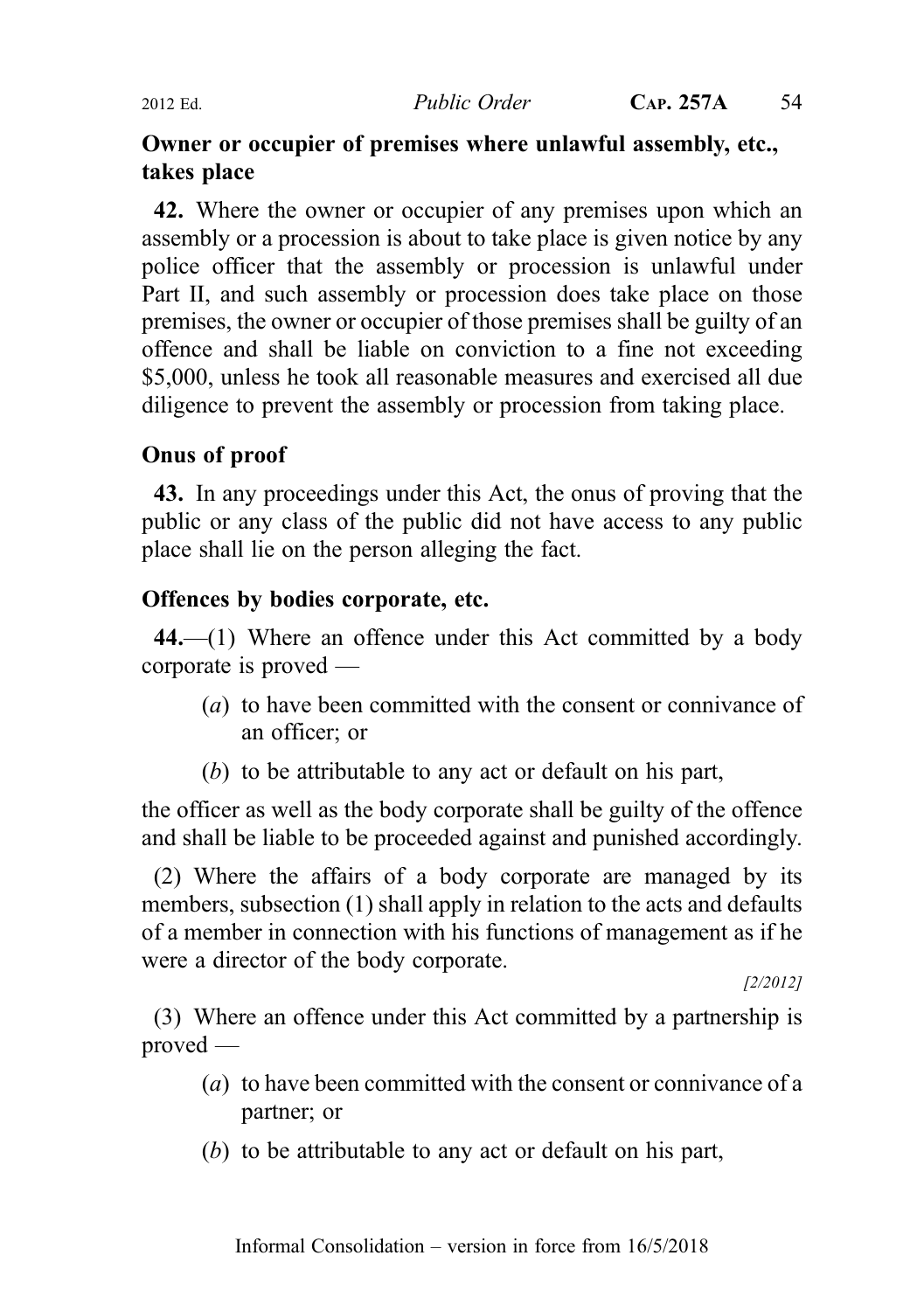**Owner or occupier of premises where unlawful assembly, etc., takes place**

**42.** Where the owner or occupier of any premises upon which an assembly or a procession is about to take place is given notice by any police officer that the assembly or procession is unlawful under Part II, and such assembly or procession does take place on those premises, the owner or occupier of those premises shall be guilty of an offence and shall be liable on conviction to a fine not exceeding $5,000, unless he took all reasonable measures and exercised all due diligence to prevent the assembly or procession from taking place.

**Onus of proof**

**43.** In any proceedings under this Act, the onus of proving that the public or any class of the public did not have access to any public place shall lie on the person alleging the fact.

**Offences by bodies corporate, etc.**

**44.**—(1) Where an offence under this Act committed by a body corporate is proved —

(*a*) to have been committed with the consent or connivance of an officer; or

(*b*) to be attributable to any act or default on his part,

the officer as well as the body corporate shall be guilty of the offence and shall be liable to be proceeded against and punished accordingly.

(2) Where the affairs of a body corporate are managed by its members, subsection (1) shall apply in relation to the acts and defaults of a member in connection with his functions of management as if he were a director of the body corporate.

*[2/2012]*

(3) Where an offence under this Act committed by a partnership is proved —

(*a*) to have been committed with the consent or connivance of a partner; or

(*b*) to be attributable to any act or default on his part,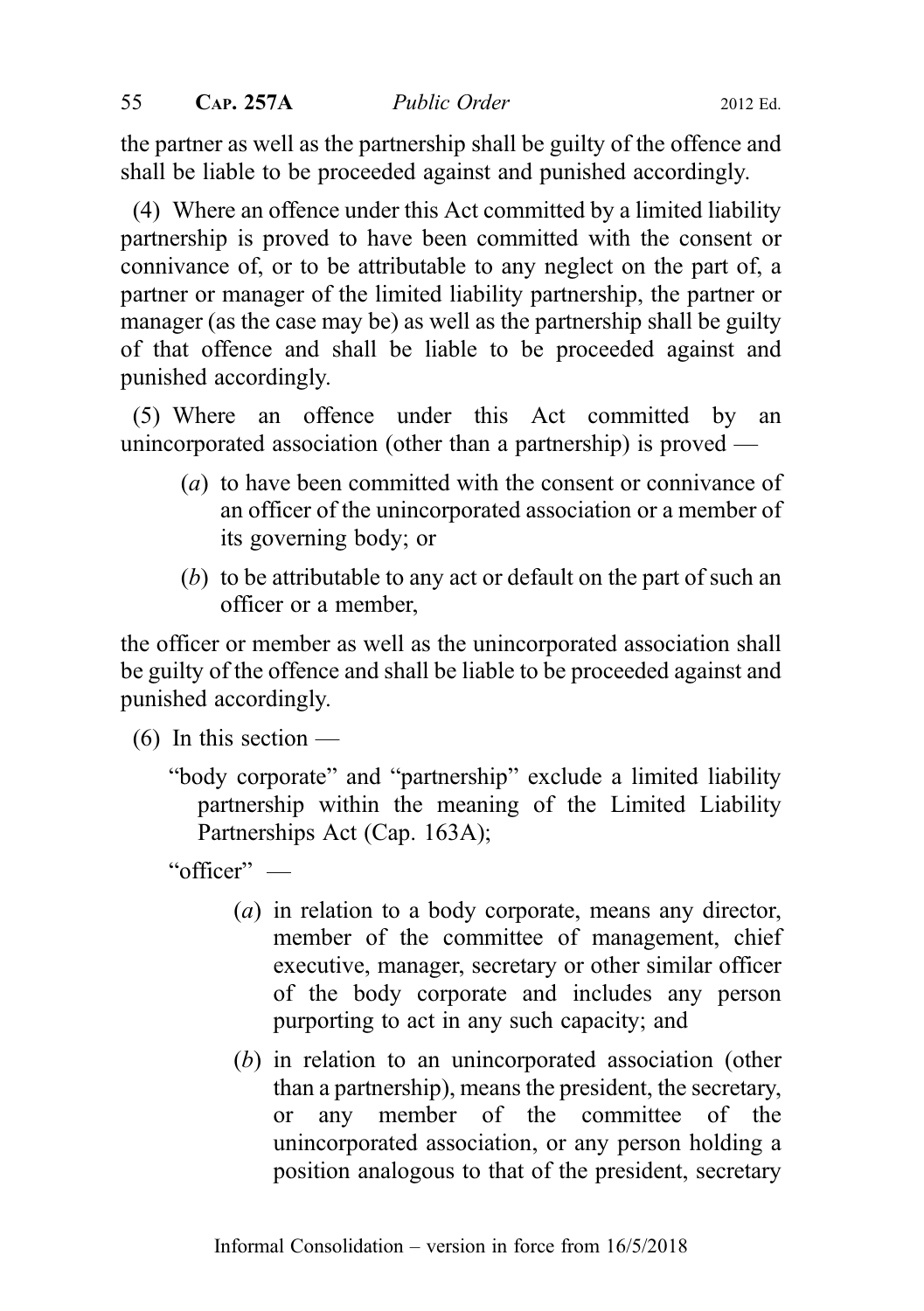the partner as well as the partnership shall be guilty of the offence and shall be liable to be proceeded against and punished accordingly.

(4) Where an offence under this Act committed by a limited liability partnership is proved to have been committed with the consent or connivance of, or to be attributable to any neglect on the part of, a partner or manager of the limited liability partnership, the partner or manager (as the case may be) as well as the partnership shall be guilty of that offence and shall be liable to be proceeded against and punished accordingly.

(5) Where an offence under this Act committed by an unincorporated association (other than a partnership) is proved —

- (*a*) to have been committed with the consent or connivance of an officer of the unincorporated association or a member of its governing body; or
- (*b*) to be attributable to any act or default on the part of such an officer or a member,

the officer or member as well as the unincorporated association shall be guilty of the offence and shall be liable to be proceeded against and punished accordingly.

(6) In this section —

"body corporate" and "partnership" exclude a limited liability partnership within the meaning of the Limited Liability Partnerships Act (Cap. 163A);

"officer" —

- (*a*) in relation to a body corporate, means any director, member of the committee of management, chief executive, manager, secretary or other similar officer of the body corporate and includes any person purporting to act in any such capacity; and
- (*b*) in relation to an unincorporated association (other than a partnership), means the president, the secretary, or any member of the committee of the unincorporated association, or any person holding a position analogous to that of the president, secretary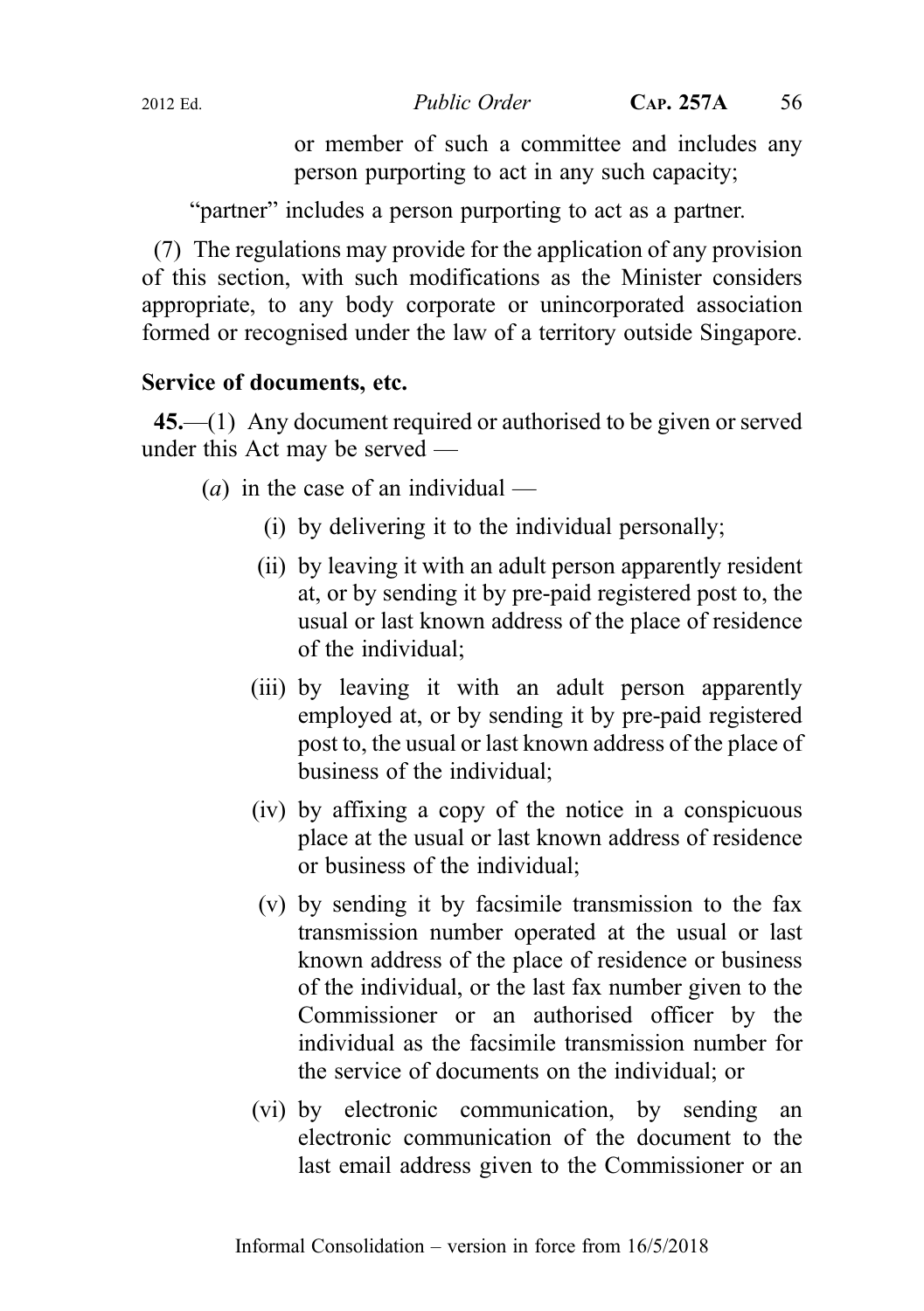or member of such a committee and includes any person purporting to act in any such capacity;

"partner" includes a person purporting to act as a partner.

(7) The regulations may provide for the application of any provision of this section, with such modifications as the Minister considers appropriate, to any body corporate or unincorporated association formed or recognised under the law of a territory outside Singapore.

**Service of documents, etc.**

**45.**—(1) Any document required or authorised to be given or served under this Act may be served —

(*a*) in the case of an individual —

(i) by delivering it to the individual personally;

(ii) by leaving it with an adult person apparently resident at, or by sending it by pre-paid registered post to, the usual or last known address of the place of residence of the individual;

(iii) by leaving it with an adult person apparently employed at, or by sending it by pre-paid registered post to, the usual or last known address of the place of business of the individual;

(iv) by affixing a copy of the notice in a conspicuous place at the usual or last known address of residence or business of the individual;

(v) by sending it by facsimile transmission to the fax transmission number operated at the usual or last known address of the place of residence or business of the individual, or the last fax number given to the Commissioner or an authorised officer by the individual as the facsimile transmission number for the service of documents on the individual; or

(vi) by electronic communication, by sending an electronic communication of the document to the last email address given to the Commissioner or an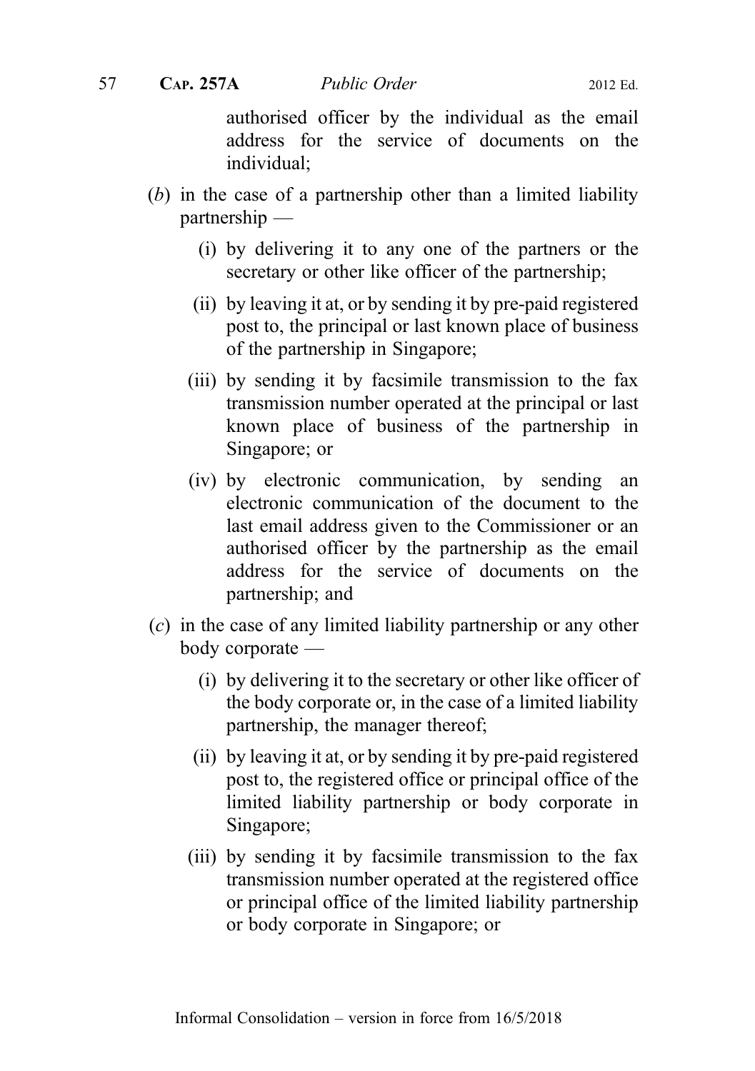authorised officer by the individual as the email address for the service of documents on the individual;

(*b*) in the case of a partnership other than a limited liability partnership —

  (i) by delivering it to any one of the partners or the secretary or other like officer of the partnership;

  (ii) by leaving it at, or by sending it by pre-paid registered post to, the principal or last known place of business of the partnership in Singapore;

  (iii) by sending it by facsimile transmission to the fax transmission number operated at the principal or last known place of business of the partnership in Singapore; or

  (iv) by electronic communication, by sending an electronic communication of the document to the last email address given to the Commissioner or an authorised officer by the partnership as the email address for the service of documents on the partnership; and

(*c*) in the case of any limited liability partnership or any other body corporate —

  (i) by delivering it to the secretary or other like officer of the body corporate or, in the case of a limited liability partnership, the manager thereof;

  (ii) by leaving it at, or by sending it by pre-paid registered post to, the registered office or principal office of the limited liability partnership or body corporate in Singapore;

  (iii) by sending it by facsimile transmission to the fax transmission number operated at the registered office or principal office of the limited liability partnership or body corporate in Singapore; or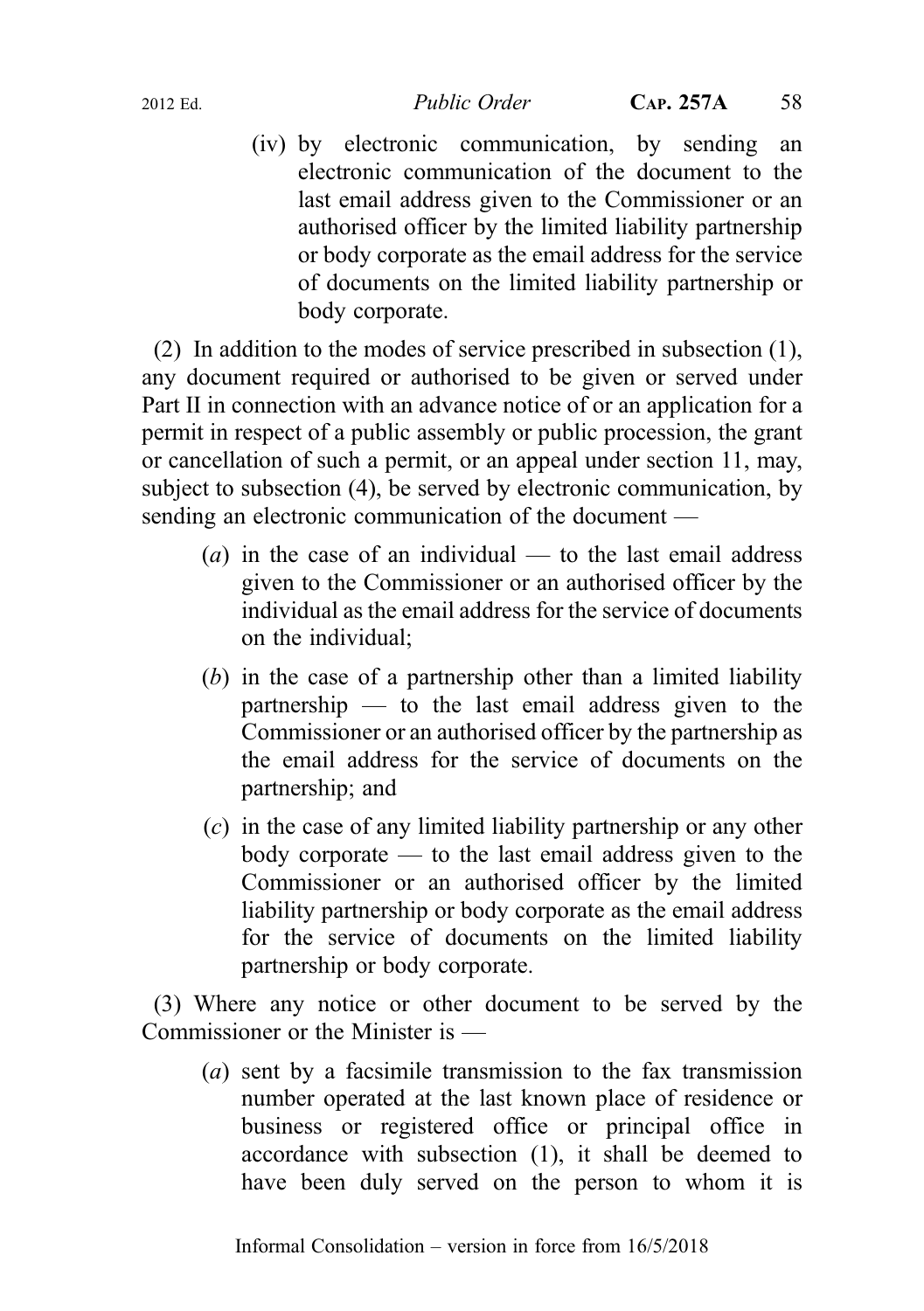(iv) by electronic communication, by sending an electronic communication of the document to the last email address given to the Commissioner or an authorised officer by the limited liability partnership or body corporate as the email address for the service of documents on the limited liability partnership or body corporate.

(2) In addition to the modes of service prescribed in subsection (1), any document required or authorised to be given or served under Part II in connection with an advance notice of or an application for a permit in respect of a public assembly or public procession, the grant or cancellation of such a permit, or an appeal under section 11, may, subject to subsection (4), be served by electronic communication, by sending an electronic communication of the document —

(*a*) in the case of an individual — to the last email address given to the Commissioner or an authorised officer by the individual as the email address for the service of documents on the individual;

(*b*) in the case of a partnership other than a limited liability partnership — to the last email address given to the Commissioner or an authorised officer by the partnership as the email address for the service of documents on the partnership; and

(*c*) in the case of any limited liability partnership or any other body corporate — to the last email address given to the Commissioner or an authorised officer by the limited liability partnership or body corporate as the email address for the service of documents on the limited liability partnership or body corporate.

(3) Where any notice or other document to be served by the Commissioner or the Minister is —

(*a*) sent by a facsimile transmission to the fax transmission number operated at the last known place of residence or business or registered office or principal office in accordance with subsection (1), it shall be deemed to have been duly served on the person to whom it is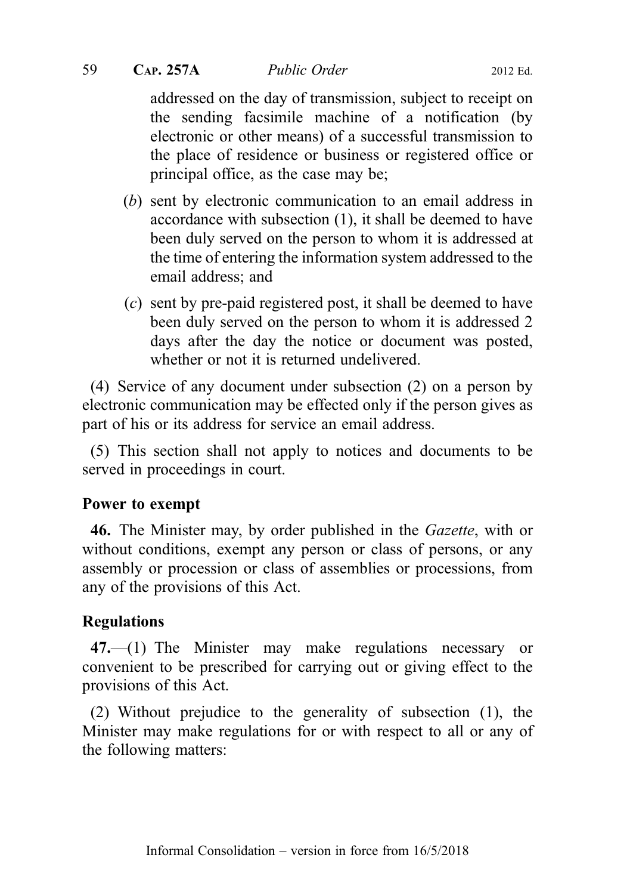addressed on the day of transmission, subject to receipt on the sending facsimile machine of a notification (by electronic or other means) of a successful transmission to the place of residence or business or registered office or principal office, as the case may be;

(*b*) sent by electronic communication to an email address in accordance with subsection (1), it shall be deemed to have been duly served on the person to whom it is addressed at the time of entering the information system addressed to the email address; and

(*c*) sent by pre-paid registered post, it shall be deemed to have been duly served on the person to whom it is addressed 2 days after the day the notice or document was posted, whether or not it is returned undelivered.

(4) Service of any document under subsection (2) on a person by electronic communication may be effected only if the person gives as part of his or its address for service an email address.

(5) This section shall not apply to notices and documents to be served in proceedings in court.

**Power to exempt**

**46.** The Minister may, by order published in the *Gazette*, with or without conditions, exempt any person or class of persons, or any assembly or procession or class of assemblies or processions, from any of the provisions of this Act.

**Regulations**

**47.**—(1) The Minister may make regulations necessary or convenient to be prescribed for carrying out or giving effect to the provisions of this Act.

(2) Without prejudice to the generality of subsection (1), the Minister may make regulations for or with respect to all or any of the following matters: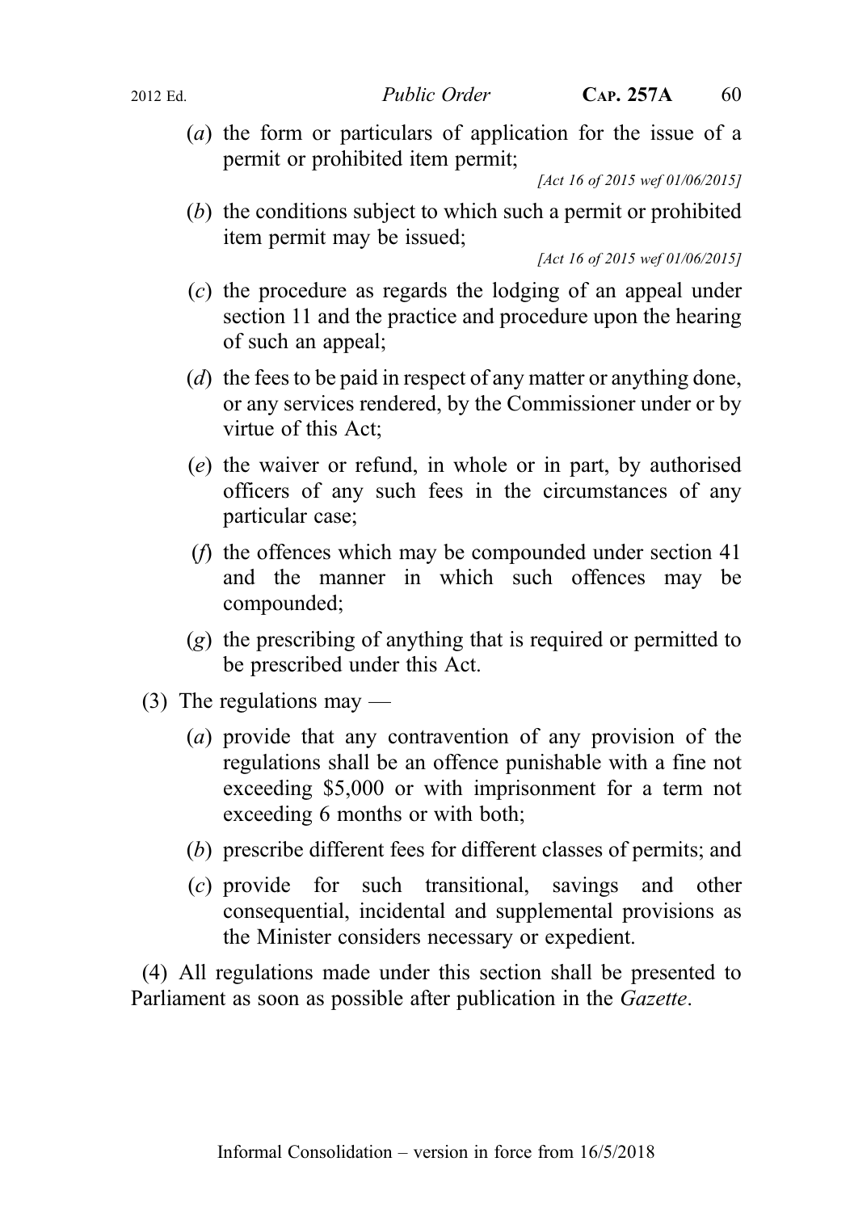(*a*) the form or particulars of application for the issue of a permit or prohibited item permit;

[Act 16 of 2015 wef 01/06/2015]

(*b*) the conditions subject to which such a permit or prohibited item permit may be issued;

[Act 16 of 2015 wef 01/06/2015]

(*c*) the procedure as regards the lodging of an appeal under section 11 and the practice and procedure upon the hearing of such an appeal;

(*d*) the fees to be paid in respect of any matter or anything done, or any services rendered, by the Commissioner under or by virtue of this Act;

(*e*) the waiver or refund, in whole or in part, by authorised officers of any such fees in the circumstances of any particular case;

(*f*) the offences which may be compounded under section 41 and the manner in which such offences may be compounded;

(*g*) the prescribing of anything that is required or permitted to be prescribed under this Act.

(3) The regulations may —

(*a*) provide that any contravention of any provision of the regulations shall be an offence punishable with a fine not exceeding $5,000 or with imprisonment for a term not exceeding 6 months or with both;

(*b*) prescribe different fees for different classes of permits; and

(*c*) provide for such transitional, savings and other consequential, incidental and supplemental provisions as the Minister considers necessary or expedient.

(4) All regulations made under this section shall be presented to Parliament as soon as possible after publication in the *Gazette*.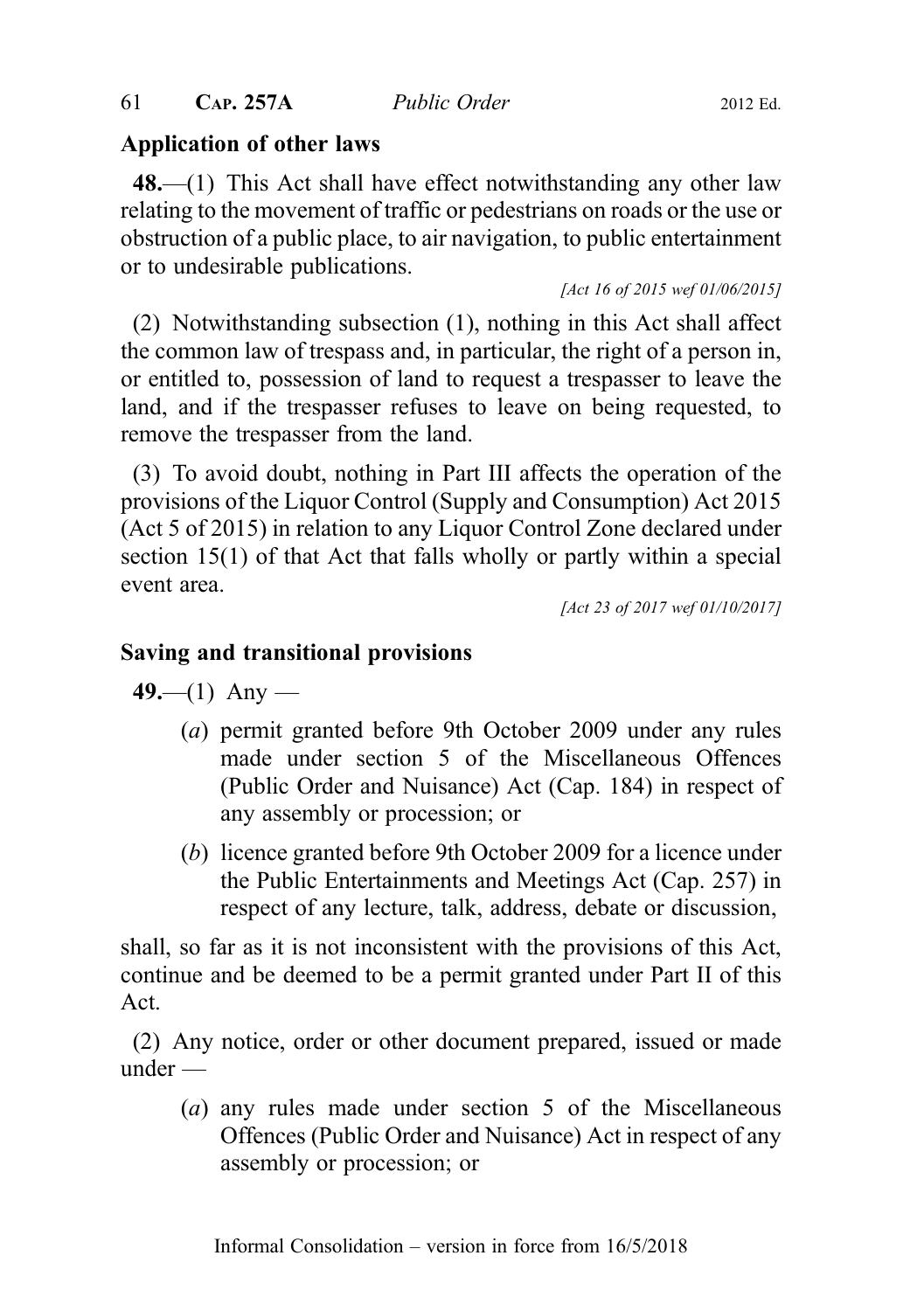## Application of other laws

**48.**—(1) This Act shall have effect notwithstanding any other law relating to the movement of traffic or pedestrians on roads or the use or obstruction of a public place, to air navigation, to public entertainment or to undesirable publications.

*[Act 16 of 2015 wef 01/06/2015]*

(2) Notwithstanding subsection (1), nothing in this Act shall affect the common law of trespass and, in particular, the right of a person in, or entitled to, possession of land to request a trespasser to leave the land, and if the trespasser refuses to leave on being requested, to remove the trespasser from the land.

(3) To avoid doubt, nothing in Part III affects the operation of the provisions of the Liquor Control (Supply and Consumption) Act 2015 (Act 5 of 2015) in relation to any Liquor Control Zone declared under section 15(1) of that Act that falls wholly or partly within a special event area.

*[Act 23 of 2017 wef 01/10/2017]*

## Saving and transitional provisions

**49.**—(1) Any —

(*a*) permit granted before 9th October 2009 under any rules made under section 5 of the Miscellaneous Offences (Public Order and Nuisance) Act (Cap. 184) in respect of any assembly or procession; or

(*b*) licence granted before 9th October 2009 for a licence under the Public Entertainments and Meetings Act (Cap. 257) in respect of any lecture, talk, address, debate or discussion,

shall, so far as it is not inconsistent with the provisions of this Act, continue and be deemed to be a permit granted under Part II of this Act.

(2) Any notice, order or other document prepared, issued or made under —

(*a*) any rules made under section 5 of the Miscellaneous Offences (Public Order and Nuisance) Act in respect of any assembly or procession; or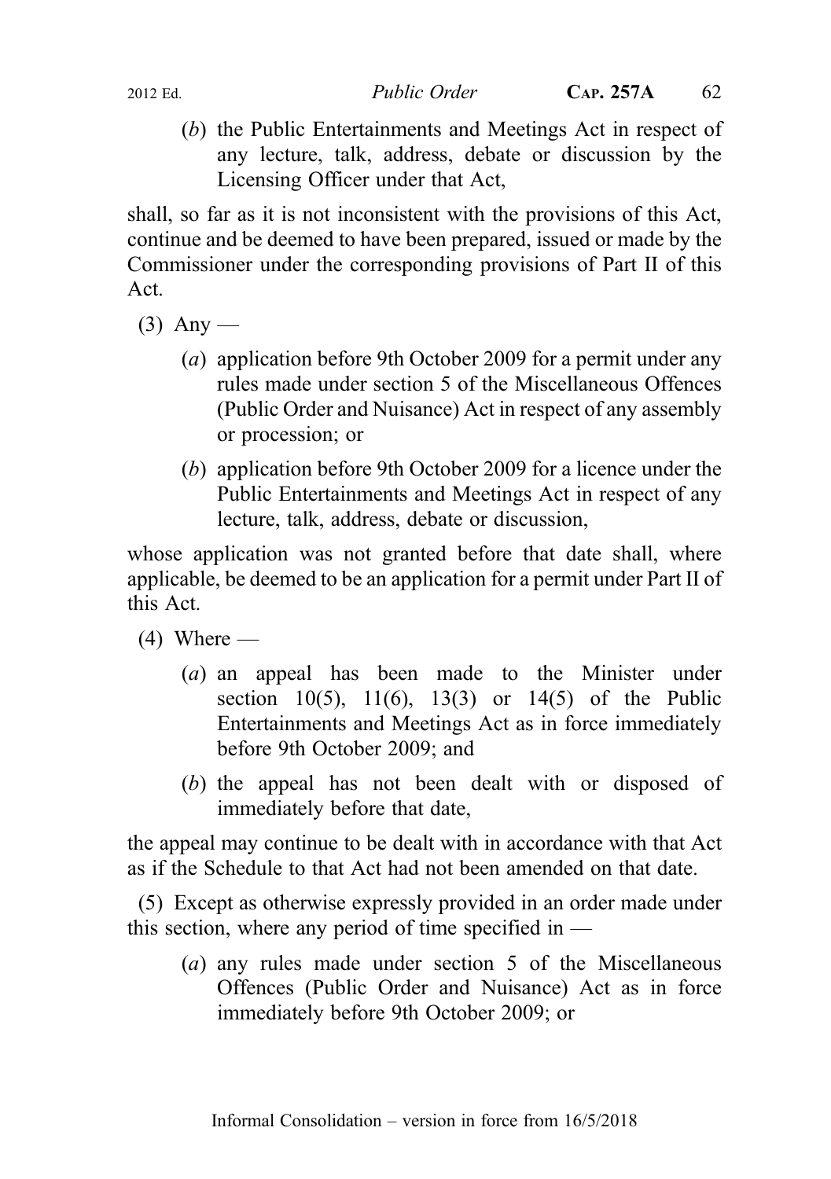(*b*) the Public Entertainments and Meetings Act in respect of any lecture, talk, address, debate or discussion by the Licensing Officer under that Act,

shall, so far as it is not inconsistent with the provisions of this Act, continue and be deemed to have been prepared, issued or made by the Commissioner under the corresponding provisions of Part II of this Act.

(3) Any —

(*a*) application before 9th October 2009 for a permit under any rules made under section 5 of the Miscellaneous Offences (Public Order and Nuisance) Act in respect of any assembly or procession; or

(*b*) application before 9th October 2009 for a licence under the Public Entertainments and Meetings Act in respect of any lecture, talk, address, debate or discussion,

whose application was not granted before that date shall, where applicable, be deemed to be an application for a permit under Part II of this Act.

(4) Where —

(*a*) an appeal has been made to the Minister under section 10(5), 11(6), 13(3) or 14(5) of the Public Entertainments and Meetings Act as in force immediately before 9th October 2009; and

(*b*) the appeal has not been dealt with or disposed of immediately before that date,

the appeal may continue to be dealt with in accordance with that Act as if the Schedule to that Act had not been amended on that date.

(5) Except as otherwise expressly provided in an order made under this section, where any period of time specified in —

(*a*) any rules made under section 5 of the Miscellaneous Offences (Public Order and Nuisance) Act as in force immediately before 9th October 2009; or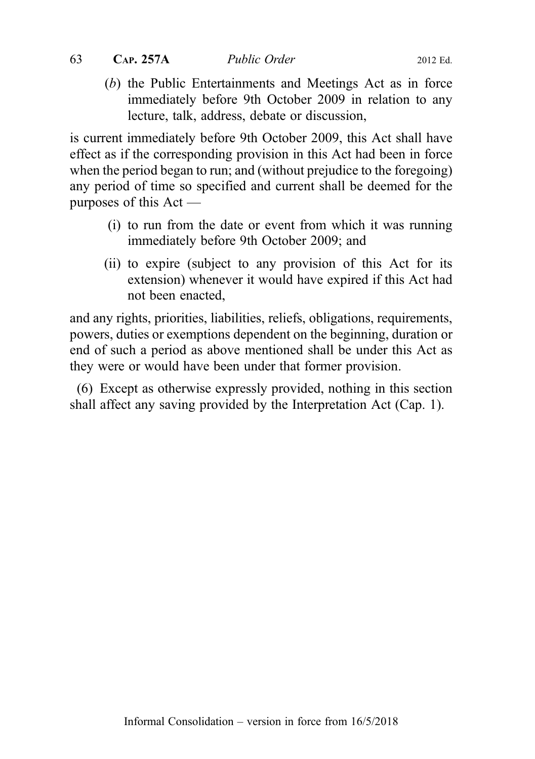(*b*) the Public Entertainments and Meetings Act as in force immediately before 9th October 2009 in relation to any lecture, talk, address, debate or discussion,

is current immediately before 9th October 2009, this Act shall have effect as if the corresponding provision in this Act had been in force when the period began to run; and (without prejudice to the foregoing) any period of time so specified and current shall be deemed for the purposes of this Act —

(i) to run from the date or event from which it was running immediately before 9th October 2009; and

(ii) to expire (subject to any provision of this Act for its extension) whenever it would have expired if this Act had not been enacted,

and any rights, priorities, liabilities, reliefs, obligations, requirements, powers, duties or exemptions dependent on the beginning, duration or end of such a period as above mentioned shall be under this Act as they were or would have been under that former provision.

(6) Except as otherwise expressly provided, nothing in this section shall affect any saving provided by the Interpretation Act (Cap. 1).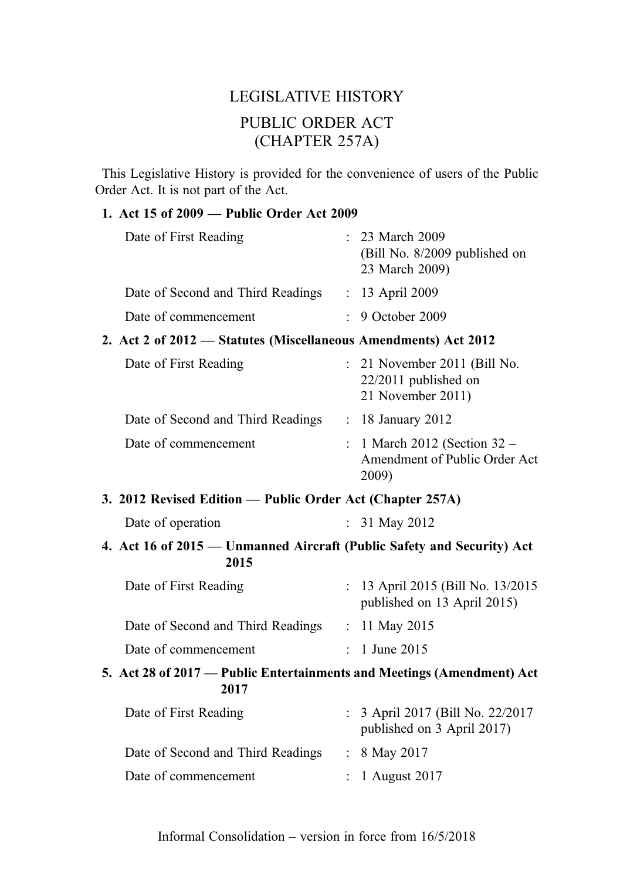# LEGISLATIVE HISTORY

## PUBLIC ORDER ACT
## (CHAPTER 257A)

This Legislative History is provided for the convenience of users of the Public Order Act. It is not part of the Act.

**1. Act 15 of 2009 — Public Order Act 2009**

| | | |
|---|---|---|
| Date of First Reading | : | 23 March 2009 (Bill No. 8/2009 published on 23 March 2009) |
| Date of Second and Third Readings | : | 13 April 2009 |
| Date of commencement | : | 9 October 2009 |

**2. Act 2 of 2012 — Statutes (Miscellaneous Amendments) Act 2012**

| | | |
|---|---|---|
| Date of First Reading | : | 21 November 2011 (Bill No. 22/2011 published on 21 November 2011) |
| Date of Second and Third Readings | : | 18 January 2012 |
| Date of commencement | : | 1 March 2012 (Section 32 – Amendment of Public Order Act 2009) |

**3. 2012 Revised Edition — Public Order Act (Chapter 257A)**

| | | |
|---|---|---|
| Date of operation | : | 31 May 2012 |

**4. Act 16 of 2015 — Unmanned Aircraft (Public Safety and Security) Act 2015**

| | | |
|---|---|---|
| Date of First Reading | : | 13 April 2015 (Bill No. 13/2015 published on 13 April 2015) |
| Date of Second and Third Readings | : | 11 May 2015 |
| Date of commencement | : | 1 June 2015 |

**5. Act 28 of 2017 — Public Entertainments and Meetings (Amendment) Act 2017**

| | | |
|---|---|---|
| Date of First Reading | : | 3 April 2017 (Bill No. 22/2017 published on 3 April 2017) |
| Date of Second and Third Readings | : | 8 May 2017 |
| Date of commencement | : | 1 August 2017 |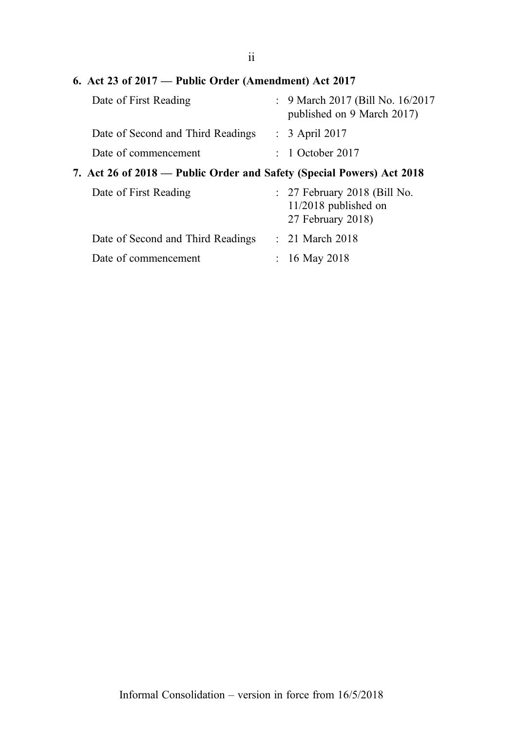**6. Act 23 of 2017 — Public Order (Amendment) Act 2017**

| | |
|---|---|
| Date of First Reading | : 9 March 2017 (Bill No. 16/2017 published on 9 March 2017) |
| Date of Second and Third Readings | : 3 April 2017 |
| Date of commencement | : 1 October 2017 |

**7. Act 26 of 2018 — Public Order and Safety (Special Powers) Act 2018**

| | |
|---|---|
| Date of First Reading | : 27 February 2018 (Bill No. 11/2018 published on 27 February 2018) |
| Date of Second and Third Readings | : 21 March 2018 |
| Date of commencement | : 16 May 2018 |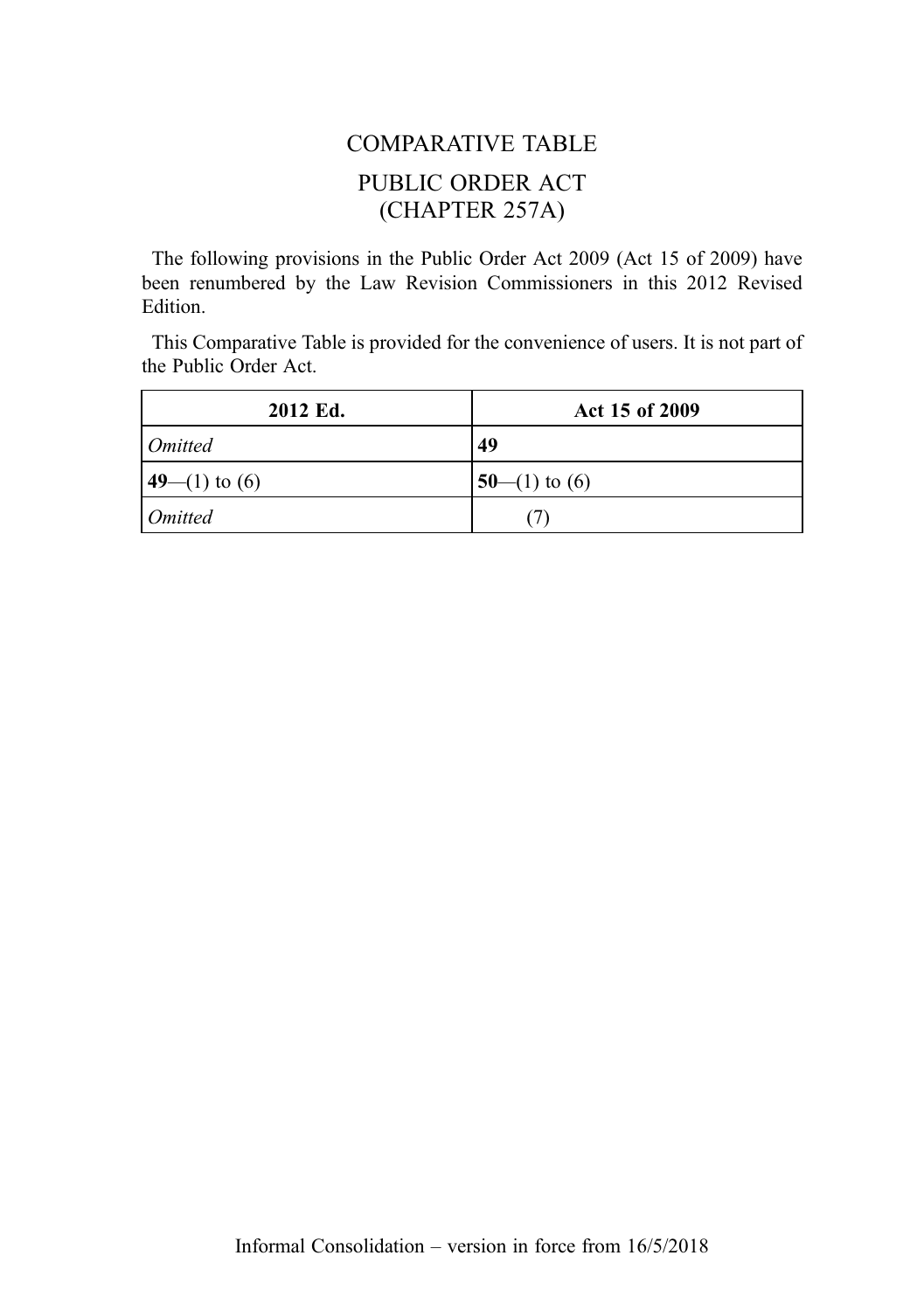# COMPARATIVE TABLE

## PUBLIC ORDER ACT
## (CHAPTER 257A)

The following provisions in the Public Order Act 2009 (Act 15 of 2009) have been renumbered by the Law Revision Commissioners in this 2012 Revised Edition.

This Comparative Table is provided for the convenience of users. It is not part of the Public Order Act.

| 2012 Ed. | Act 15 of 2009 |
|---|---|
| *Omitted* | **49** |
| **49**—(1) to (6) | **50**—(1) to (6) |
| *Omitted* | (7) |

Informal Consolidation – version in force from 16/5/2018